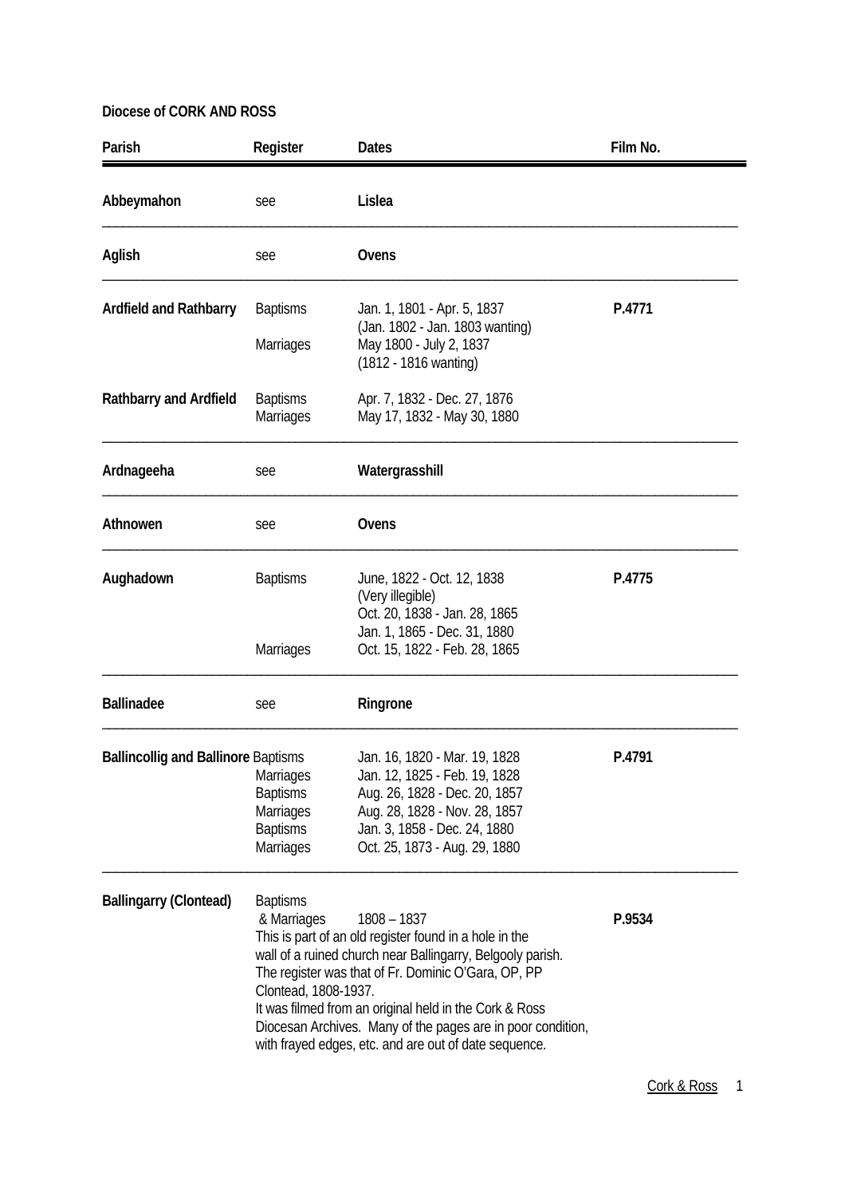**Diocese of CORK AND ROSS**

| Parish | Register | Dates | Film No. |
|---|---|---|---|
| **Abbeymahon** | see | **Lislea** | |
| **Aglish** | see | **Ovens** | |
| **Ardfield and Rathbarry** | Baptisms | Jan. 1, 1801 - Apr. 5, 1837 (Jan. 1802 - Jan. 1803 wanting) | **P.4771** |
| | Marriages | May 1800 - July 2, 1837 (1812 - 1816 wanting) | |
| **Rathbarry and Ardfield** | Baptisms | Apr. 7, 1832 - Dec. 27, 1876 | |
| | Marriages | May 17, 1832 - May 30, 1880 | |
| **Ardnageeha** | see | **Watergrasshill** | |
| **Athnowen** | see | **Ovens** | |
| **Aughadown** | Baptisms | June, 1822 - Oct. 12, 1838 (Very illegible) | **P.4775** |
| | | Oct. 20, 1838 - Jan. 28, 1865 | |
| | | Jan. 1, 1865 - Dec. 31, 1880 | |
| | Marriages | Oct. 15, 1822 - Feb. 28, 1865 | |
| **Ballinadee** | see | **Ringrone** | |
| **Ballincollig and Ballinore** | Baptisms | Jan. 16, 1820 - Mar. 19, 1828 | **P.4791** |
| | Marriages | Jan. 12, 1825 - Feb. 19, 1828 | |
| | Baptisms | Aug. 26, 1828 - Dec. 20, 1857 | |
| | Marriages | Aug. 28, 1828 - Nov. 28, 1857 | |
| | Baptisms | Jan. 3, 1858 - Dec. 24, 1880 | |
| | Marriages | Oct. 25, 1873 - Aug. 29, 1880 | |
| **Ballingarry (Clontead)** | Baptisms & Marriages | 1808 – 1837 | **P.9534** |

This is part of an old register found in a hole in the wall of a ruined church near Ballingarry, Belgooly parish. The register was that of Fr. Dominic O'Gara, OP, PP Clontead, 1808-1937.
It was filmed from an original held in the Cork & Ross Diocesan Archives. Many of the pages are in poor condition, with frayed edges, etc. and are out of date sequence.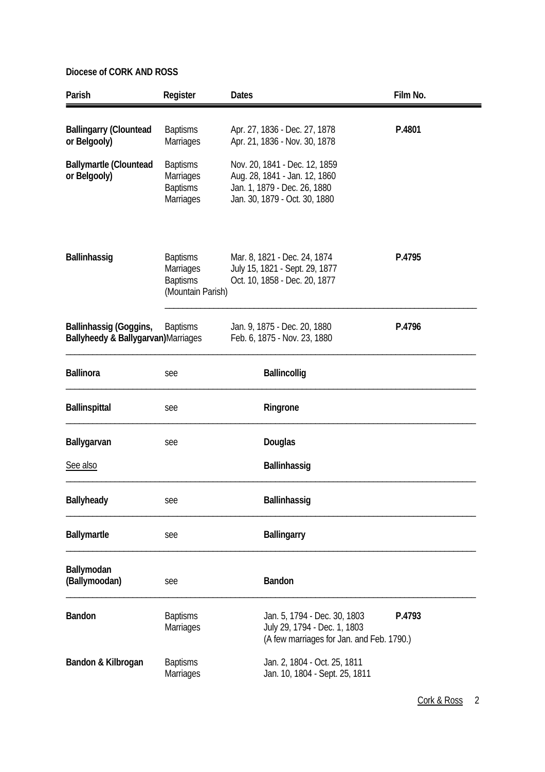**Diocese of CORK AND ROSS**

| Parish | Register | Dates | Film No. |
|---|---|---|---|
| **Ballingarry (Clountead or Belgooly)** | Baptisms<br>Marriages | Apr. 27, 1836 - Dec. 27, 1878<br>Apr. 21, 1836 - Nov. 30, 1878 | **P.4801** |
| **Ballymartle (Clountead or Belgooly)** | Baptisms<br>Marriages<br>Baptisms<br>Marriages | Nov. 20, 1841 - Dec. 12, 1859<br>Aug. 28, 1841 - Jan. 12, 1860<br>Jan. 1, 1879 - Dec. 26, 1880<br>Jan. 30, 1879 - Oct. 30, 1880 | |
| **Ballinhassig** | Baptisms<br>Marriages<br>Baptisms (Mountain Parish) | Mar. 8, 1821 - Dec. 24, 1874<br>July 15, 1821 - Sept. 29, 1877<br>Oct. 10, 1858 - Dec. 20, 1877 | **P.4795** |
| **Ballinhassig (Goggins, Ballyheedy & Ballygarvan)** | Baptisms<br>Marriages | Jan. 9, 1875 - Dec. 20, 1880<br>Feb. 6, 1875 - Nov. 23, 1880 | **P.4796** |
| **Ballinora** | see | **Ballincollig** | |
| **Ballinspittal** | see | **Ringrone** | |
| **Ballygarvan** | see | **Douglas** | |
| See also | | **Ballinhassig** | |
| **Ballyheady** | see | **Ballinhassig** | |
| **Ballymartle** | see | **Ballingarry** | |
| **Ballymodan (Ballymoodan)** | see | **Bandon** | |
| **Bandon** | Baptisms<br>Marriages | Jan. 5, 1794 - Dec. 30, 1803<br>July 29, 1794 - Dec. 1, 1803<br>(A few marriages for Jan. and Feb. 1790.) | **P.4793** |
| **Bandon & Kilbrogan** | Baptisms<br>Marriages | Jan. 2, 1804 - Oct. 25, 1811<br>Jan. 10, 1804 - Sept. 25, 1811 | |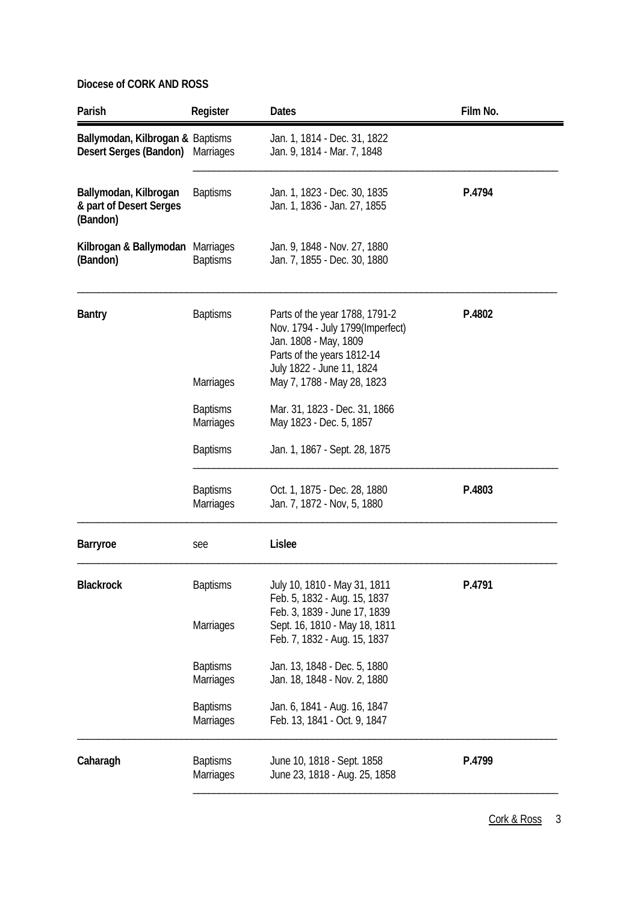**Diocese of CORK AND ROSS**

| Parish | Register | Dates | Film No. |
|---|---|---|---|
| **Ballymodan, Kilbrogan & Desert Serges (Bandon)** | Baptisms<br>Marriages | Jan. 1, 1814 - Dec. 31, 1822<br>Jan. 9, 1814 - Mar. 7, 1848 | |
| **Ballymodan, Kilbrogan & part of Desert Serges (Bandon)** | Baptisms | Jan. 1, 1823 - Dec. 30, 1835<br>Jan. 1, 1836 - Jan. 27, 1855 | **P.4794** |
| **Kilbrogan & Ballymodan (Bandon)** | Marriages<br>Baptisms | Jan. 9, 1848 - Nov. 27, 1880<br>Jan. 7, 1855 - Dec. 30, 1880 | |
| **Bantry** | Baptisms | Parts of the year 1788, 1791-2<br>Nov. 1794 - July 1799(Imperfect)<br>Jan. 1808 - May, 1809<br>Parts of the years 1812-14<br>July 1822 - June 11, 1824 | **P.4802** |
| | Marriages | May 7, 1788 - May 28, 1823 | |
| | Baptisms<br>Marriages | Mar. 31, 1823 - Dec. 31, 1866<br>May 1823 - Dec. 5, 1857 | |
| | Baptisms | Jan. 1, 1867 - Sept. 28, 1875 | |
| | Baptisms<br>Marriages | Oct. 1, 1875 - Dec. 28, 1880<br>Jan. 7, 1872 - Nov, 5, 1880 | **P.4803** |
| **Barryroe** | see | **Lislee** | |
| **Blackrock** | Baptisms | July 10, 1810 - May 31, 1811<br>Feb. 5, 1832 - Aug. 15, 1837<br>Feb. 3, 1839 - June 17, 1839 | **P.4791** |
| | Marriages | Sept. 16, 1810 - May 18, 1811<br>Feb. 7, 1832 - Aug. 15, 1837 | |
| | Baptisms<br>Marriages | Jan. 13, 1848 - Dec. 5, 1880<br>Jan. 18, 1848 - Nov. 2, 1880 | |
| | Baptisms<br>Marriages | Jan. 6, 1841 - Aug. 16, 1847<br>Feb. 13, 1841 - Oct. 9, 1847 | |
| **Caharagh** | Baptisms<br>Marriages | June 10, 1818 - Sept. 1858<br>June 23, 1818 - Aug. 25, 1858 | **P.4799** |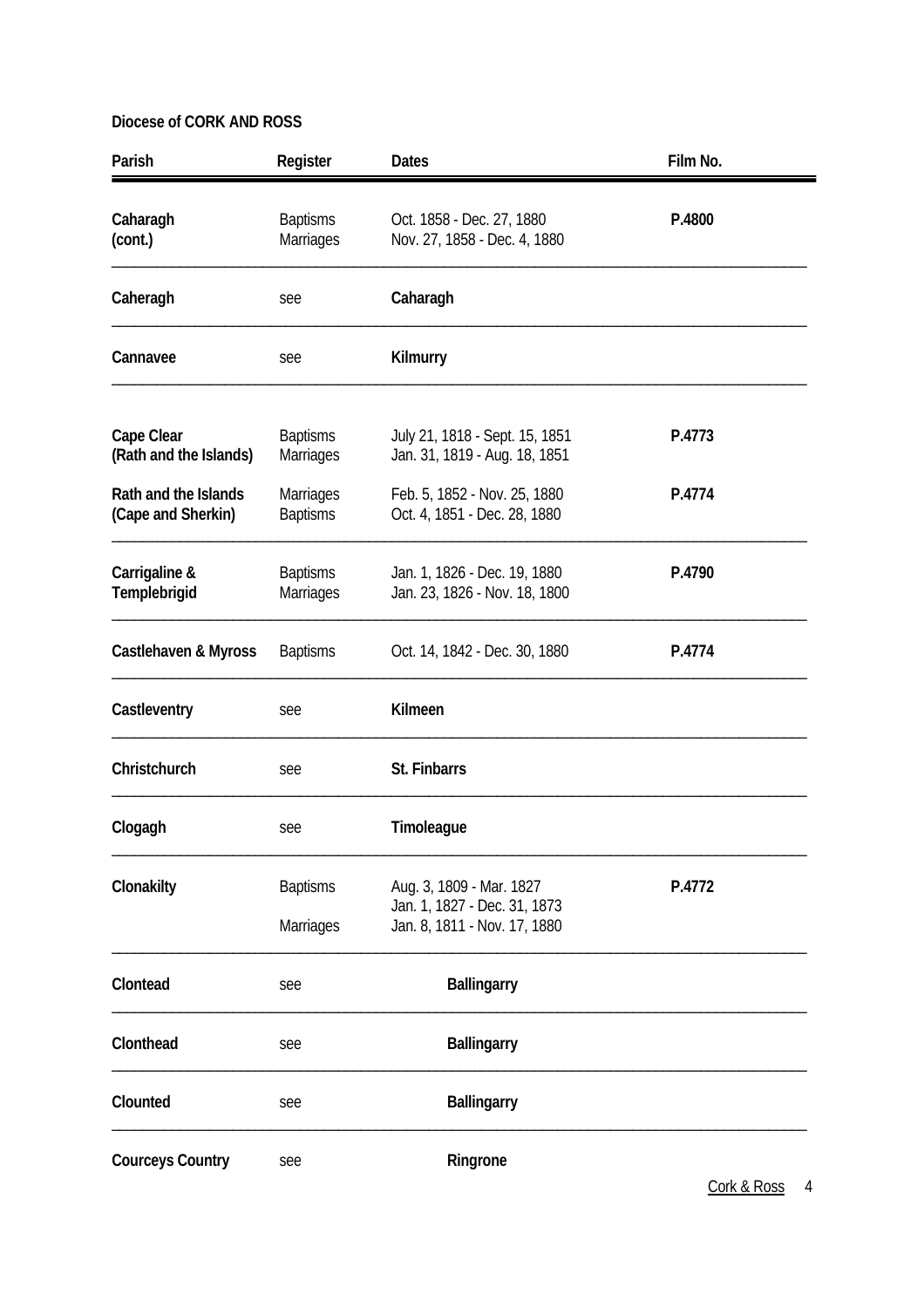**Diocese of CORK AND ROSS**

| Parish | Register | Dates | Film No. |
|---|---|---|---|
| **Caharagh (cont.)** | Baptisms<br>Marriages | Oct. 1858 - Dec. 27, 1880<br>Nov. 27, 1858 - Dec. 4, 1880 | **P.4800** |
| **Caheragh** | see | **Caharagh** | |
| **Cannavee** | see | **Kilmurry** | |
| **Cape Clear (Rath and the Islands)** | Baptisms<br>Marriages | July 21, 1818 - Sept. 15, 1851<br>Jan. 31, 1819 - Aug. 18, 1851 | **P.4773** |
| **Rath and the Islands (Cape and Sherkin)** | Marriages<br>Baptisms | Feb. 5, 1852 - Nov. 25, 1880<br>Oct. 4, 1851 - Dec. 28, 1880 | **P.4774** |
| **Carrigaline & Templebrigid** | Baptisms<br>Marriages | Jan. 1, 1826 - Dec. 19, 1880<br>Jan. 23, 1826 - Nov. 18, 1800 | **P.4790** |
| **Castlehaven & Myross** | Baptisms | Oct. 14, 1842 - Dec. 30, 1880 | **P.4774** |
| **Castleventry** | see | **Kilmeen** | |
| **Christchurch** | see | **St. Finbarrs** | |
| **Clogagh** | see | **Timoleague** | |
| **Clonakilty** | Baptisms<br><br>Marriages | Aug. 3, 1809 - Mar. 1827<br>Jan. 1, 1827 - Dec. 31, 1873<br>Jan. 8, 1811 - Nov. 17, 1880 | **P.4772** |
| **Clontead** | see | **Ballingarry** | |
| **Clonthead** | see | **Ballingarry** | |
| **Clounted** | see | **Ballingarry** | |
| **Courceys Country** | see | **Ringrone** | |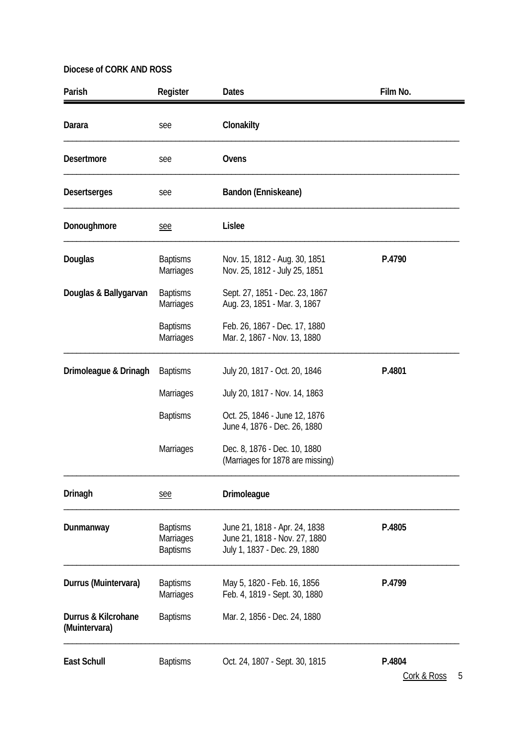**Diocese of CORK AND ROSS**

| Parish | Register | Dates | Film No. |
|---|---|---|---|
| **Darara** | see | **Clonakilty** | |
| **Desertmore** | see | **Ovens** | |
| **Desertserges** | see | **Bandon (Enniskeane)** | |
| **Donoughmore** | see | **Lislee** | |
| **Douglas** | Baptisms<br>Marriages | Nov. 15, 1812 - Aug. 30, 1851<br>Nov. 25, 1812 - July 25, 1851 | **P.4790** |
| **Douglas & Ballygarvan** | Baptisms<br>Marriages | Sept. 27, 1851 - Dec. 23, 1867<br>Aug. 23, 1851 - Mar. 3, 1867 | |
| | Baptisms<br>Marriages | Feb. 26, 1867 - Dec. 17, 1880<br>Mar. 2, 1867 - Nov. 13, 1880 | |
| **Drimoleague & Drinagh** | Baptisms | July 20, 1817 - Oct. 20, 1846 | **P.4801** |
| | Marriages | July 20, 1817 - Nov. 14, 1863 | |
| | Baptisms | Oct. 25, 1846 - June 12, 1876<br>June 4, 1876 - Dec. 26, 1880 | |
| | Marriages | Dec. 8, 1876 - Dec. 10, 1880<br>(Marriages for 1878 are missing) | |
| **Drinagh** | see | **Drimoleague** | |
| **Dunmanway** | Baptisms<br>Marriages<br>Baptisms | June 21, 1818 - Apr. 24, 1838<br>June 21, 1818 - Nov. 27, 1880<br>July 1, 1837 - Dec. 29, 1880 | **P.4805** |
| **Durrus (Muintervara)** | Baptisms<br>Marriages | May 5, 1820 - Feb. 16, 1856<br>Feb. 4, 1819 - Sept. 30, 1880 | **P.4799** |
| **Durrus & Kilcrohane (Muintervara)** | Baptisms | Mar. 2, 1856 - Dec. 24, 1880 | |
| **East Schull** | Baptisms | Oct. 24, 1807 - Sept. 30, 1815 | **P.4804** |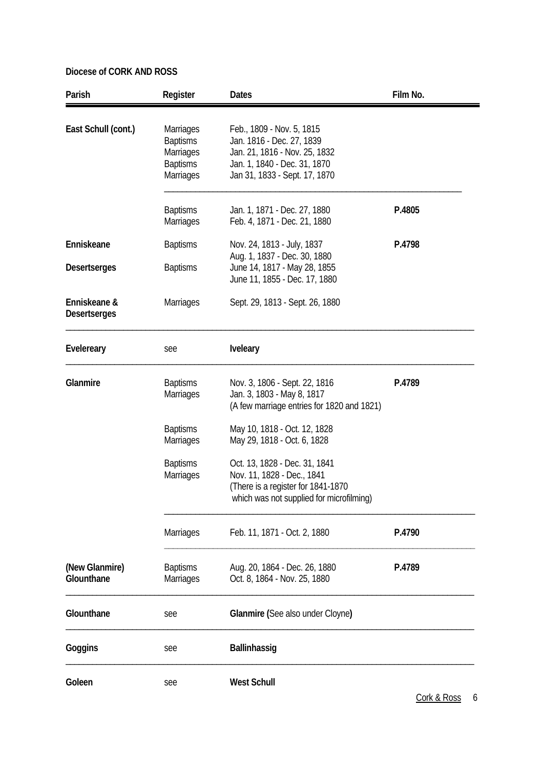**Diocese of CORK AND ROSS**

| Parish | Register | Dates | Film No. |
|---|---|---|---|
| East Schull (cont.) | Marriages | Feb., 1809 - Nov. 5, 1815 | |
| | Baptisms | Jan. 1816 - Dec. 27, 1839 | |
| | Marriages | Jan. 21, 1816 - Nov. 25, 1832 | |
| | Baptisms | Jan. 1, 1840 - Dec. 31, 1870 | |
| | Marriages | Jan 31, 1833 - Sept. 17, 1870 | |
| | Baptisms | Jan. 1, 1871 - Dec. 27, 1880 | **P.4805** |
| | Marriages | Feb. 4, 1871 - Dec. 21, 1880 | |
| **Enniskeane** | Baptisms | Nov. 24, 1813 - July, 1837<br>Aug. 1, 1837 - Dec. 30, 1880 | **P.4798** |
| **Desertserges** | Baptisms | June 14, 1817 - May 28, 1855<br>June 11, 1855 - Dec. 17, 1880 | |
| **Enniskeane & Desertserges** | Marriages | Sept. 29, 1813 - Sept. 26, 1880 | |
| **Evelereary** | see | **Iveleary** | |
| **Glanmire** | Baptisms | Nov. 3, 1806 - Sept. 22, 1816 | **P.4789** |
| | Marriages | Jan. 3, 1803 - May 8, 1817<br>(A few marriage entries for 1820 and 1821) | |
| | Baptisms | May 10, 1818 - Oct. 12, 1828 | |
| | Marriages | May 29, 1818 - Oct. 6, 1828 | |
| | Baptisms | Oct. 13, 1828 - Dec. 31, 1841 | |
| | Marriages | Nov. 11, 1828 - Dec., 1841<br>(There is a register for 1841-1870 which was not supplied for microfilming) | |
| | Marriages | Feb. 11, 1871 - Oct. 2, 1880 | **P.4790** |
| **(New Glanmire) Glounthane** | Baptisms | Aug. 20, 1864 - Dec. 26, 1880 | **P.4789** |
| | Marriages | Oct. 8, 1864 - Nov. 25, 1880 | |
| **Glounthane** | see | **Glanmire (**See also under Cloyne**)** | |
| **Goggins** | see | **Ballinhassig** | |
| **Goleen** | see | **West Schull** | |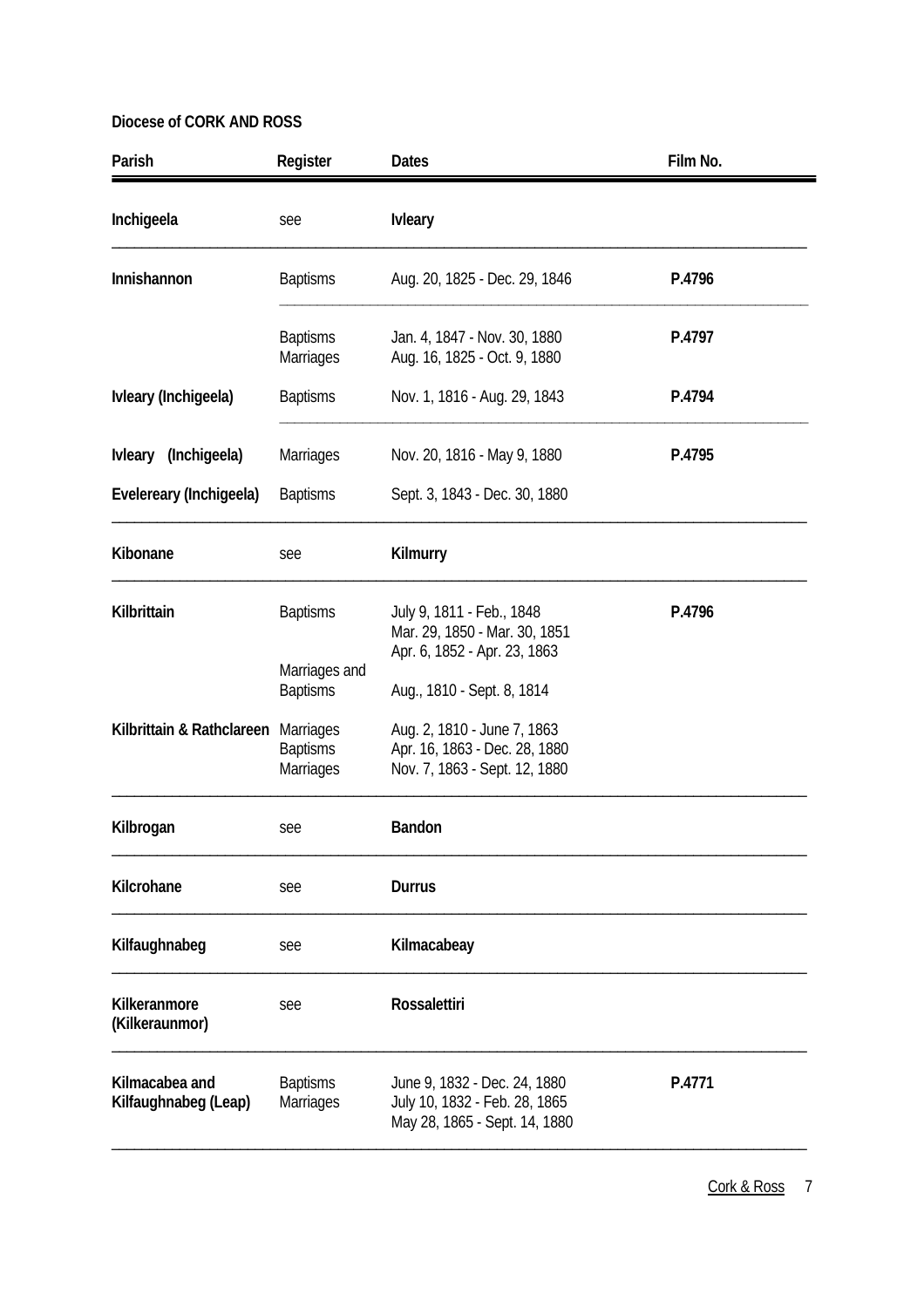**Diocese of CORK AND ROSS**

| Parish | Register | Dates | Film No. |
|---|---|---|---|
| **Inchigeela** | see | **Ivleary** | |
| **Innishannon** | Baptisms | Aug. 20, 1825 - Dec. 29, 1846 | **P.4796** |
| | Baptisms<br>Marriages | Jan. 4, 1847 - Nov. 30, 1880<br>Aug. 16, 1825 - Oct. 9, 1880 | **P.4797** |
| **Ivleary (Inchigeela)** | Baptisms | Nov. 1, 1816 - Aug. 29, 1843 | **P.4794** |
| **Ivleary (Inchigeela)** | Marriages | Nov. 20, 1816 - May 9, 1880 | **P.4795** |
| **Evelereary (Inchigeela)** | Baptisms | Sept. 3, 1843 - Dec. 30, 1880 | |
| **Kibonane** | see | **Kilmurry** | |
| **Kilbrittain** | Baptisms | July 9, 1811 - Feb., 1848<br>Mar. 29, 1850 - Mar. 30, 1851<br>Apr. 6, 1852 - Apr. 23, 1863 | **P.4796** |
| | Marriages and Baptisms | Aug., 1810 - Sept. 8, 1814 | |
| **Kilbrittain & Rathclareen** | Marriages<br>Baptisms<br>Marriages | Aug. 2, 1810 - June 7, 1863<br>Apr. 16, 1863 - Dec. 28, 1880<br>Nov. 7, 1863 - Sept. 12, 1880 | |
| **Kilbrogan** | see | **Bandon** | |
| **Kilcrohane** | see | **Durrus** | |
| **Kilfaughnabeg** | see | **Kilmacabeay** | |
| **Kilkeranmore (Kilkeraunmor)** | see | **Rossalettiri** | |
| **Kilmacabea and Kilfaughnabeg (Leap)** | Baptisms<br>Marriages | June 9, 1832 - Dec. 24, 1880<br>July 10, 1832 - Feb. 28, 1865<br>May 28, 1865 - Sept. 14, 1880 | **P.4771** |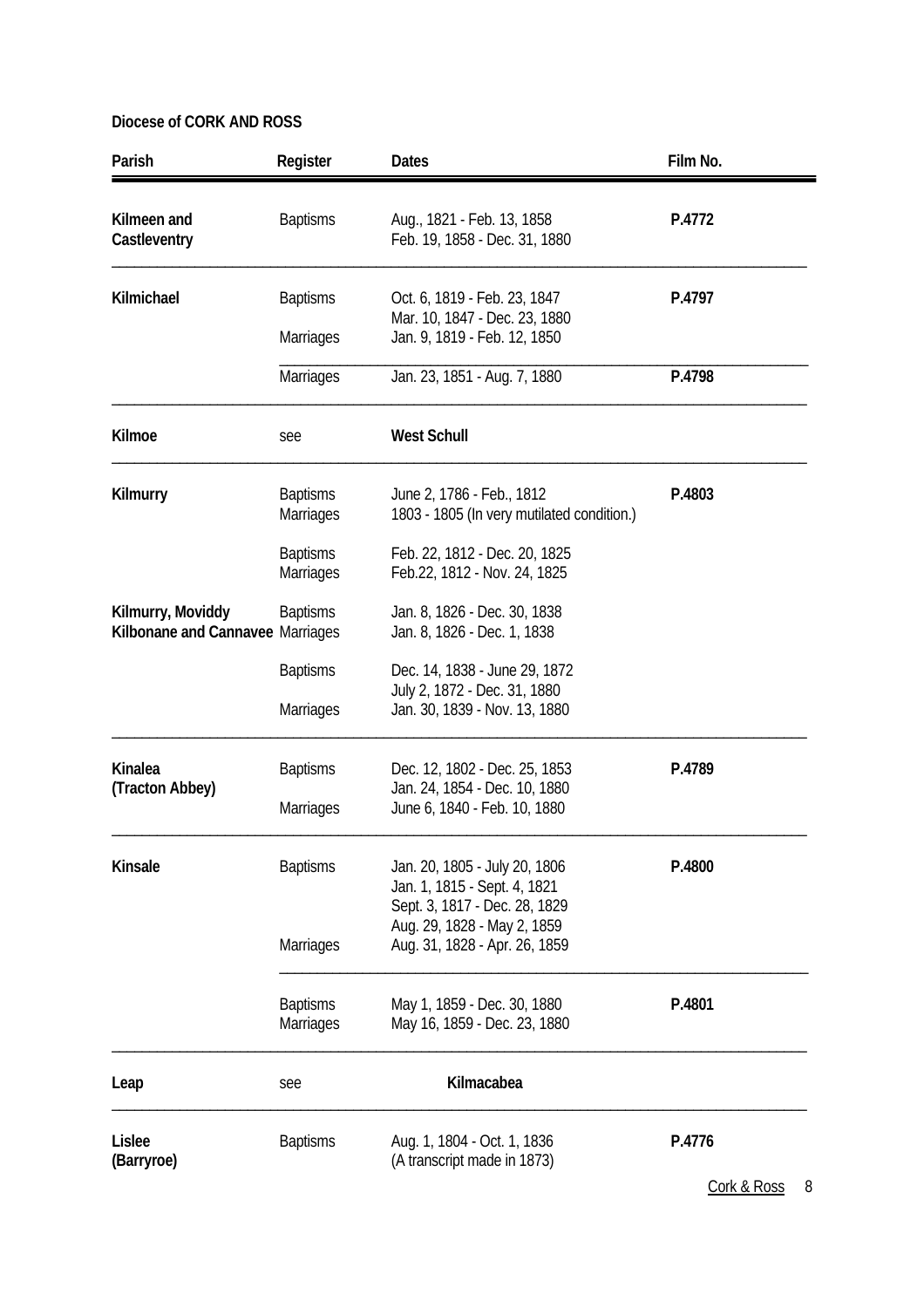**Diocese of CORK AND ROSS**

| Parish | Register | Dates | Film No. |
|---|---|---|---|
| **Kilmeen and Castleventry** | Baptisms | Aug., 1821 - Feb. 13, 1858<br>Feb. 19, 1858 - Dec. 31, 1880 | **P.4772** |
| **Kilmichael** | Baptisms | Oct. 6, 1819 - Feb. 23, 1847<br>Mar. 10, 1847 - Dec. 23, 1880 | **P.4797** |
| | Marriages | Jan. 9, 1819 - Feb. 12, 1850 | |
| | Marriages | Jan. 23, 1851 - Aug. 7, 1880 | **P.4798** |
| **Kilmoe** | see | **West Schull** | |
| **Kilmurry** | Baptisms<br>Marriages | June 2, 1786 - Feb., 1812<br>1803 - 1805 (In very mutilated condition.) | **P.4803** |
| | Baptisms<br>Marriages | Feb. 22, 1812 - Dec. 20, 1825<br>Feb.22, 1812 - Nov. 24, 1825 | |
| **Kilmurry, Moviddy Kilbonane and Cannavee** | Baptisms<br>Marriages | Jan. 8, 1826 - Dec. 30, 1838<br>Jan. 8, 1826 - Dec. 1, 1838 | |
| | Baptisms | Dec. 14, 1838 - June 29, 1872<br>July 2, 1872 - Dec. 31, 1880 | |
| | Marriages | Jan. 30, 1839 - Nov. 13, 1880 | |
| **Kinalea (Tracton Abbey)** | Baptisms | Dec. 12, 1802 - Dec. 25, 1853<br>Jan. 24, 1854 - Dec. 10, 1880 | **P.4789** |
| | Marriages | June 6, 1840 - Feb. 10, 1880 | |
| **Kinsale** | Baptisms | Jan. 20, 1805 - July 20, 1806<br>Jan. 1, 1815 - Sept. 4, 1821<br>Sept. 3, 1817 - Dec. 28, 1829<br>Aug. 29, 1828 - May 2, 1859 | **P.4800** |
| | Marriages | Aug. 31, 1828 - Apr. 26, 1859 | |
| | Baptisms<br>Marriages | May 1, 1859 - Dec. 30, 1880<br>May 16, 1859 - Dec. 23, 1880 | **P.4801** |
| **Leap** | see | **Kilmacabea** | |
| **Lislee (Barryroe)** | Baptisms | Aug. 1, 1804 - Oct. 1, 1836<br>(A transcript made in 1873) | **P.4776** |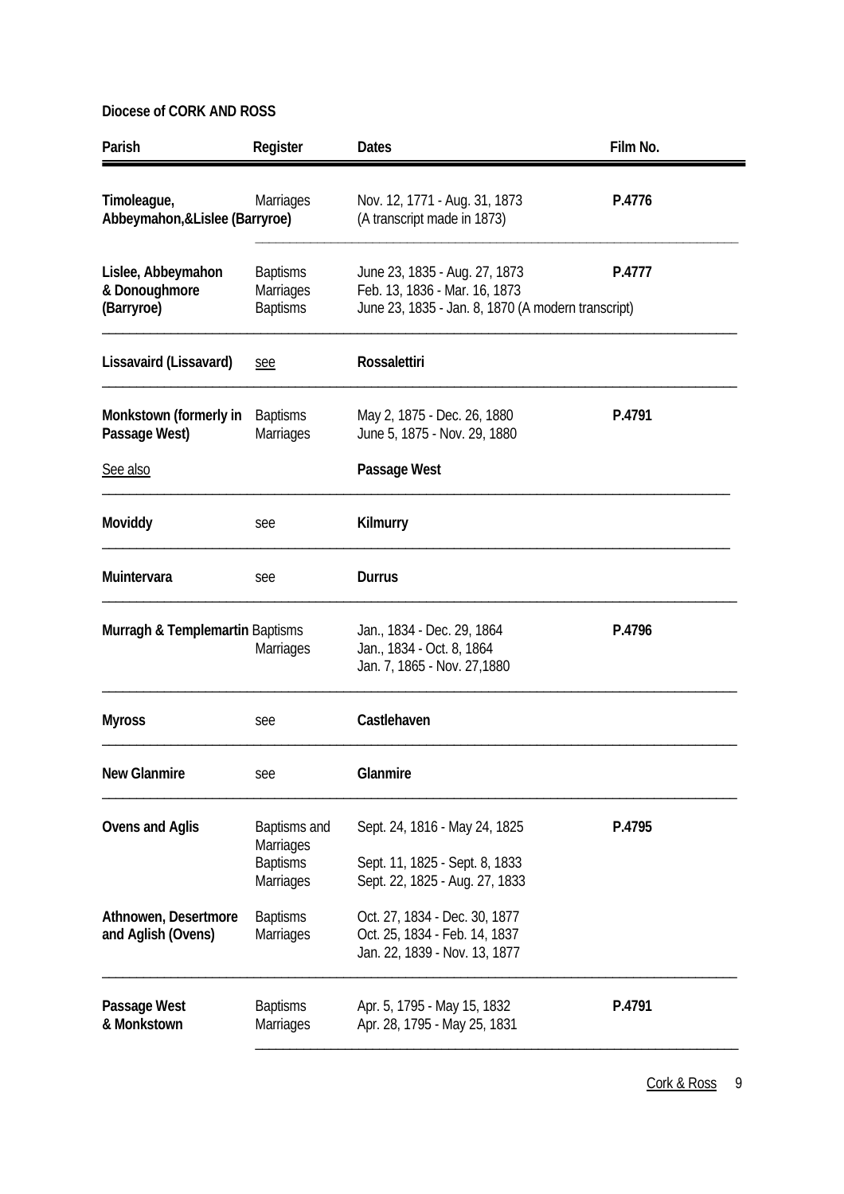**Diocese of CORK AND ROSS**

| Parish | Register | Dates | Film No. |
|---|---|---|---|
| **Timoleague, Abbeymahon,&Lislee (Barryroe)** | Marriages | Nov. 12, 1771 - Aug. 31, 1873<br>(A transcript made in 1873) | **P.4776** |
| **Lislee, Abbeymahon & Donoughmore (Barryroe)** | Baptisms<br>Marriages<br>Baptisms | June 23, 1835 - Aug. 27, 1873<br>Feb. 13, 1836 - Mar. 16, 1873<br>June 23, 1835 - Jan. 8, 1870 (A modern transcript) | **P.4777** |
| **Lissavaird (Lissavard)** | see | **Rossalettiri** | |
| **Monkstown (formerly in Passage West)** | Baptisms<br>Marriages | May 2, 1875 - Dec. 26, 1880<br>June 5, 1875 - Nov. 29, 1880 | **P.4791** |
| See also | | **Passage West** | |
| **Moviddy** | see | **Kilmurry** | |
| **Muintervara** | see | **Durrus** | |
| **Murragh & Templemartin** | Baptisms<br>Marriages | Jan., 1834 - Dec. 29, 1864<br>Jan., 1834 - Oct. 8, 1864<br>Jan. 7, 1865 - Nov. 27,1880 | **P.4796** |
| **Myross** | see | **Castlehaven** | |
| **New Glanmire** | see | **Glanmire** | |
| **Ovens and Aglis** | Baptisms and Marriages<br>Baptisms<br>Marriages | Sept. 24, 1816 - May 24, 1825<br>Sept. 11, 1825 - Sept. 8, 1833<br>Sept. 22, 1825 - Aug. 27, 1833 | **P.4795** |
| **Athnowen, Desertmore and Aglish (Ovens)** | Baptisms<br>Marriages | Oct. 27, 1834 - Dec. 30, 1877<br>Oct. 25, 1834 - Feb. 14, 1837<br>Jan. 22, 1839 - Nov. 13, 1877 | |
| **Passage West & Monkstown** | Baptisms<br>Marriages | Apr. 5, 1795 - May 15, 1832<br>Apr. 28, 1795 - May 25, 1831 | **P.4791** |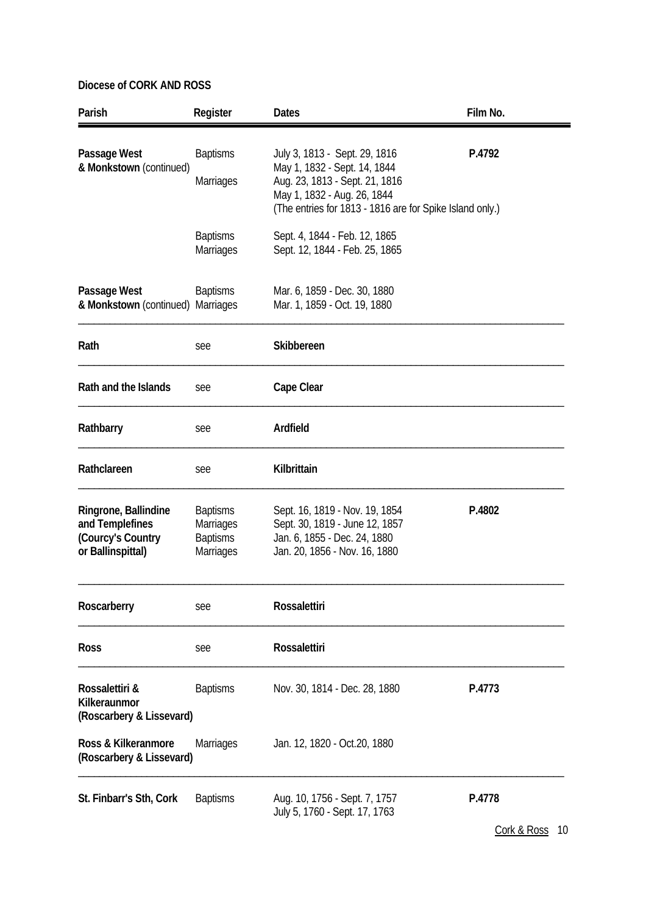**Diocese of CORK AND ROSS**

| Parish | Register | Dates | Film No. |
|---|---|---|---|
| **Passage West & Monkstown** (continued) | Baptisms | July 3, 1813 - Sept. 29, 1816<br>May 1, 1832 - Sept. 14, 1844 | **P.4792** |
| | Marriages | Aug. 23, 1813 - Sept. 21, 1816<br>May 1, 1832 - Aug. 26, 1844<br>(The entries for 1813 - 1816 are for Spike Island only.) | |
| | Baptisms | Sept. 4, 1844 - Feb. 12, 1865 | |
| | Marriages | Sept. 12, 1844 - Feb. 25, 1865 | |
| **Passage West & Monkstown** (continued) | Baptisms | Mar. 6, 1859 - Dec. 30, 1880 | |
| | Marriages | Mar. 1, 1859 - Oct. 19, 1880 | |
| **Rath** | see | **Skibbereen** | |
| **Rath and the Islands** | see | **Cape Clear** | |
| **Rathbarry** | see | **Ardfield** | |
| **Rathclareen** | see | **Kilbrittain** | |
| **Ringrone, Ballindine and Templefines (Courcy's Country or Ballinspittal)** | Baptisms | Sept. 16, 1819 - Nov. 19, 1854 | **P.4802** |
| | Marriages | Sept. 30, 1819 - June 12, 1857 | |
| | Baptisms | Jan. 6, 1855 - Dec. 24, 1880 | |
| | Marriages | Jan. 20, 1856 - Nov. 16, 1880 | |
| **Roscarberry** | see | **Rossalettiri** | |
| **Ross** | see | **Rossalettiri** | |
| **Rossalettiri & Kilkeraunmor (Roscarbery & Lissevard)** | Baptisms | Nov. 30, 1814 - Dec. 28, 1880 | **P.4773** |
| **Ross & Kilkeranmore (Roscarbery & Lissevard)** | Marriages | Jan. 12, 1820 - Oct.20, 1880 | |
| **St. Finbarr's Sth, Cork** | Baptisms | Aug. 10, 1756 - Sept. 7, 1757<br>July 5, 1760 - Sept. 17, 1763 | **P.4778** |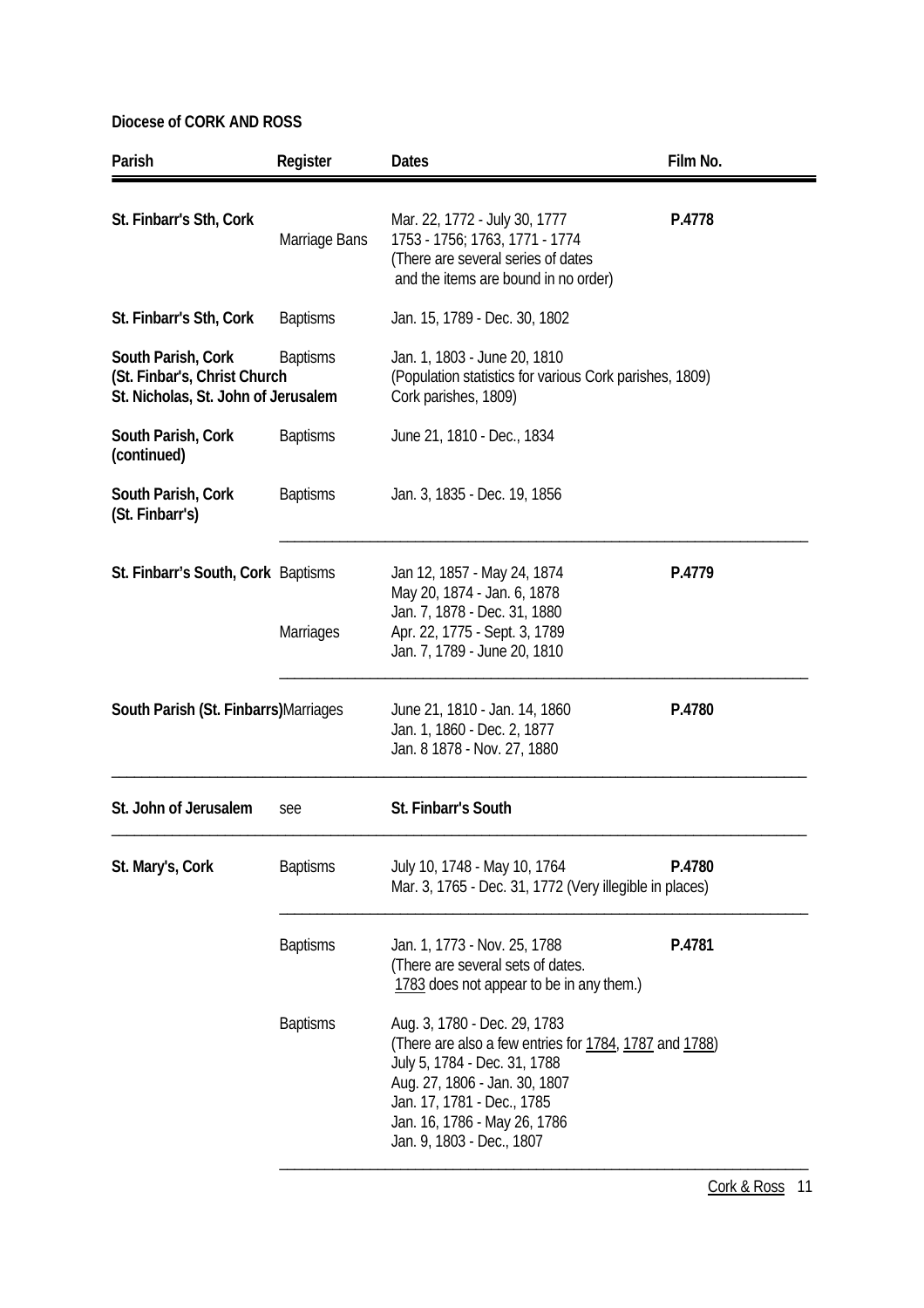**Diocese of CORK AND ROSS**

| Parish | Register | Dates | Film No. |
|---|---|---|---|
| **St. Finbarr's Sth, Cork** | Marriage Bans | Mar. 22, 1772 - July 30, 1777<br>1753 - 1756; 1763, 1771 - 1774<br>(There are several series of dates and the items are bound in no order) | **P.4778** |
| **St. Finbarr's Sth, Cork** | Baptisms | Jan. 15, 1789 - Dec. 30, 1802 | |
| **South Parish, Cork (St. Finbarr's, Christ Church St. Nicholas, St. John of Jerusalem** | Baptisms | Jan. 1, 1803 - June 20, 1810<br>(Population statistics for various Cork parishes, 1809) | |
| **South Parish, Cork (continued)** | Baptisms | June 21, 1810 - Dec., 1834 | |
| **South Parish, Cork (St. Finbarr's)** | Baptisms | Jan. 3, 1835 - Dec. 19, 1856 | |
| **St. Finbarr's South, Cork** | Baptisms | Jan 12, 1857 - May 24, 1874<br>May 20, 1874 - Jan. 6, 1878<br>Jan. 7, 1878 - Dec. 31, 1880 | **P.4779** |
| | Marriages | Apr. 22, 1775 - Sept. 3, 1789<br>Jan. 7, 1789 - June 20, 1810 | |
| **South Parish (St. Finbarrs)** | Marriages | June 21, 1810 - Jan. 14, 1860<br>Jan. 1, 1860 - Dec. 2, 1877<br>Jan. 8 1878 - Nov. 27, 1880 | **P.4780** |
| **St. John of Jerusalem** | see | **St. Finbarr's South** | |
| **St. Mary's, Cork** | Baptisms | July 10, 1748 - May 10, 1764<br>Mar. 3, 1765 - Dec. 31, 1772 (Very illegible in places) | **P.4780** |
| | Baptisms | Jan. 1, 1773 - Nov. 25, 1788<br>(There are several sets of dates. 1783 does not appear to be in any them.) | **P.4781** |
| | Baptisms | Aug. 3, 1780 - Dec. 29, 1783<br>(There are also a few entries for 1784, 1787 and 1788)<br>July 5, 1784 - Dec. 31, 1788<br>Aug. 27, 1806 - Jan. 30, 1807<br>Jan. 17, 1781 - Dec., 1785<br>Jan. 16, 1786 - May 26, 1786<br>Jan. 9, 1803 - Dec., 1807 | |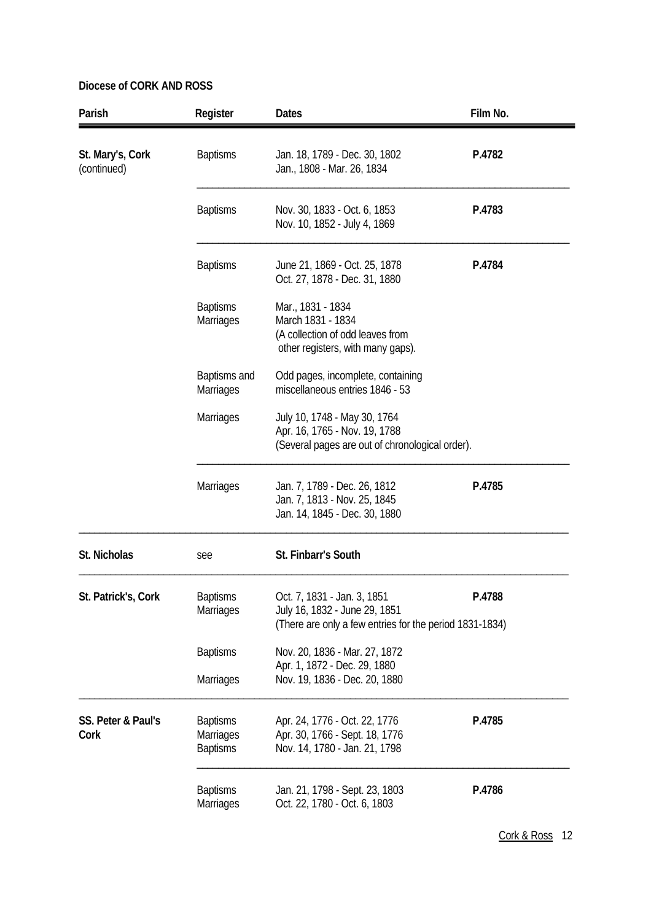**Diocese of CORK AND ROSS**

| Parish | Register | Dates | Film No. |
|---|---|---|---|
| **St. Mary's, Cork** (continued) | Baptisms | Jan. 18, 1789 - Dec. 30, 1802<br>Jan., 1808 - Mar. 26, 1834 | **P.4782** |
| | Baptisms | Nov. 30, 1833 - Oct. 6, 1853<br>Nov. 10, 1852 - July 4, 1869 | **P.4783** |
| | Baptisms | June 21, 1869 - Oct. 25, 1878<br>Oct. 27, 1878 - Dec. 31, 1880 | **P.4784** |
| | Baptisms<br>Marriages | Mar., 1831 - 1834<br>March 1831 - 1834<br>(A collection of odd leaves from other registers, with many gaps). | |
| | Baptisms and Marriages | Odd pages, incomplete, containing miscellaneous entries 1846 - 53 | |
| | Marriages | July 10, 1748 - May 30, 1764<br>Apr. 16, 1765 - Nov. 19, 1788<br>(Several pages are out of chronological order). | |
| | Marriages | Jan. 7, 1789 - Dec. 26, 1812<br>Jan. 7, 1813 - Nov. 25, 1845<br>Jan. 14, 1845 - Dec. 30, 1880 | **P.4785** |
| **St. Nicholas** | see | **St. Finbarr's South** | |
| **St. Patrick's, Cork** | Baptisms<br>Marriages | Oct. 7, 1831 - Jan. 3, 1851<br>July 16, 1832 - June 29, 1851<br>(There are only a few entries for the period 1831-1834) | **P.4788** |
| | Baptisms<br><br>Marriages | Nov. 20, 1836 - Mar. 27, 1872<br>Apr. 1, 1872 - Dec. 29, 1880<br>Nov. 19, 1836 - Dec. 20, 1880 | |
| **SS. Peter & Paul's Cork** | Baptisms<br>Marriages<br>Baptisms | Apr. 24, 1776 - Oct. 22, 1776<br>Apr. 30, 1766 - Sept. 18, 1776<br>Nov. 14, 1780 - Jan. 21, 1798 | **P.4785** |
| | Baptisms<br>Marriages | Jan. 21, 1798 - Sept. 23, 1803<br>Oct. 22, 1780 - Oct. 6, 1803 | **P.4786** |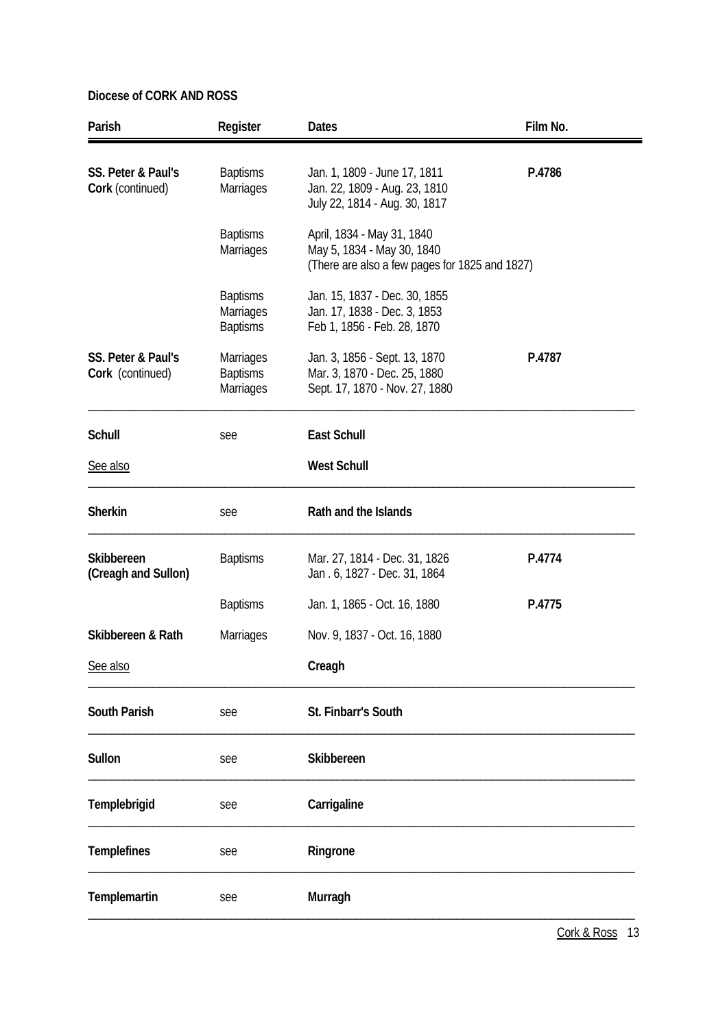**Diocese of CORK AND ROSS**

| Parish | Register | Dates | Film No. |
|---|---|---|---|
| **SS. Peter & Paul's Cork** (continued) | Baptisms<br>Marriages | Jan. 1, 1809 - June 17, 1811<br>Jan. 22, 1809 - Aug. 23, 1810<br>July 22, 1814 - Aug. 30, 1817 | **P.4786** |
| | Baptisms<br>Marriages | April, 1834 - May 31, 1840<br>May 5, 1834 - May 30, 1840<br>(There are also a few pages for 1825 and 1827) | |
| | Baptisms<br>Marriages<br>Baptisms | Jan. 15, 1837 - Dec. 30, 1855<br>Jan. 17, 1838 - Dec. 3, 1853<br>Feb 1, 1856 - Feb. 28, 1870 | |
| **SS. Peter & Paul's Cork** (continued) | Marriages<br>Baptisms<br>Marriages | Jan. 3, 1856 - Sept. 13, 1870<br>Mar. 3, 1870 - Dec. 25, 1880<br>Sept. 17, 1870 - Nov. 27, 1880 | **P.4787** |
| **Schull** | see | **East Schull** | |
| See also | | **West Schull** | |
| **Sherkin** | see | **Rath and the Islands** | |
| **Skibbereen (Creagh and Sullon)** | Baptisms | Mar. 27, 1814 - Dec. 31, 1826<br>Jan . 6, 1827 - Dec. 31, 1864 | **P.4774** |
| | Baptisms | Jan. 1, 1865 - Oct. 16, 1880 | **P.4775** |
| **Skibbereen & Rath** | Marriages | Nov. 9, 1837 - Oct. 16, 1880 | |
| See also | | **Creagh** | |
| **South Parish** | see | **St. Finbarr's South** | |
| **Sullon** | see | **Skibbereen** | |
| **Templebrigid** | see | **Carrigaline** | |
| **Templefines** | see | **Ringrone** | |
| **Templemartin** | see | **Murragh** | |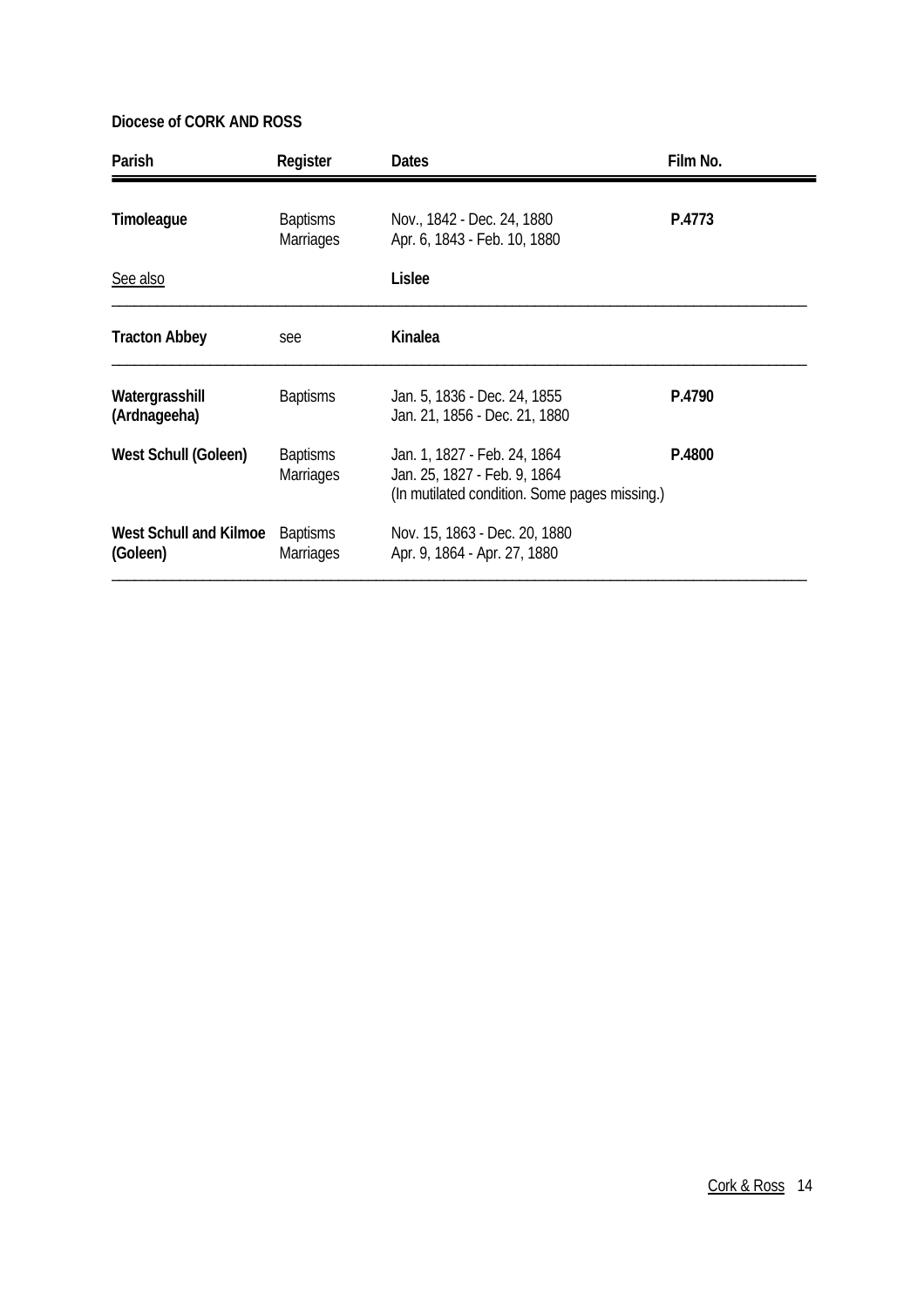**Diocese of CORK AND ROSS**

| Parish | Register | Dates | Film No. |
|---|---|---|---|
| **Timoleague** | Baptisms<br>Marriages | Nov., 1842 - Dec. 24, 1880<br>Apr. 6, 1843 - Feb. 10, 1880 | **P.4773** |
| See also | | **Lislee** | |
| **Tracton Abbey** | see | **Kinalea** | |
| **Watergrasshill (Ardnageeha)** | Baptisms | Jan. 5, 1836 - Dec. 24, 1855<br>Jan. 21, 1856 - Dec. 21, 1880 | **P.4790** |
| **West Schull (Goleen)** | Baptisms<br>Marriages | Jan. 1, 1827 - Feb. 24, 1864<br>Jan. 25, 1827 - Feb. 9, 1864<br>(In mutilated condition. Some pages missing.) | **P.4800** |
| **West Schull and Kilmoe (Goleen)** | Baptisms<br>Marriages | Nov. 15, 1863 - Dec. 20, 1880<br>Apr. 9, 1864 - Apr. 27, 1880 | |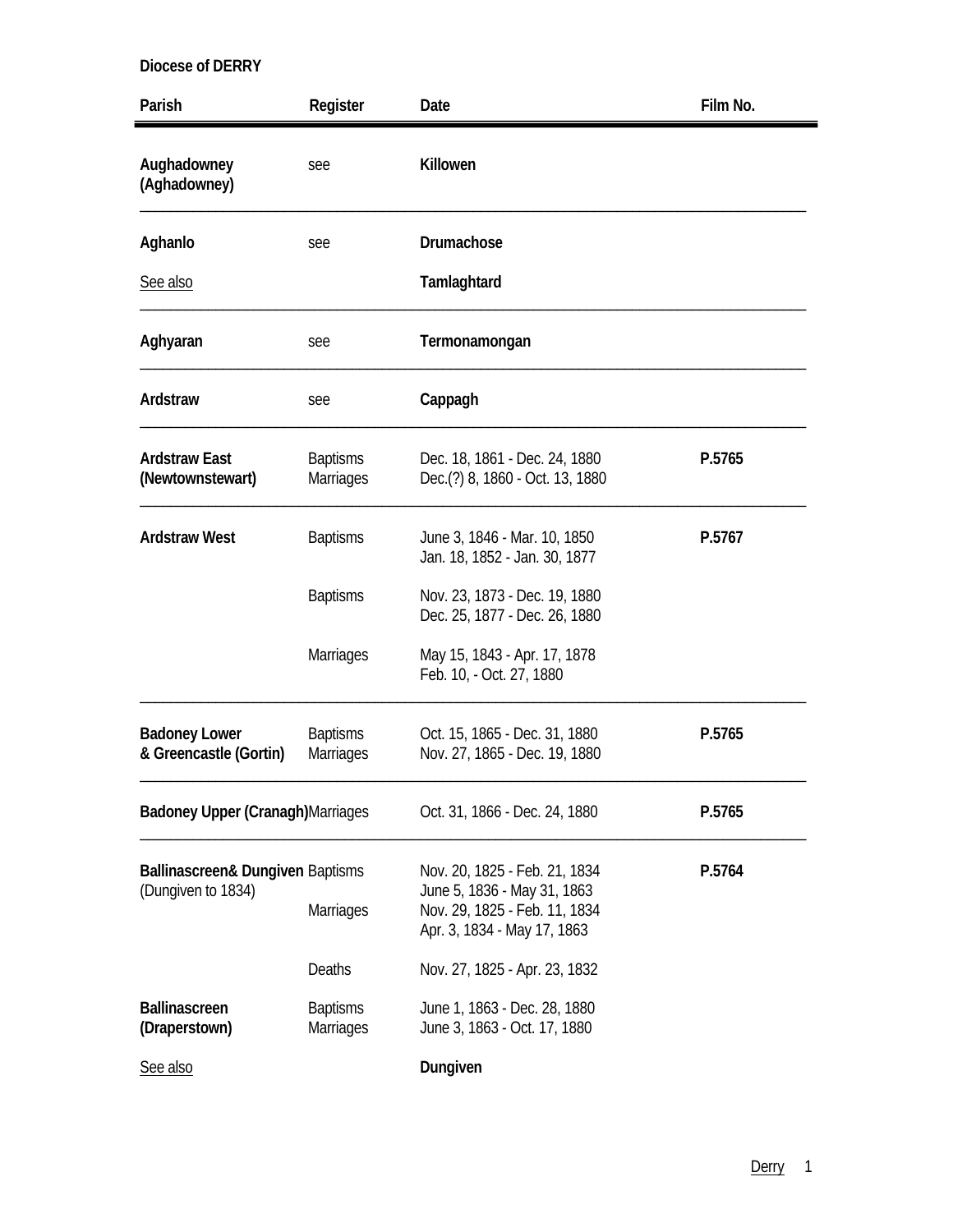**Diocese of DERRY**

| Parish | Register | Date | Film No. |
|---|---|---|---|
| **Aughadowney (Aghadowney)** | see | **Killowen** | |
| **Aghanlo** | see | **Drumachose** | |
| See also | | **Tamlaghtard** | |
| **Aghyaran** | see | **Termonamongan** | |
| **Ardstraw** | see | **Cappagh** | |
| **Ardstraw East (Newtownstewart)** | Baptisms<br>Marriages | Dec. 18, 1861 - Dec. 24, 1880<br>Dec.(?) 8, 1860 - Oct. 13, 1880 | **P.5765** |
| **Ardstraw West** | Baptisms | June 3, 1846 - Mar. 10, 1850<br>Jan. 18, 1852 - Jan. 30, 1877 | **P.5767** |
| | Baptisms | Nov. 23, 1873 - Dec. 19, 1880<br>Dec. 25, 1877 - Dec. 26, 1880 | |
| | Marriages | May 15, 1843 - Apr. 17, 1878<br>Feb. 10, - Oct. 27, 1880 | |
| **Badoney Lower & Greencastle (Gortin)** | Baptisms<br>Marriages | Oct. 15, 1865 - Dec. 31, 1880<br>Nov. 27, 1865 - Dec. 19, 1880 | **P.5765** |
| **Badoney Upper (Cranagh)** | Marriages | Oct. 31, 1866 - Dec. 24, 1880 | **P.5765** |
| **Ballinascreen& Dungiven** (Dungiven to 1834) | Baptisms | Nov. 20, 1825 - Feb. 21, 1834<br>June 5, 1836 - May 31, 1863 | **P.5764** |
| | Marriages | Nov. 29, 1825 - Feb. 11, 1834<br>Apr. 3, 1834 - May 17, 1863 | |
| | Deaths | Nov. 27, 1825 - Apr. 23, 1832 | |
| **Ballinascreen (Draperstown)** | Baptisms<br>Marriages | June 1, 1863 - Dec. 28, 1880<br>June 3, 1863 - Oct. 17, 1880 | |
| See also | | **Dungiven** | |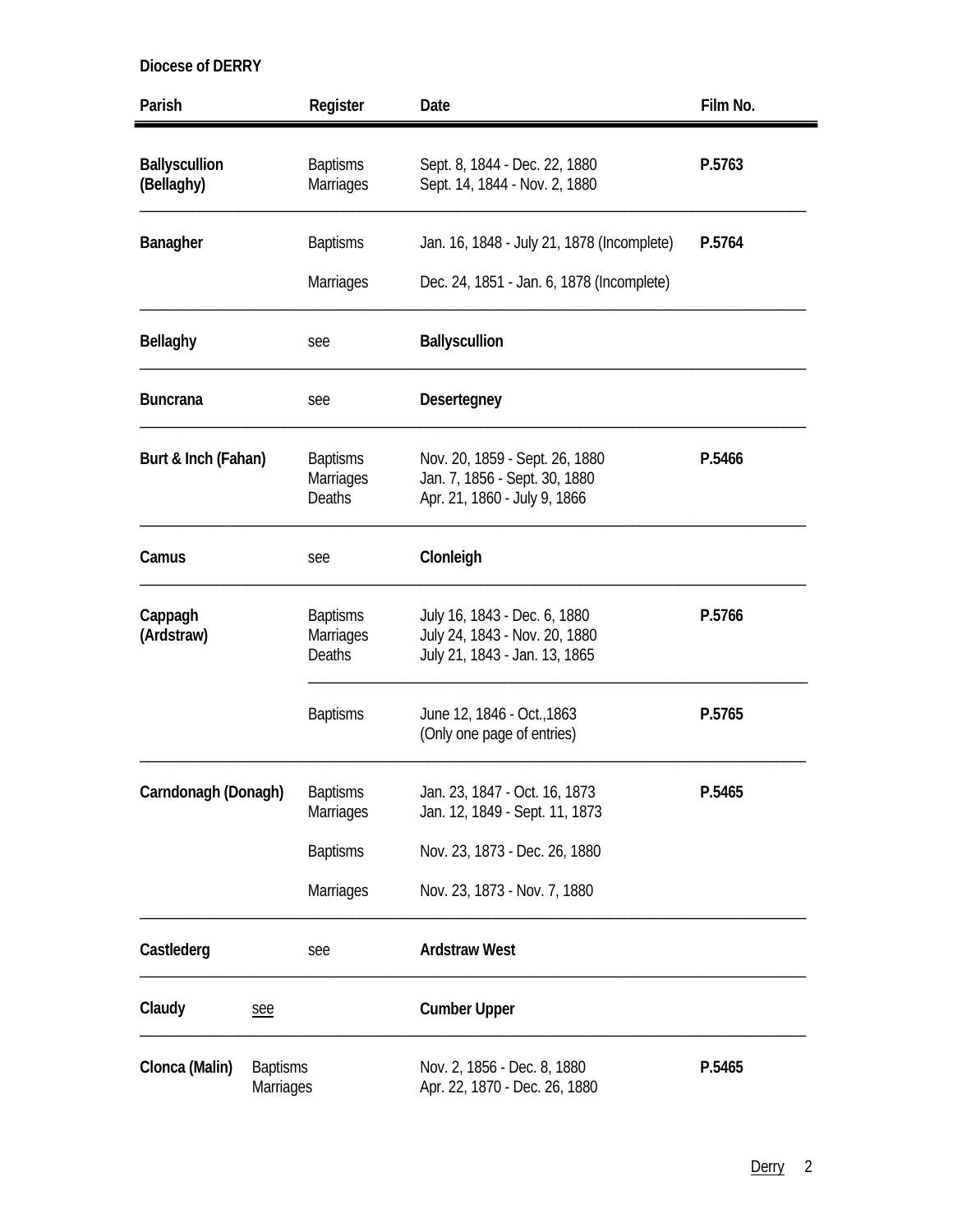**Diocese of DERRY**

| Parish | Register | Date | Film No. |
|---|---|---|---|
| **Ballyscullion (Bellaghy)** | Baptisms<br>Marriages | Sept. 8, 1844 - Dec. 22, 1880<br>Sept. 14, 1844 - Nov. 2, 1880 | **P.5763** |
| **Banagher** | Baptisms | Jan. 16, 1848 - July 21, 1878 (Incomplete) | **P.5764** |
| | Marriages | Dec. 24, 1851 - Jan. 6, 1878 (Incomplete) | |
| **Bellaghy** | see | **Ballyscullion** | |
| **Buncrana** | see | **Desertegney** | |
| **Burt & Inch (Fahan)** | Baptisms<br>Marriages<br>Deaths | Nov. 20, 1859 - Sept. 26, 1880<br>Jan. 7, 1856 - Sept. 30, 1880<br>Apr. 21, 1860 - July 9, 1866 | **P.5466** |
| **Camus** | see | **Clonleigh** | |
| **Cappagh (Ardstraw)** | Baptisms<br>Marriages<br>Deaths | July 16, 1843 - Dec. 6, 1880<br>July 24, 1843 - Nov. 20, 1880<br>July 21, 1843 - Jan. 13, 1865 | **P.5766** |
| | Baptisms | June 12, 1846 - Oct.,1863<br>(Only one page of entries) | **P.5765** |
| **Carndonagh (Donagh)** | Baptisms<br>Marriages | Jan. 23, 1847 - Oct. 16, 1873<br>Jan. 12, 1849 - Sept. 11, 1873 | **P.5465** |
| | Baptisms | Nov. 23, 1873 - Dec. 26, 1880 | |
| | Marriages | Nov. 23, 1873 - Nov. 7, 1880 | |
| **Castlederg** | see | **Ardstraw West** | |
| **Claudy** | see | **Cumber Upper** | |
| **Clonca (Malin)** | Baptisms<br>Marriages | Nov. 2, 1856 - Dec. 8, 1880<br>Apr. 22, 1870 - Dec. 26, 1880 | **P.5465** |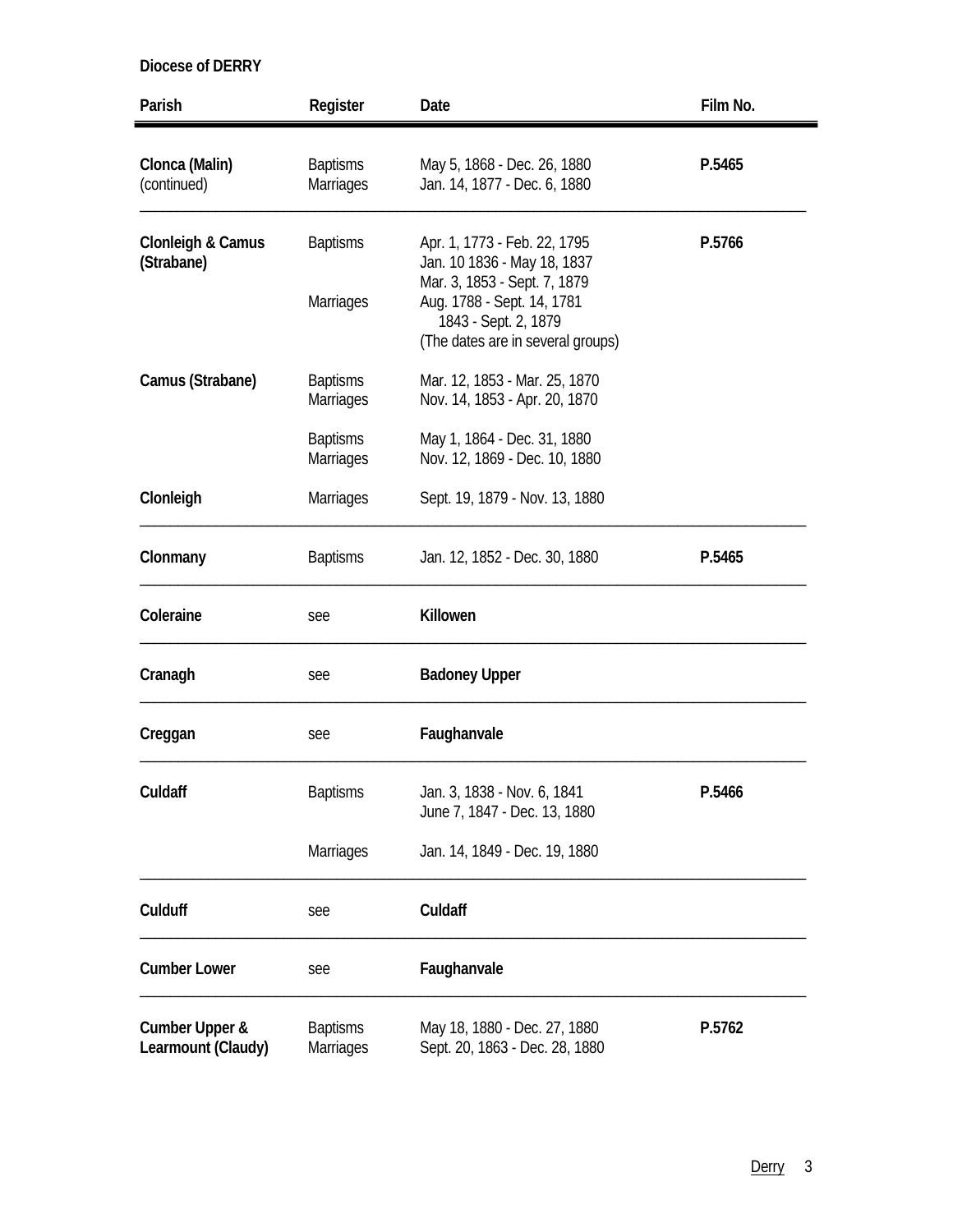**Diocese of DERRY**

| Parish | Register | Date | Film No. |
|---|---|---|---|
| **Clonca (Malin)** (continued) | Baptisms | May 5, 1868 - Dec. 26, 1880 | **P.5465** |
| | Marriages | Jan. 14, 1877 - Dec. 6, 1880 | |
| **Clonleigh & Camus (Strabane)** | Baptisms | Apr. 1, 1773 - Feb. 22, 1795 | **P.5766** |
| | | Jan. 10 1836 - May 18, 1837 | |
| | | Mar. 3, 1853 - Sept. 7, 1879 | |
| | Marriages | Aug. 1788 - Sept. 14, 1781 | |
| | | 1843 - Sept. 2, 1879 | |
| | | (The dates are in several groups) | |
| **Camus (Strabane)** | Baptisms | Mar. 12, 1853 - Mar. 25, 1870 | |
| | Marriages | Nov. 14, 1853 - Apr. 20, 1870 | |
| | Baptisms | May 1, 1864 - Dec. 31, 1880 | |
| | Marriages | Nov. 12, 1869 - Dec. 10, 1880 | |
| **Clonleigh** | Marriages | Sept. 19, 1879 - Nov. 13, 1880 | |
| **Clonmany** | Baptisms | Jan. 12, 1852 - Dec. 30, 1880 | **P.5465** |
| **Coleraine** | see | **Killowen** | |
| **Cranagh** | see | **Badoney Upper** | |
| **Creggan** | see | **Faughanvale** | |
| **Culdaff** | Baptisms | Jan. 3, 1838 - Nov. 6, 1841 | **P.5466** |
| | | June 7, 1847 - Dec. 13, 1880 | |
| | Marriages | Jan. 14, 1849 - Dec. 19, 1880 | |
| **Culduff** | see | **Culdaff** | |
| **Cumber Lower** | see | **Faughanvale** | |
| **Cumber Upper & Learmount (Claudy)** | Baptisms | May 18, 1880 - Dec. 27, 1880 | **P.5762** |
| | Marriages | Sept. 20, 1863 - Dec. 28, 1880 | |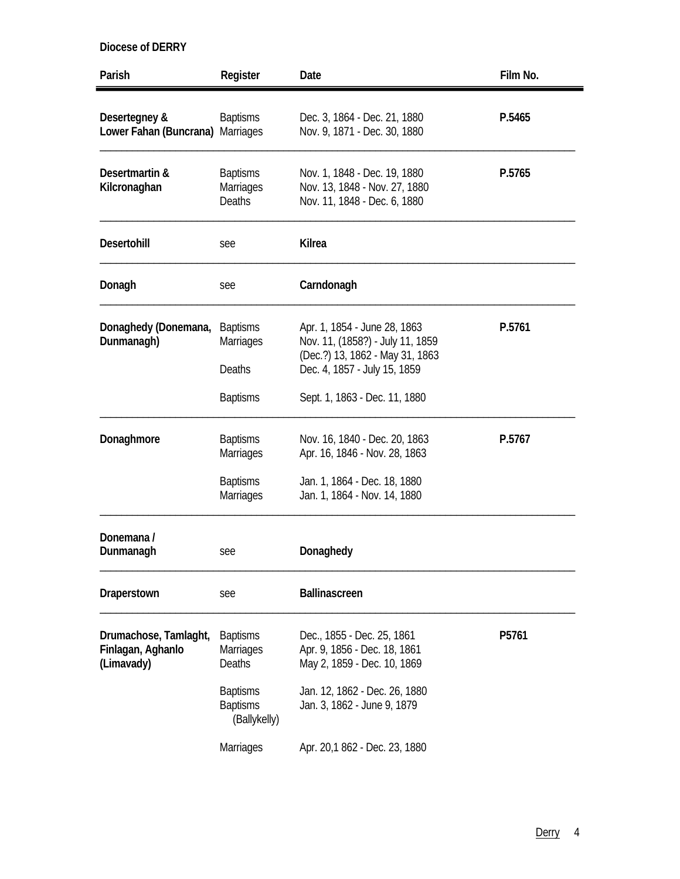**Diocese of DERRY**

| Parish | Register | Date | Film No. |
|---|---|---|---|
| **Desertegney & Lower Fahan (Buncrana)** | Baptisms | Dec. 3, 1864 - Dec. 21, 1880 | **P.5465** |
| | Marriages | Nov. 9, 1871 - Dec. 30, 1880 | |
| **Desertmartin & Kilcronaghan** | Baptisms | Nov. 1, 1848 - Dec. 19, 1880 | **P.5765** |
| | Marriages | Nov. 13, 1848 - Nov. 27, 1880 | |
| | Deaths | Nov. 11, 1848 - Dec. 6, 1880 | |
| **Desertohill** | see | **Kilrea** | |
| **Donagh** | see | **Carndonagh** | |
| **Donaghedy (Donemana, Dunmanagh)** | Baptisms | Apr. 1, 1854 - June 28, 1863 | **P.5761** |
| | Marriages | Nov. 11, (1858?) - July 11, 1859 | |
| | | (Dec.?) 13, 1862 - May 31, 1863 | |
| | Deaths | Dec. 4, 1857 - July 15, 1859 | |
| | Baptisms | Sept. 1, 1863 - Dec. 11, 1880 | |
| **Donaghmore** | Baptisms | Nov. 16, 1840 - Dec. 20, 1863 | **P.5767** |
| | Marriages | Apr. 16, 1846 - Nov. 28, 1863 | |
| | Baptisms | Jan. 1, 1864 - Dec. 18, 1880 | |
| | Marriages | Jan. 1, 1864 - Nov. 14, 1880 | |
| **Donemana / Dunmanagh** | see | **Donaghedy** | |
| **Draperstown** | see | **Ballinascreen** | |
| **Drumachose, Tamlaght, Finlagan, Aghanlo (Limavady)** | Baptisms | Dec., 1855 - Dec. 25, 1861 | **P5761** |
| | Marriages | Apr. 9, 1856 - Dec. 18, 1861 | |
| | Deaths | May 2, 1859 - Dec. 10, 1869 | |
| | Baptisms | Jan. 12, 1862 - Dec. 26, 1880 | |
| | Baptisms (Ballykelly) | Jan. 3, 1862 - June 9, 1879 | |
| | Marriages | Apr. 20,1 862 - Dec. 23, 1880 | |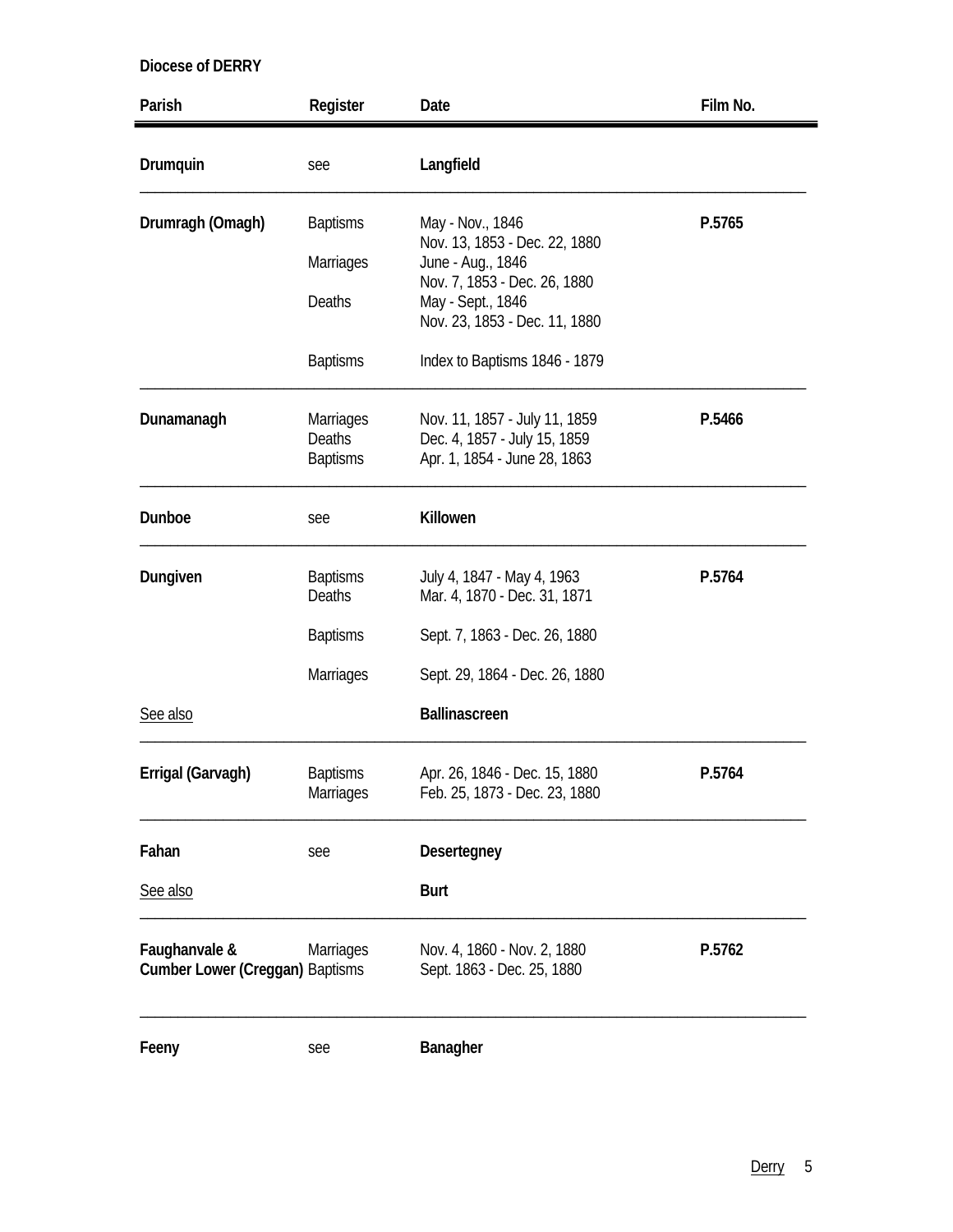**Diocese of DERRY**

| Parish | Register | Date | Film No. |
|---|---|---|---|
| **Drumquin** | see | **Langfield** | |
| **Drumragh (Omagh)** | Baptisms | May - Nov., 1846<br>Nov. 13, 1853 - Dec. 22, 1880 | **P.5765** |
| | Marriages | June - Aug., 1846<br>Nov. 7, 1853 - Dec. 26, 1880 | |
| | Deaths | May - Sept., 1846<br>Nov. 23, 1853 - Dec. 11, 1880 | |
| | Baptisms | Index to Baptisms 1846 - 1879 | |
| **Dunamanagh** | Marriages<br>Deaths<br>Baptisms | Nov. 11, 1857 - July 11, 1859<br>Dec. 4, 1857 - July 15, 1859<br>Apr. 1, 1854 - June 28, 1863 | **P.5466** |
| **Dunboe** | see | **Killowen** | |
| **Dungiven** | Baptisms<br>Deaths | July 4, 1847 - May 4, 1963<br>Mar. 4, 1870 - Dec. 31, 1871 | **P.5764** |
| | Baptisms | Sept. 7, 1863 - Dec. 26, 1880 | |
| | Marriages | Sept. 29, 1864 - Dec. 26, 1880 | |
| See also | | **Ballinascreen** | |
| **Errigal (Garvagh)** | Baptisms<br>Marriages | Apr. 26, 1846 - Dec. 15, 1880<br>Feb. 25, 1873 - Dec. 23, 1880 | **P.5764** |
| **Fahan** | see | **Desertegney** | |
| See also | | **Burt** | |
| **Faughanvale & Cumber Lower (Creggan)** | Marriages<br>Baptisms | Nov. 4, 1860 - Nov. 2, 1880<br>Sept. 1863 - Dec. 25, 1880 | **P.5762** |
| **Feeny** | see | **Banagher** | |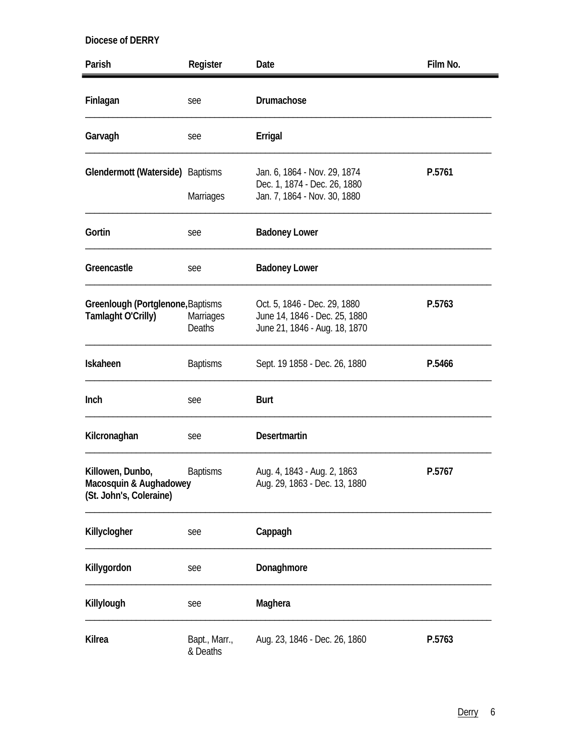**Diocese of DERRY**

| Parish | Register | Date | Film No. |
|---|---|---|---|
| **Finlagan** | see | **Drumachose** | |
| **Garvagh** | see | **Errigal** | |
| **Glendermott (Waterside)** | Baptisms<br><br>Marriages | Jan. 6, 1864 - Nov. 29, 1874<br>Dec. 1, 1874 - Dec. 26, 1880<br>Jan. 7, 1864 - Nov. 30, 1880 | **P.5761** |
| **Gortin** | see | **Badoney Lower** | |
| **Greencastle** | see | **Badoney Lower** | |
| **Greenlough (Portglenone, Tamlaght O'Crilly)** | Baptisms<br>Marriages<br>Deaths | Oct. 5, 1846 - Dec. 29, 1880<br>June 14, 1846 - Dec. 25, 1880<br>June 21, 1846 - Aug. 18, 1870 | **P.5763** |
| **Iskaheen** | Baptisms | Sept. 19 1858 - Dec. 26, 1880 | **P.5466** |
| **Inch** | see | **Burt** | |
| **Kilcronaghan** | see | **Desertmartin** | |
| **Killowen, Dunbo, Macosquin & Aughadowey (St. John's, Coleraine)** | Baptisms | Aug. 4, 1843 - Aug. 2, 1863<br>Aug. 29, 1863 - Dec. 13, 1880 | **P.5767** |
| **Killyclogher** | see | **Cappagh** | |
| **Killygordon** | see | **Donaghmore** | |
| **Killylough** | see | **Maghera** | |
| **Kilrea** | Bapt., Marr., & Deaths | Aug. 23, 1846 - Dec. 26, 1860 | **P.5763** |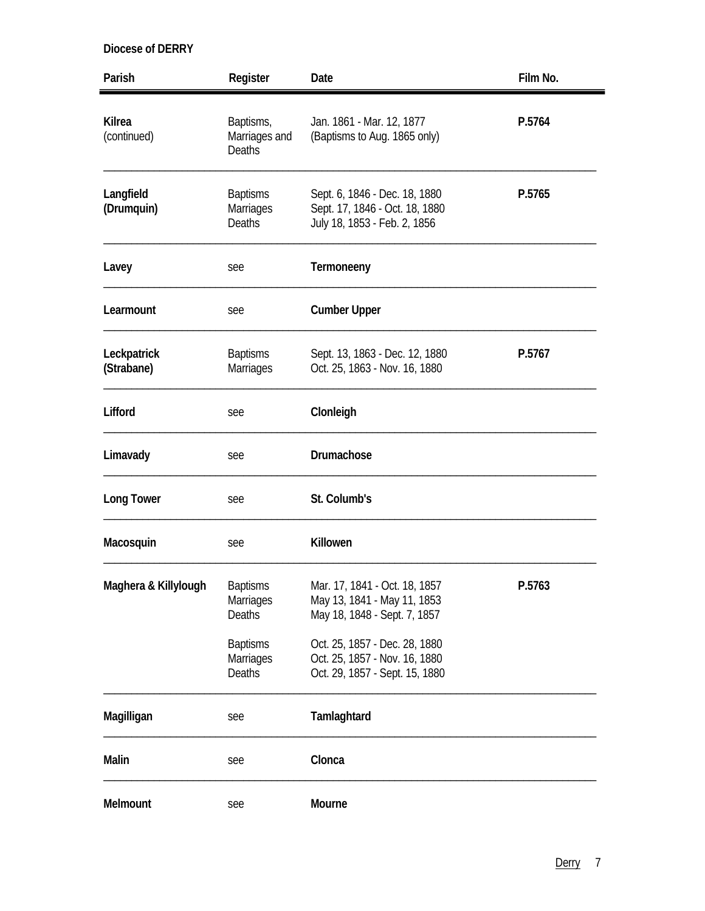**Diocese of DERRY**

| Parish | Register | Date | Film No. |
|---|---|---|---|
| **Kilrea** (continued) | Baptisms, Marriages and Deaths | Jan. 1861 - Mar. 12, 1877 (Baptisms to Aug. 1865 only) | **P.5764** |
| **Langfield (Drumquin)** | Baptisms<br>Marriages<br>Deaths | Sept. 6, 1846 - Dec. 18, 1880<br>Sept. 17, 1846 - Oct. 18, 1880<br>July 18, 1853 - Feb. 2, 1856 | **P.5765** |
| **Lavey** | see | **Termoneeny** | |
| **Learmount** | see | **Cumber Upper** | |
| **Leckpatrick (Strabane)** | Baptisms<br>Marriages | Sept. 13, 1863 - Dec. 12, 1880<br>Oct. 25, 1863 - Nov. 16, 1880 | **P.5767** |
| **Lifford** | see | **Clonleigh** | |
| **Limavady** | see | **Drumachose** | |
| **Long Tower** | see | **St. Columb's** | |
| **Macosquin** | see | **Killowen** | |
| **Maghera & Killylough** | Baptisms<br>Marriages<br>Deaths<br><br>Baptisms<br>Marriages<br>Deaths | Mar. 17, 1841 - Oct. 18, 1857<br>May 13, 1841 - May 11, 1853<br>May 18, 1848 - Sept. 7, 1857<br><br>Oct. 25, 1857 - Dec. 28, 1880<br>Oct. 25, 1857 - Nov. 16, 1880<br>Oct. 29, 1857 - Sept. 15, 1880 | **P.5763** |
| **Magilligan** | see | **Tamlaghtard** | |
| **Malin** | see | **Clonca** | |
| **Melmount** | see | **Mourne** | |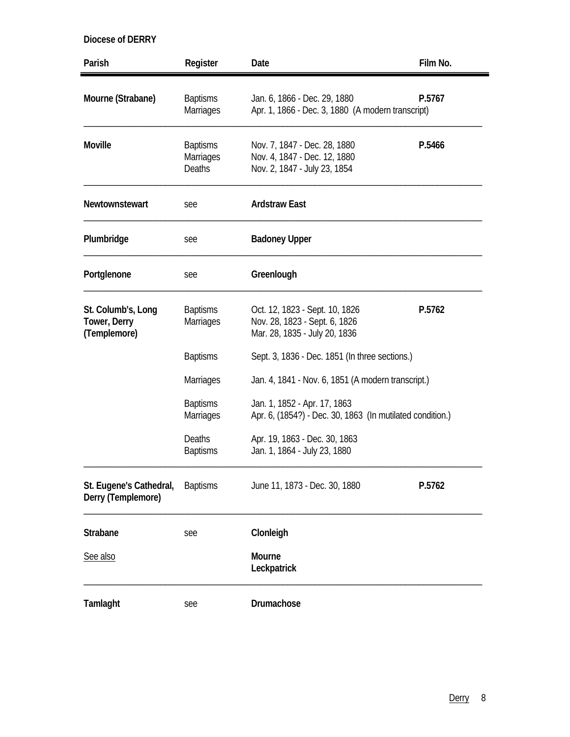**Diocese of DERRY**

| Parish | Register | Date | Film No. |
|---|---|---|---|
| **Mourne (Strabane)** | Baptisms | Jan. 6, 1866 - Dec. 29, 1880 | **P.5767** |
| | Marriages | Apr. 1, 1866 - Dec. 3, 1880 (A modern transcript) | |
| **Moville** | Baptisms | Nov. 7, 1847 - Dec. 28, 1880 | **P.5466** |
| | Marriages | Nov. 4, 1847 - Dec. 12, 1880 | |
| | Deaths | Nov. 2, 1847 - July 23, 1854 | |
| **Newtownstewart** | see | **Ardstraw East** | |
| **Plumbridge** | see | **Badoney Upper** | |
| **Portglenone** | see | **Greenlough** | |
| **St. Columb's, Long Tower, Derry (Templemore)** | Baptisms | Oct. 12, 1823 - Sept. 10, 1826 | **P.5762** |
| | Marriages | Nov. 28, 1823 - Sept. 6, 1826 | |
| | | Mar. 28, 1835 - July 20, 1836 | |
| | Baptisms | Sept. 3, 1836 - Dec. 1851 (In three sections.) | |
| | Marriages | Jan. 4, 1841 - Nov. 6, 1851 (A modern transcript.) | |
| | Baptisms | Jan. 1, 1852 - Apr. 17, 1863 | |
| | Marriages | Apr. 6, (1854?) - Dec. 30, 1863 (In mutilated condition.) | |
| | Deaths | Apr. 19, 1863 - Dec. 30, 1863 | |
| | Baptisms | Jan. 1, 1864 - July 23, 1880 | |
| **St. Eugene's Cathedral, Derry (Templemore)** | Baptisms | June 11, 1873 - Dec. 30, 1880 | **P.5762** |
| **Strabane** | see | **Clonleigh** | |
| See also | | **Mourne** | |
| | | **Leckpatrick** | |
| **Tamlaght** | see | **Drumachose** | |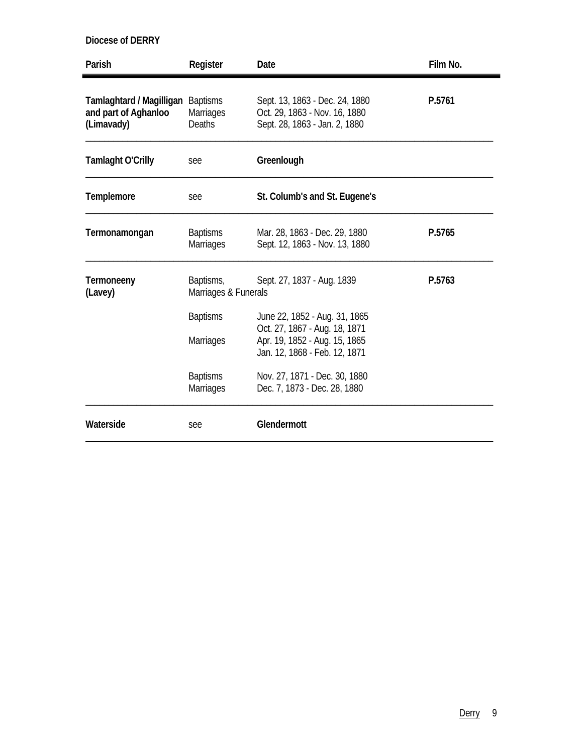**Diocese of DERRY**

| Parish | Register | Date | Film No. |
|---|---|---|---|
| **Tamlaghtard / Magilligan and part of Aghanloo (Limavady)** | Baptisms | Sept. 13, 1863 - Dec. 24, 1880 | **P.5761** |
| | Marriages | Oct. 29, 1863 - Nov. 16, 1880 | |
| | Deaths | Sept. 28, 1863 - Jan. 2, 1880 | |
| **Tamlaght O'Crilly** | see | **Greenlough** | |
| **Templemore** | see | **St. Columb's and St. Eugene's** | |
| **Termonamongan** | Baptisms | Mar. 28, 1863 - Dec. 29, 1880 | **P.5765** |
| | Marriages | Sept. 12, 1863 - Nov. 13, 1880 | |
| **Termoneeny (Lavey)** | Baptisms, Marriages & Funerals | Sept. 27, 1837 - Aug. 1839 | **P.5763** |
| | Baptisms | June 22, 1852 - Aug. 31, 1865 | |
| | | Oct. 27, 1867 - Aug. 18, 1871 | |
| | Marriages | Apr. 19, 1852 - Aug. 15, 1865 | |
| | | Jan. 12, 1868 - Feb. 12, 1871 | |
| | Baptisms | Nov. 27, 1871 - Dec. 30, 1880 | |
| | Marriages | Dec. 7, 1873 - Dec. 28, 1880 | |
| **Waterside** | see | **Glendermott** | |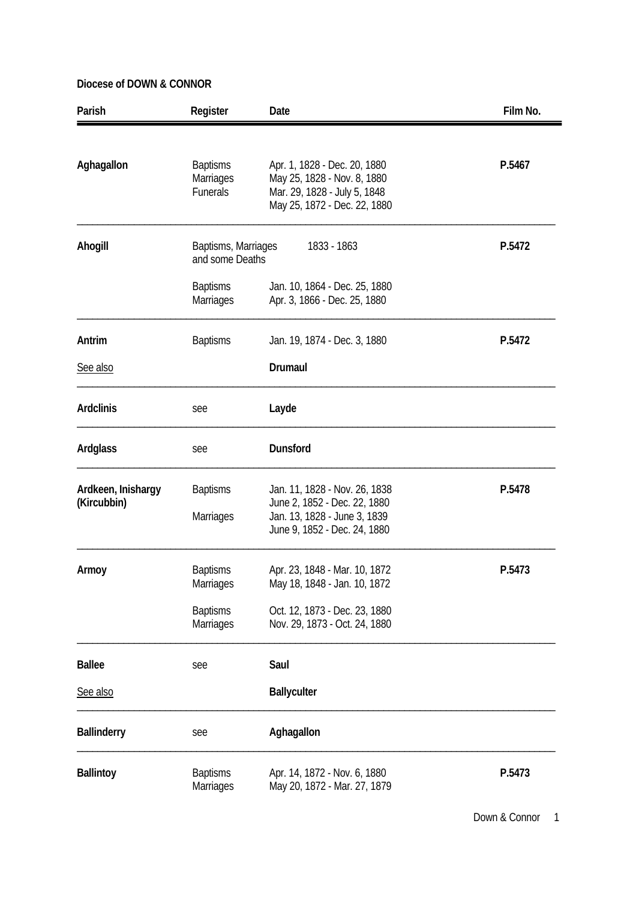**Diocese of DOWN & CONNOR**

| Parish | Register | Date | Film No. |
|---|---|---|---|
| **Aghagallon** | Baptisms<br>Marriages<br>Funerals | Apr. 1, 1828 - Dec. 20, 1880<br>May 25, 1828 - Nov. 8, 1880<br>Mar. 29, 1828 - July 5, 1848<br>May 25, 1872 - Dec. 22, 1880 | **P.5467** |
| **Ahogill** | Baptisms, Marriages and some Deaths | 1833 - 1863 | **P.5472** |
| | Baptisms<br>Marriages | Jan. 10, 1864 - Dec. 25, 1880<br>Apr. 3, 1866 - Dec. 25, 1880 | |
| **Antrim** | Baptisms | Jan. 19, 1874 - Dec. 3, 1880 | **P.5472** |
| See also | | **Drumaul** | |
| **Ardclinis** | see | **Layde** | |
| **Ardglass** | see | **Dunsford** | |
| **Ardkeen, Inishargy (Kircubbin)** | Baptisms<br><br>Marriages | Jan. 11, 1828 - Nov. 26, 1838<br>June 2, 1852 - Dec. 22, 1880<br>Jan. 13, 1828 - June 3, 1839<br>June 9, 1852 - Dec. 24, 1880 | **P.5478** |
| **Armoy** | Baptisms<br>Marriages | Apr. 23, 1848 - Mar. 10, 1872<br>May 18, 1848 - Jan. 10, 1872 | **P.5473** |
| | Baptisms<br>Marriages | Oct. 12, 1873 - Dec. 23, 1880<br>Nov. 29, 1873 - Oct. 24, 1880 | |
| **Ballee** | see | **Saul** | |
| See also | | **Ballyculter** | |
| **Ballinderry** | see | **Aghagallon** | |
| **Ballintoy** | Baptisms<br>Marriages | Apr. 14, 1872 - Nov. 6, 1880<br>May 20, 1872 - Mar. 27, 1879 | **P.5473** |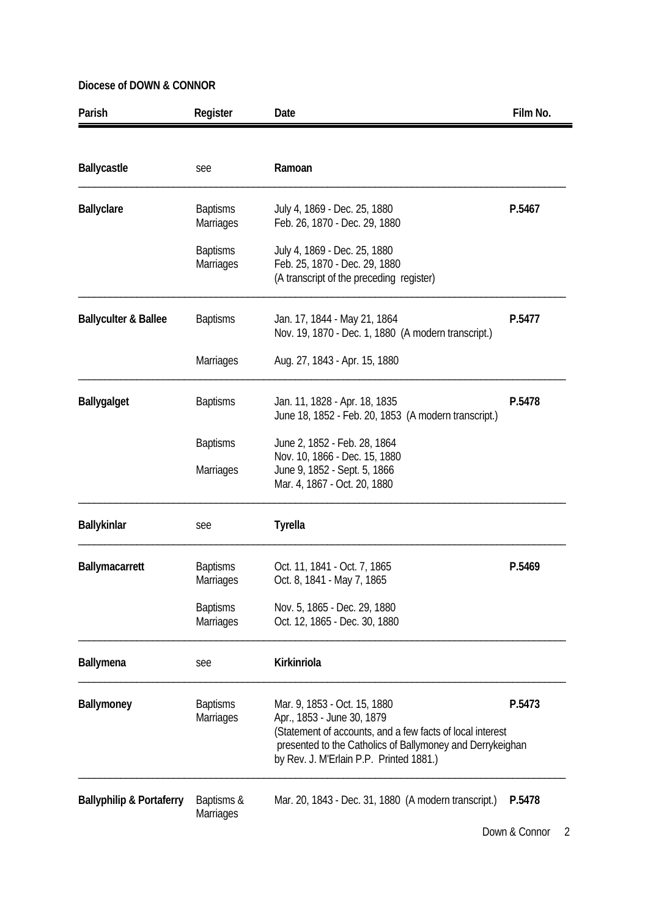**Diocese of DOWN & CONNOR**

| Parish | Register | Date | Film No. |
|---|---|---|---|
| **Ballycastle** | see | **Ramoan** | |
| **Ballyclare** | Baptisms<br>Marriages | July 4, 1869 - Dec. 25, 1880<br>Feb. 26, 1870 - Dec. 29, 1880 | **P.5467** |
| | Baptisms<br>Marriages | July 4, 1869 - Dec. 25, 1880<br>Feb. 25, 1870 - Dec. 29, 1880<br>(A transcript of the preceding register) | |
| **Ballyculter & Ballee** | Baptisms | Jan. 17, 1844 - May 21, 1864<br>Nov. 19, 1870 - Dec. 1, 1880 (A modern transcript.) | **P.5477** |
| | Marriages | Aug. 27, 1843 - Apr. 15, 1880 | |
| **Ballygalget** | Baptisms | Jan. 11, 1828 - Apr. 18, 1835<br>June 18, 1852 - Feb. 20, 1853 (A modern transcript.) | **P.5478** |
| | Baptisms | June 2, 1852 - Feb. 28, 1864<br>Nov. 10, 1866 - Dec. 15, 1880 | |
| | Marriages | June 9, 1852 - Sept. 5, 1866<br>Mar. 4, 1867 - Oct. 20, 1880 | |
| **Ballykinlar** | see | **Tyrella** | |
| **Ballymacarrett** | Baptisms<br>Marriages | Oct. 11, 1841 - Oct. 7, 1865<br>Oct. 8, 1841 - May 7, 1865 | **P.5469** |
| | Baptisms<br>Marriages | Nov. 5, 1865 - Dec. 29, 1880<br>Oct. 12, 1865 - Dec. 30, 1880 | |
| **Ballymena** | see | **Kirkinriola** | |
| **Ballymoney** | Baptisms<br>Marriages | Mar. 9, 1853 - Oct. 15, 1880<br>Apr., 1853 - June 30, 1879<br>(Statement of accounts, and a few facts of local interest presented to the Catholics of Ballymoney and Derrykeighan by Rev. J. M'Erlain P.P. Printed 1881.) | **P.5473** |
| **Ballyphilip & Portaferry** | Baptisms &<br>Marriages | Mar. 20, 1843 - Dec. 31, 1880 (A modern transcript.) | **P.5478** |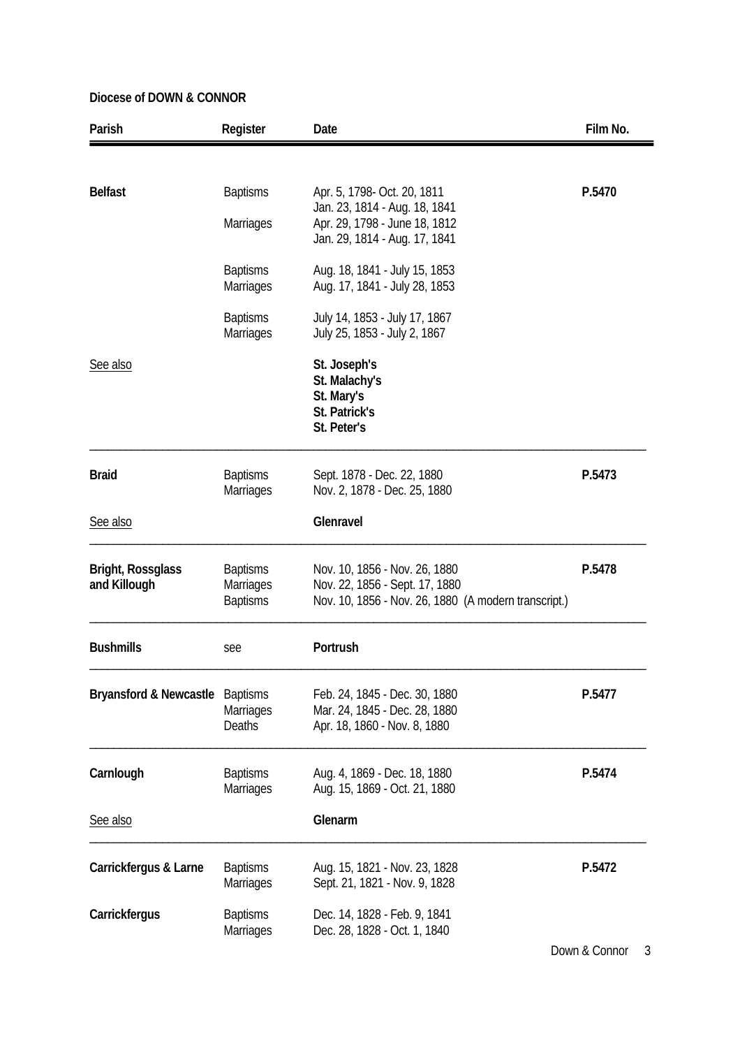**Diocese of DOWN & CONNOR**

| Parish | Register | Date | Film No. |
|---|---|---|---|
| **Belfast** | Baptisms | Apr. 5, 1798- Oct. 20, 1811<br>Jan. 23, 1814 - Aug. 18, 1841 | **P.5470** |
| | Marriages | Apr. 29, 1798 - June 18, 1812<br>Jan. 29, 1814 - Aug. 17, 1841 | |
| | Baptisms | Aug. 18, 1841 - July 15, 1853 | |
| | Marriages | Aug. 17, 1841 - July 28, 1853 | |
| | Baptisms | July 14, 1853 - July 17, 1867 | |
| | Marriages | July 25, 1853 - July 2, 1867 | |
| <u>See also</u> | | **St. Joseph's**<br>**St. Malachy's**<br>**St. Mary's**<br>**St. Patrick's**<br>**St. Peter's** | |
| **Braid** | Baptisms | Sept. 1878 - Dec. 22, 1880 | **P.5473** |
| | Marriages | Nov. 2, 1878 - Dec. 25, 1880 | |
| <u>See also</u> | | **Glenravel** | |
| **Bright, Rossglass and Killough** | Baptisms | Nov. 10, 1856 - Nov. 26, 1880 | **P.5478** |
| | Marriages | Nov. 22, 1856 - Sept. 17, 1880 | |
| | Baptisms | Nov. 10, 1856 - Nov. 26, 1880 (A modern transcript.) | |
| **Bushmills** | see | **Portrush** | |
| **Bryansford & Newcastle** | Baptisms | Feb. 24, 1845 - Dec. 30, 1880 | **P.5477** |
| | Marriages | Mar. 24, 1845 - Dec. 28, 1880 | |
| | Deaths | Apr. 18, 1860 - Nov. 8, 1880 | |
| **Carnlough** | Baptisms | Aug. 4, 1869 - Dec. 18, 1880 | **P.5474** |
| | Marriages | Aug. 15, 1869 - Oct. 21, 1880 | |
| <u>See also</u> | | **Glenarm** | |
| **Carrickfergus & Larne** | Baptisms | Aug. 15, 1821 - Nov. 23, 1828 | **P.5472** |
| | Marriages | Sept. 21, 1821 - Nov. 9, 1828 | |
| **Carrickfergus** | Baptisms | Dec. 14, 1828 - Feb. 9, 1841 | |
| | Marriages | Dec. 28, 1828 - Oct. 1, 1840 | |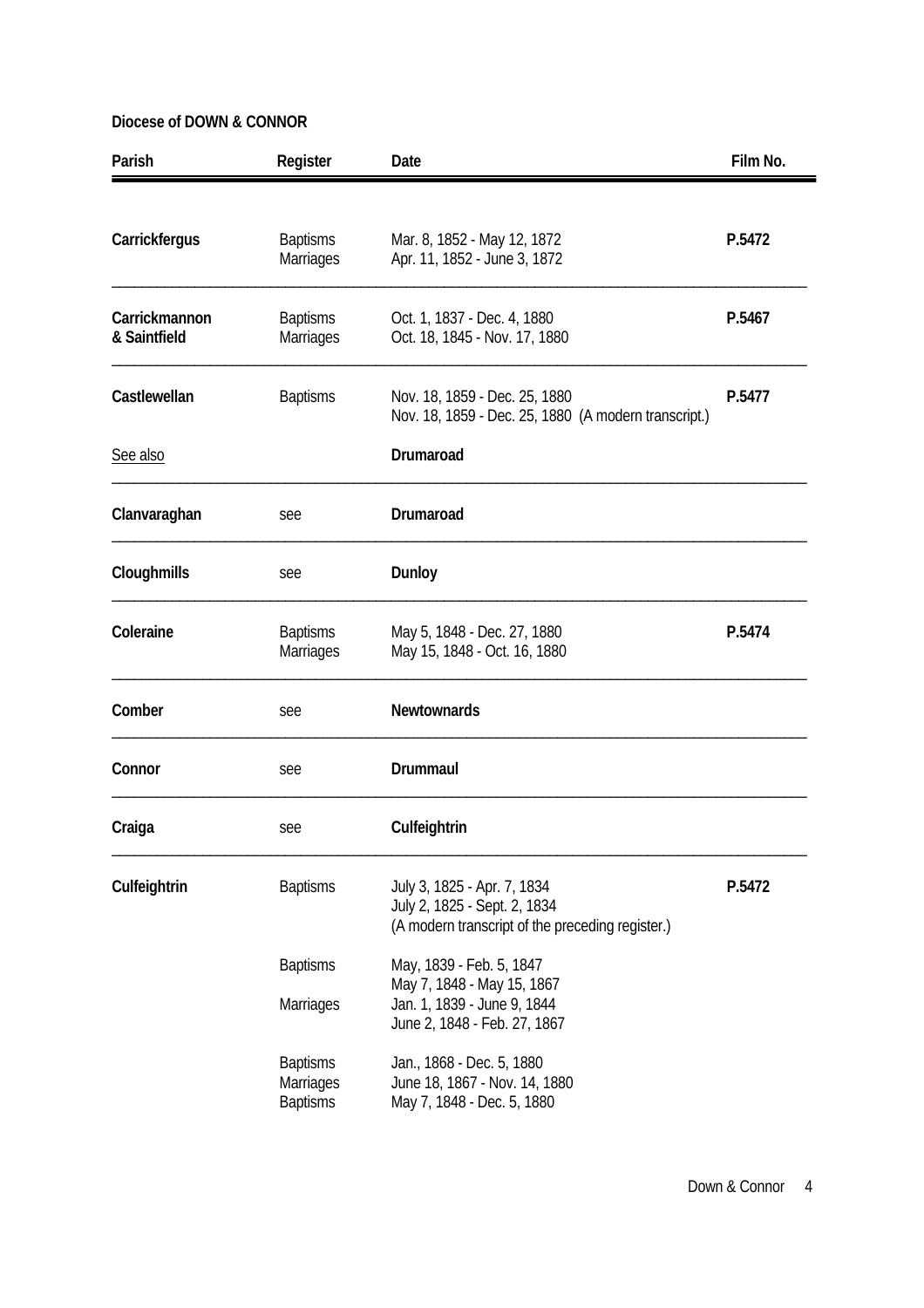**Diocese of DOWN & CONNOR**

| Parish | Register | Date | Film No. |
|---|---|---|---|
| **Carrickfergus** | Baptisms | Mar. 8, 1852 - May 12, 1872 | **P.5472** |
| | Marriages | Apr. 11, 1852 - June 3, 1872 | |
| **Carrickmannon & Saintfield** | Baptisms | Oct. 1, 1837 - Dec. 4, 1880 | **P.5467** |
| | Marriages | Oct. 18, 1845 - Nov. 17, 1880 | |
| **Castlewellan** | Baptisms | Nov. 18, 1859 - Dec. 25, 1880 | **P.5477** |
| | | Nov. 18, 1859 - Dec. 25, 1880 (A modern transcript.) | |
| See also | | **Drumaroad** | |
| **Clanvaraghan** | see | **Drumaroad** | |
| **Cloughmills** | see | **Dunloy** | |
| **Coleraine** | Baptisms | May 5, 1848 - Dec. 27, 1880 | **P.5474** |
| | Marriages | May 15, 1848 - Oct. 16, 1880 | |
| **Comber** | see | **Newtownards** | |
| **Connor** | see | **Drummaul** | |
| **Craiga** | see | **Culfeightrin** | |
| **Culfeightrin** | Baptisms | July 3, 1825 - Apr. 7, 1834 | **P.5472** |
| | | July 2, 1825 - Sept. 2, 1834 | |
| | | (A modern transcript of the preceding register.) | |
| | Baptisms | May, 1839 - Feb. 5, 1847 | |
| | | May 7, 1848 - May 15, 1867 | |
| | Marriages | Jan. 1, 1839 - June 9, 1844 | |
| | | June 2, 1848 - Feb. 27, 1867 | |
| | Baptisms | Jan., 1868 - Dec. 5, 1880 | |
| | Marriages | June 18, 1867 - Nov. 14, 1880 | |
| | Baptisms | May 7, 1848 - Dec. 5, 1880 | |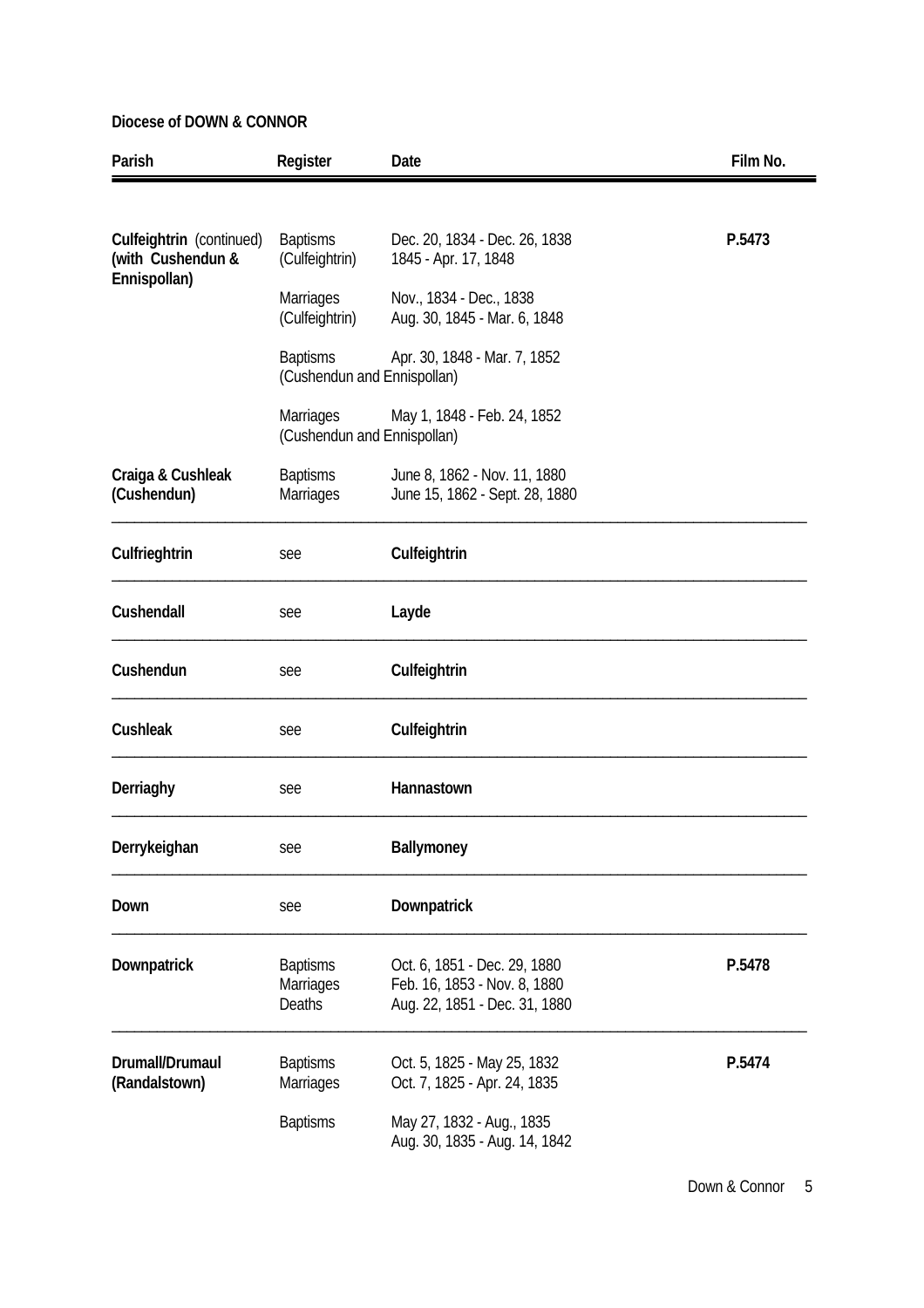**Diocese of DOWN & CONNOR**

| Parish | Register | Date | Film No. |
|---|---|---|---|
| **Culfeightrin** (continued) **(with Cushendun & Ennispollan)** | Baptisms (Culfeightrin) | Dec. 20, 1834 - Dec. 26, 1838<br>1845 - Apr. 17, 1848 | **P.5473** |
| | Marriages (Culfeightrin) | Nov., 1834 - Dec., 1838<br>Aug. 30, 1845 - Mar. 6, 1848 | |
| | Baptisms (Cushendun and Ennispollan) | Apr. 30, 1848 - Mar. 7, 1852 | |
| | Marriages (Cushendun and Ennispollan) | May 1, 1848 - Feb. 24, 1852 | |
| **Craiga & Cushleak (Cushendun)** | Baptisms<br>Marriages | June 8, 1862 - Nov. 11, 1880<br>June 15, 1862 - Sept. 28, 1880 | |
| **Culfrieghtrin** | see | **Culfeightrin** | |
| **Cushendall** | see | **Layde** | |
| **Cushendun** | see | **Culfeightrin** | |
| **Cushleak** | see | **Culfeightrin** | |
| **Derriaghy** | see | **Hannastown** | |
| **Derrykeighan** | see | **Ballymoney** | |
| **Down** | see | **Downpatrick** | |
| **Downpatrick** | Baptisms<br>Marriages<br>Deaths | Oct. 6, 1851 - Dec. 29, 1880<br>Feb. 16, 1853 - Nov. 8, 1880<br>Aug. 22, 1851 - Dec. 31, 1880 | **P.5478** |
| **Drumall/Drumaul (Randalstown)** | Baptisms<br>Marriages | Oct. 5, 1825 - May 25, 1832<br>Oct. 7, 1825 - Apr. 24, 1835 | **P.5474** |
| | Baptisms | May 27, 1832 - Aug., 1835<br>Aug. 30, 1835 - Aug. 14, 1842 | |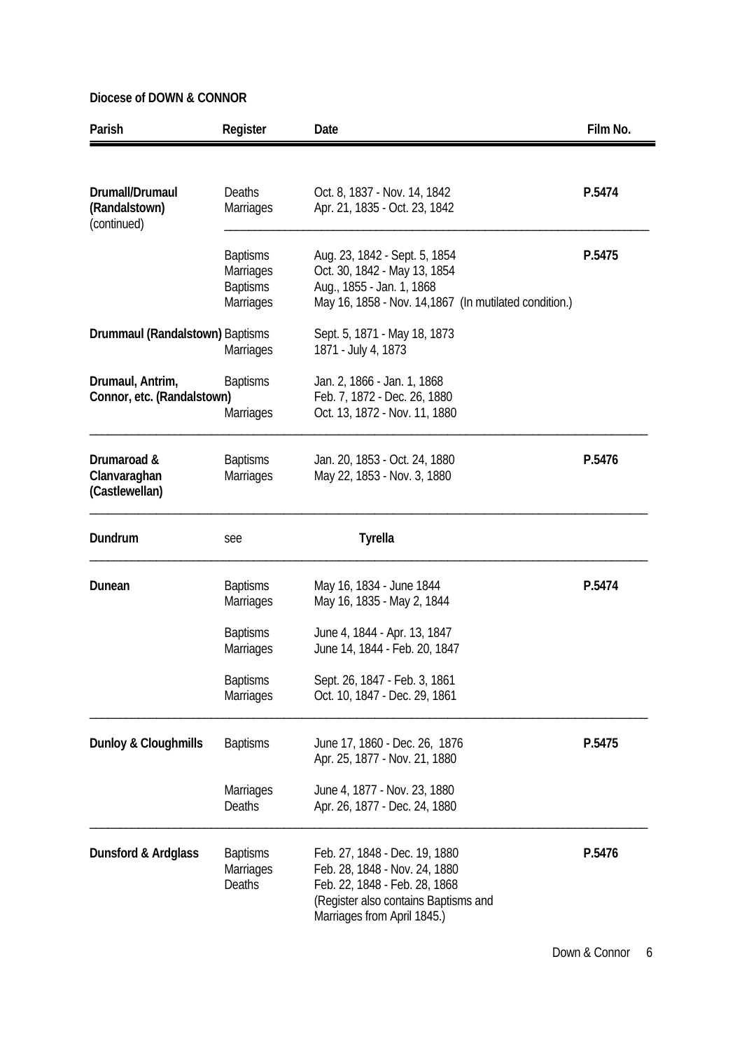**Diocese of DOWN & CONNOR**

| Parish | Register | Date | Film No. |
|---|---|---|---|
| **Drumall/Drumaul (Randalstown)** (continued) | Deaths | Oct. 8, 1837 - Nov. 14, 1842 | **P.5474** |
| | Marriages | Apr. 21, 1835 - Oct. 23, 1842 | |
| | Baptisms | Aug. 23, 1842 - Sept. 5, 1854 | **P.5475** |
| | Marriages | Oct. 30, 1842 - May 13, 1854 | |
| | Baptisms | Aug., 1855 - Jan. 1, 1868 | |
| | Marriages | May 16, 1858 - Nov. 14,1867 (In mutilated condition.) | |
| **Drummaul (Randalstown)** | Baptisms | Sept. 5, 1871 - May 18, 1873 | |
| | Marriages | 1871 - July 4, 1873 | |
| **Drumaul, Antrim, Connor, etc. (Randalstown)** | Baptisms | Jan. 2, 1866 - Jan. 1, 1868 | |
| | | Feb. 7, 1872 - Dec. 26, 1880 | |
| | Marriages | Oct. 13, 1872 - Nov. 11, 1880 | |
| **Drumaroad & Clanvaraghan (Castlewellan)** | Baptisms | Jan. 20, 1853 - Oct. 24, 1880 | **P.5476** |
| | Marriages | May 22, 1853 - Nov. 3, 1880 | |
| **Dundrum** | see | **Tyrella** | |
| **Dunean** | Baptisms | May 16, 1834 - June 1844 | **P.5474** |
| | Marriages | May 16, 1835 - May 2, 1844 | |
| | Baptisms | June 4, 1844 - Apr. 13, 1847 | |
| | Marriages | June 14, 1844 - Feb. 20, 1847 | |
| | Baptisms | Sept. 26, 1847 - Feb. 3, 1861 | |
| | Marriages | Oct. 10, 1847 - Dec. 29, 1861 | |
| **Dunloy & Cloughmills** | Baptisms | June 17, 1860 - Dec. 26, 1876 | **P.5475** |
| | | Apr. 25, 1877 - Nov. 21, 1880 | |
| | Marriages | June 4, 1877 - Nov. 23, 1880 | |
| | Deaths | Apr. 26, 1877 - Dec. 24, 1880 | |
| **Dunsford & Ardglass** | Baptisms | Feb. 27, 1848 - Dec. 19, 1880 | **P.5476** |
| | Marriages | Feb. 28, 1848 - Nov. 24, 1880 | |
| | Deaths | Feb. 22, 1848 - Feb. 28, 1868 (Register also contains Baptisms and Marriages from April 1845.) | |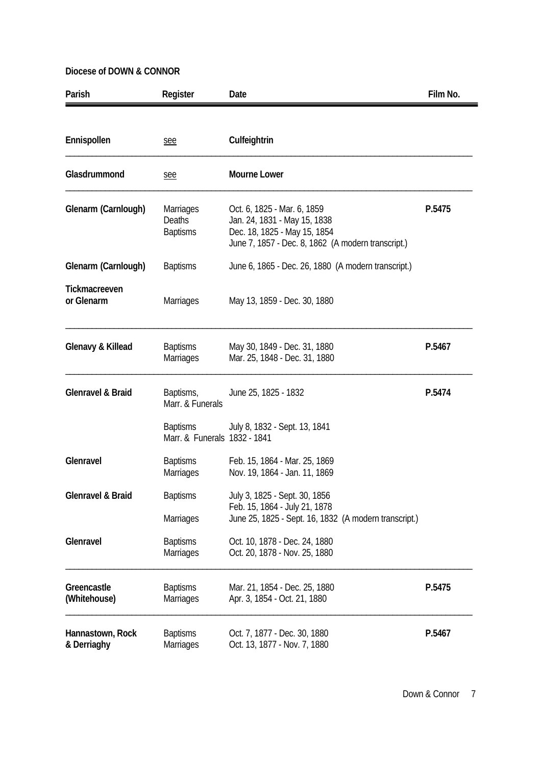**Diocese of DOWN & CONNOR**

| Parish | Register | Date | Film No. |
|---|---|---|---|
| **Ennispollen** | see | **Culfeightrin** | |
| **Glasdrummond** | see | **Mourne Lower** | |
| **Glenarm (Carnlough)** | Marriages<br>Deaths<br>Baptisms | Oct. 6, 1825 - Mar. 6, 1859<br>Jan. 24, 1831 - May 15, 1838<br>Dec. 18, 1825 - May 15, 1854<br>June 7, 1857 - Dec. 8, 1862 (A modern transcript.) | **P.5475** |
| **Glenarm (Carnlough)** | Baptisms | June 6, 1865 - Dec. 26, 1880 (A modern transcript.) | |
| **Tickmacreeven or Glenarm** | Marriages | May 13, 1859 - Dec. 30, 1880 | |
| **Glenavy & Killead** | Baptisms<br>Marriages | May 30, 1849 - Dec. 31, 1880<br>Mar. 25, 1848 - Dec. 31, 1880 | **P.5467** |
| **Glenravel & Braid** | Baptisms, Marr. & Funerals | June 25, 1825 - 1832 | **P.5474** |
| | Baptisms<br>Marr. & Funerals | July 8, 1832 - Sept. 13, 1841<br>1832 - 1841 | |
| **Glenravel** | Baptisms<br>Marriages | Feb. 15, 1864 - Mar. 25, 1869<br>Nov. 19, 1864 - Jan. 11, 1869 | |
| **Glenravel & Braid** | Baptisms<br><br>Marriages | July 3, 1825 - Sept. 30, 1856<br>Feb. 15, 1864 - July 21, 1878<br>June 25, 1825 - Sept. 16, 1832 (A modern transcript.) | |
| **Glenravel** | Baptisms<br>Marriages | Oct. 10, 1878 - Dec. 24, 1880<br>Oct. 20, 1878 - Nov. 25, 1880 | |
| **Greencastle (Whitehouse)** | Baptisms<br>Marriages | Mar. 21, 1854 - Dec. 25, 1880<br>Apr. 3, 1854 - Oct. 21, 1880 | **P.5475** |
| **Hannastown, Rock & Derriaghy** | Baptisms<br>Marriages | Oct. 7, 1877 - Dec. 30, 1880<br>Oct. 13, 1877 - Nov. 7, 1880 | **P.5467** |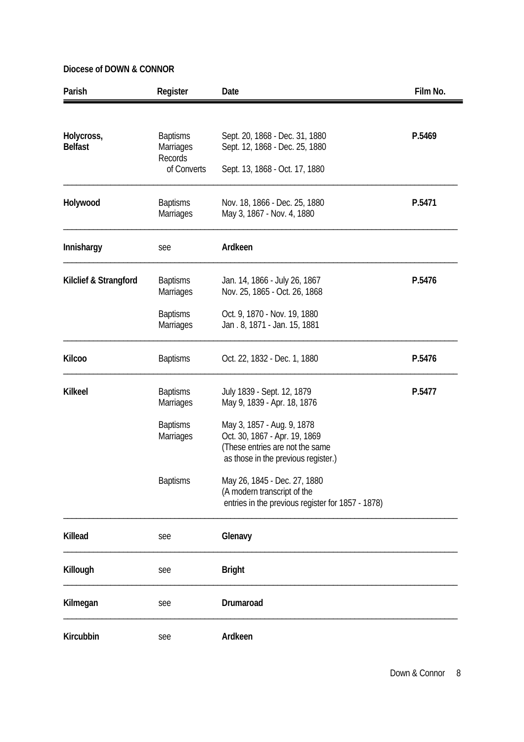**Diocese of DOWN & CONNOR**

| Parish | Register | Date | Film No. |
|---|---|---|---|
| **Holycross, Belfast** | Baptisms | Sept. 20, 1868 - Dec. 31, 1880 | **P.5469** |
| | Marriages | Sept. 12, 1868 - Dec. 25, 1880 | |
| | Records of Converts | Sept. 13, 1868 - Oct. 17, 1880 | |
| **Holywood** | Baptisms | Nov. 18, 1866 - Dec. 25, 1880 | **P.5471** |
| | Marriages | May 3, 1867 - Nov. 4, 1880 | |
| **Innishargy** | see | **Ardkeen** | |
| **Kilclief & Strangford** | Baptisms | Jan. 14, 1866 - July 26, 1867 | **P.5476** |
| | Marriages | Nov. 25, 1865 - Oct. 26, 1868 | |
| | Baptisms | Oct. 9, 1870 - Nov. 19, 1880 | |
| | Marriages | Jan . 8, 1871 - Jan. 15, 1881 | |
| **Kilcoo** | Baptisms | Oct. 22, 1832 - Dec. 1, 1880 | **P.5476** |
| **Kilkeel** | Baptisms | July 1839 - Sept. 12, 1879 | **P.5477** |
| | Marriages | May 9, 1839 - Apr. 18, 1876 | |
| | Baptisms | May 3, 1857 - Aug. 9, 1878 | |
| | Marriages | Oct. 30, 1867 - Apr. 19, 1869 (These entries are not the same as those in the previous register.) | |
| | Baptisms | May 26, 1845 - Dec. 27, 1880 (A modern transcript of the entries in the previous register for 1857 - 1878) | |
| **Killead** | see | **Glenavy** | |
| **Killough** | see | **Bright** | |
| **Kilmegan** | see | **Drumaroad** | |
| **Kircubbin** | see | **Ardkeen** | |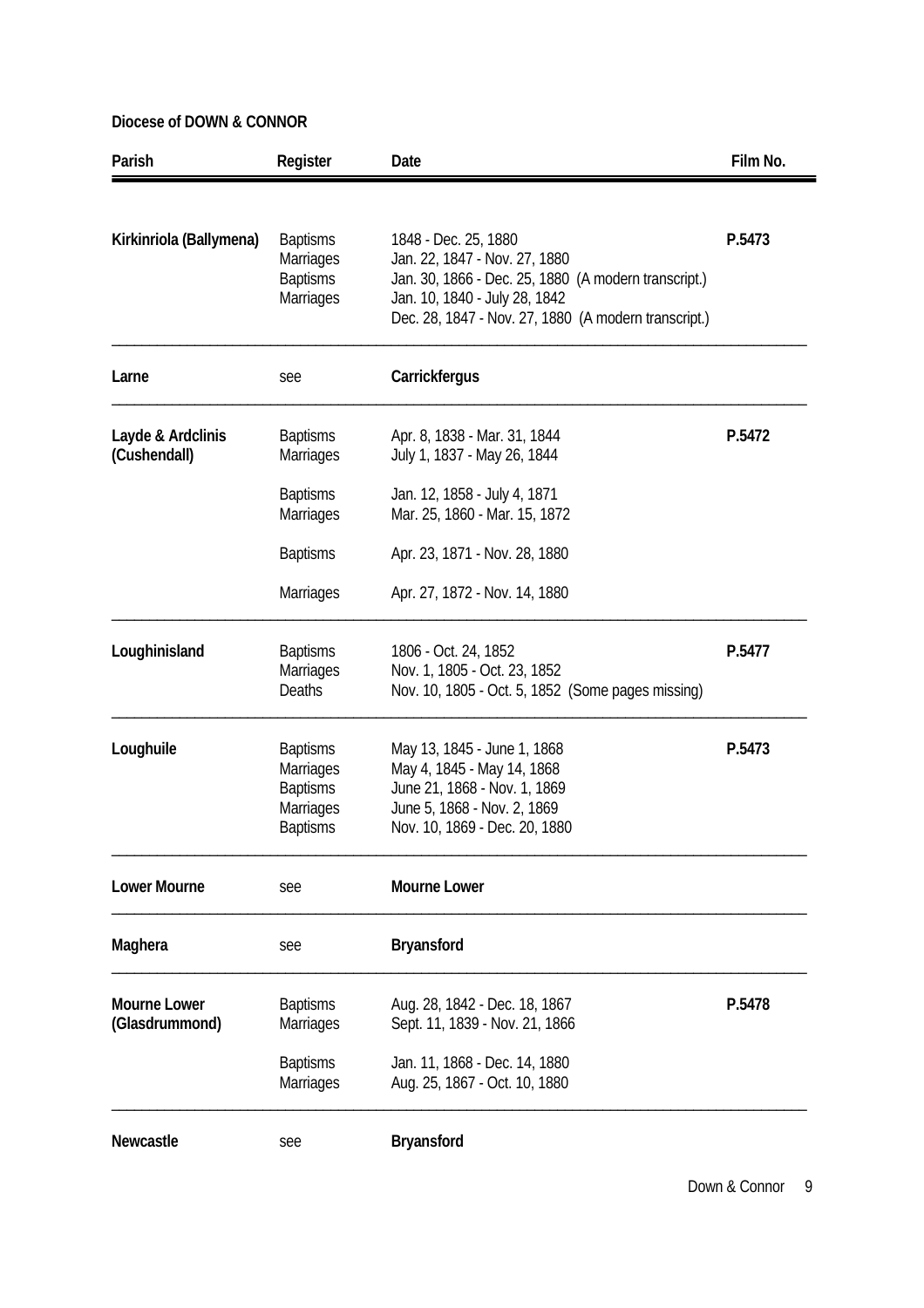**Diocese of DOWN & CONNOR**

| Parish | Register | Date | Film No. |
|---|---|---|---|
| **Kirkinriola (Ballymena)** | Baptisms | 1848 - Dec. 25, 1880 | **P.5473** |
| | Marriages | Jan. 22, 1847 - Nov. 27, 1880 | |
| | Baptisms | Jan. 30, 1866 - Dec. 25, 1880 (A modern transcript.) | |
| | Marriages | Jan. 10, 1840 - July 28, 1842 | |
| | | Dec. 28, 1847 - Nov. 27, 1880 (A modern transcript.) | |
| **Larne** | see | **Carrickfergus** | |
| **Layde & Ardclinis (Cushendall)** | Baptisms | Apr. 8, 1838 - Mar. 31, 1844 | **P.5472** |
| | Marriages | July 1, 1837 - May 26, 1844 | |
| | Baptisms | Jan. 12, 1858 - July 4, 1871 | |
| | Marriages | Mar. 25, 1860 - Mar. 15, 1872 | |
| | Baptisms | Apr. 23, 1871 - Nov. 28, 1880 | |
| | Marriages | Apr. 27, 1872 - Nov. 14, 1880 | |
| **Loughinisland** | Baptisms | 1806 - Oct. 24, 1852 | **P.5477** |
| | Marriages | Nov. 1, 1805 - Oct. 23, 1852 | |
| | Deaths | Nov. 10, 1805 - Oct. 5, 1852 (Some pages missing) | |
| **Loughuile** | Baptisms | May 13, 1845 - June 1, 1868 | **P.5473** |
| | Marriages | May 4, 1845 - May 14, 1868 | |
| | Baptisms | June 21, 1868 - Nov. 1, 1869 | |
| | Marriages | June 5, 1868 - Nov. 2, 1869 | |
| | Baptisms | Nov. 10, 1869 - Dec. 20, 1880 | |
| **Lower Mourne** | see | **Mourne Lower** | |
| **Maghera** | see | **Bryansford** | |
| **Mourne Lower (Glasdrummond)** | Baptisms | Aug. 28, 1842 - Dec. 18, 1867 | **P.5478** |
| | Marriages | Sept. 11, 1839 - Nov. 21, 1866 | |
| | Baptisms | Jan. 11, 1868 - Dec. 14, 1880 | |
| | Marriages | Aug. 25, 1867 - Oct. 10, 1880 | |
| **Newcastle** | see | **Bryansford** | |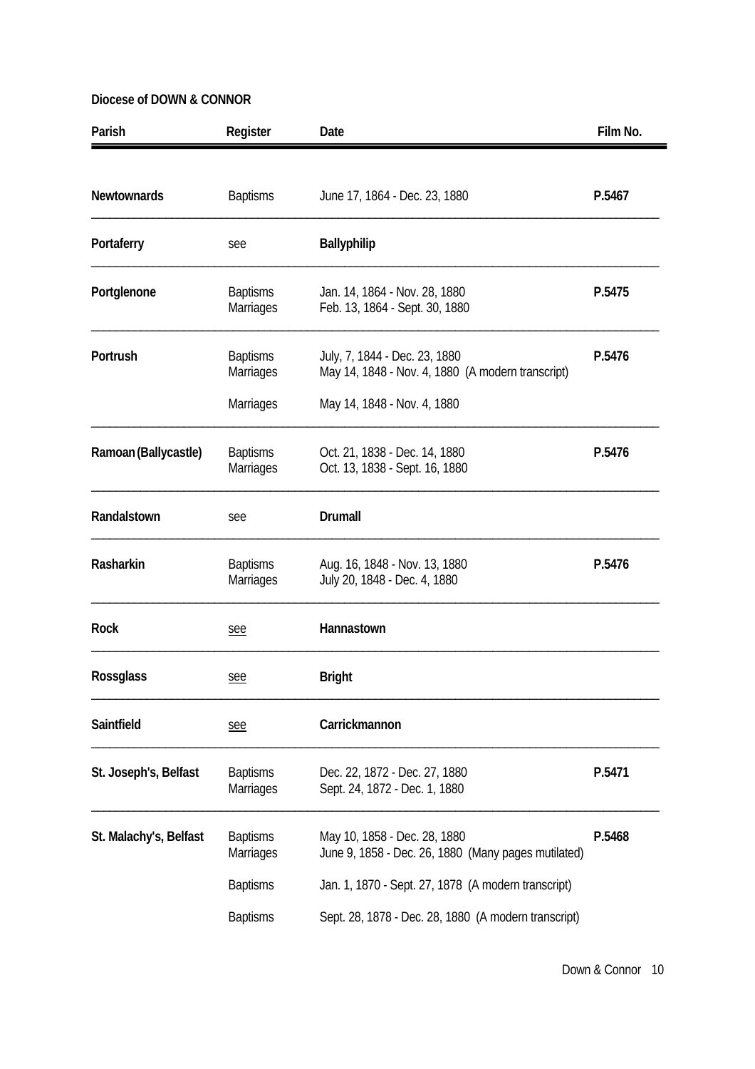**Diocese of DOWN & CONNOR**

| Parish | Register | Date | Film No. |
|---|---|---|---|
| **Newtownards** | Baptisms | June 17, 1864 - Dec. 23, 1880 | **P.5467** |
| **Portaferry** | see | **Ballyphilip** | |
| **Portglenone** | Baptisms | Jan. 14, 1864 - Nov. 28, 1880 | **P.5475** |
| | Marriages | Feb. 13, 1864 - Sept. 30, 1880 | |
| **Portrush** | Baptisms | July, 7, 1844 - Dec. 23, 1880 | **P.5476** |
| | Marriages | May 14, 1848 - Nov. 4, 1880 (A modern transcript) | |
| | Marriages | May 14, 1848 - Nov. 4, 1880 | |
| **Ramoan (Ballycastle)** | Baptisms | Oct. 21, 1838 - Dec. 14, 1880 | **P.5476** |
| | Marriages | Oct. 13, 1838 - Sept. 16, 1880 | |
| **Randalstown** | see | **Drumall** | |
| **Rasharkin** | Baptisms | Aug. 16, 1848 - Nov. 13, 1880 | **P.5476** |
| | Marriages | July 20, 1848 - Dec. 4, 1880 | |
| **Rock** | see | **Hannastown** | |
| **Rossglass** | see | **Bright** | |
| **Saintfield** | see | **Carrickmannon** | |
| **St. Joseph's, Belfast** | Baptisms | Dec. 22, 1872 - Dec. 27, 1880 | **P.5471** |
| | Marriages | Sept. 24, 1872 - Dec. 1, 1880 | |
| **St. Malachy's, Belfast** | Baptisms | May 10, 1858 - Dec. 28, 1880 | **P.5468** |
| | Marriages | June 9, 1858 - Dec. 26, 1880 (Many pages mutilated) | |
| | Baptisms | Jan. 1, 1870 - Sept. 27, 1878 (A modern transcript) | |
| | Baptisms | Sept. 28, 1878 - Dec. 28, 1880 (A modern transcript) | |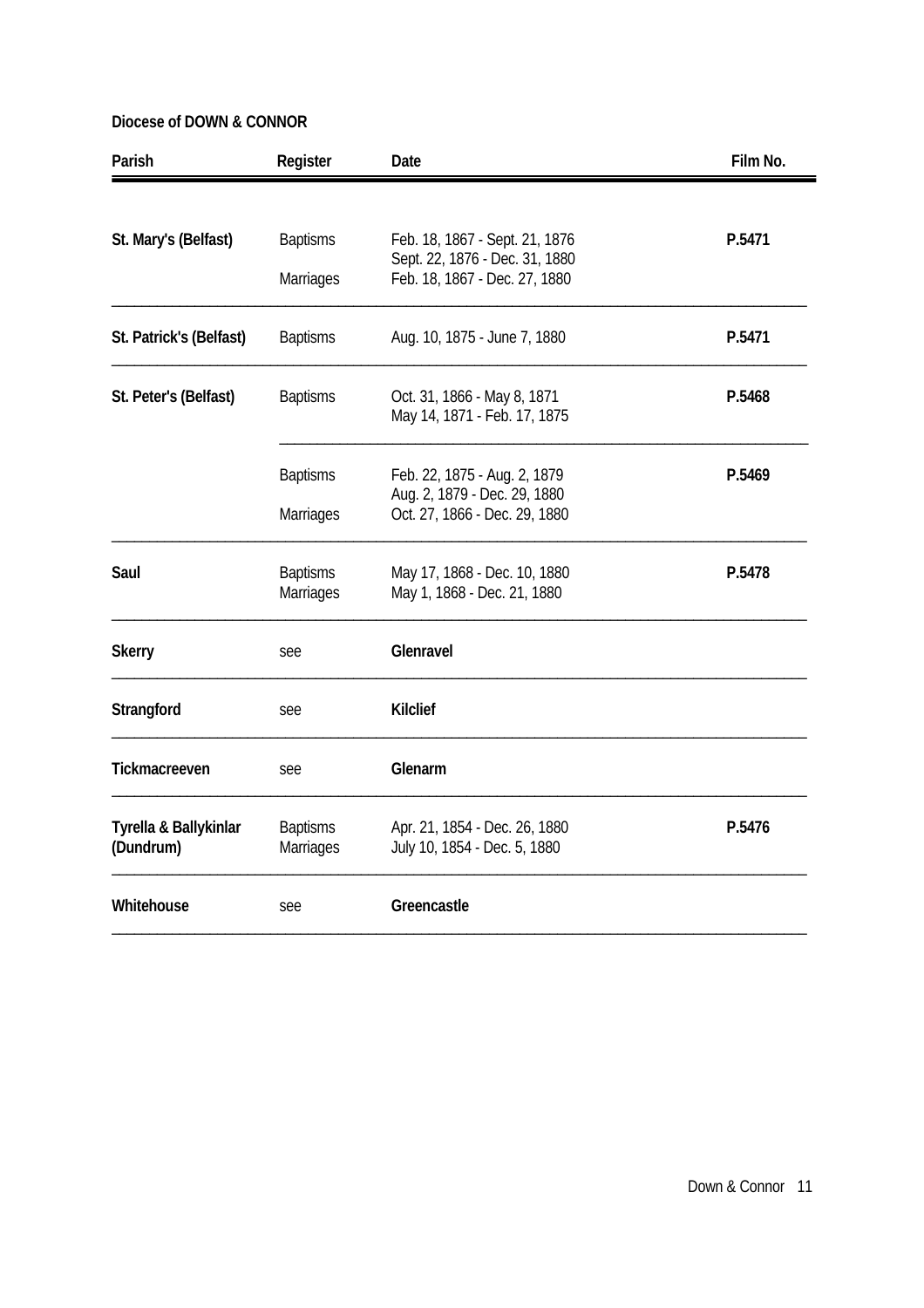**Diocese of DOWN & CONNOR**

| Parish | Register | Date | Film No. |
|---|---|---|---|
| **St. Mary's (Belfast)** | Baptisms | Feb. 18, 1867 - Sept. 21, 1876<br>Sept. 22, 1876 - Dec. 31, 1880 | **P.5471** |
| | Marriages | Feb. 18, 1867 - Dec. 27, 1880 | |
| **St. Patrick's (Belfast)** | Baptisms | Aug. 10, 1875 - June 7, 1880 | **P.5471** |
| **St. Peter's (Belfast)** | Baptisms | Oct. 31, 1866 - May 8, 1871<br>May 14, 1871 - Feb. 17, 1875 | **P.5468** |
| | Baptisms | Feb. 22, 1875 - Aug. 2, 1879<br>Aug. 2, 1879 - Dec. 29, 1880 | **P.5469** |
| | Marriages | Oct. 27, 1866 - Dec. 29, 1880 | |
| **Saul** | Baptisms<br>Marriages | May 17, 1868 - Dec. 10, 1880<br>May 1, 1868 - Dec. 21, 1880 | **P.5478** |
| **Skerry** | see | **Glenravel** | |
| **Strangford** | see | **Kilclief** | |
| **Tickmacreeven** | see | **Glenarm** | |
| **Tyrella & Ballykinlar (Dundrum)** | Baptisms<br>Marriages | Apr. 21, 1854 - Dec. 26, 1880<br>July 10, 1854 - Dec. 5, 1880 | **P.5476** |
| **Whitehouse** | see | **Greencastle** | |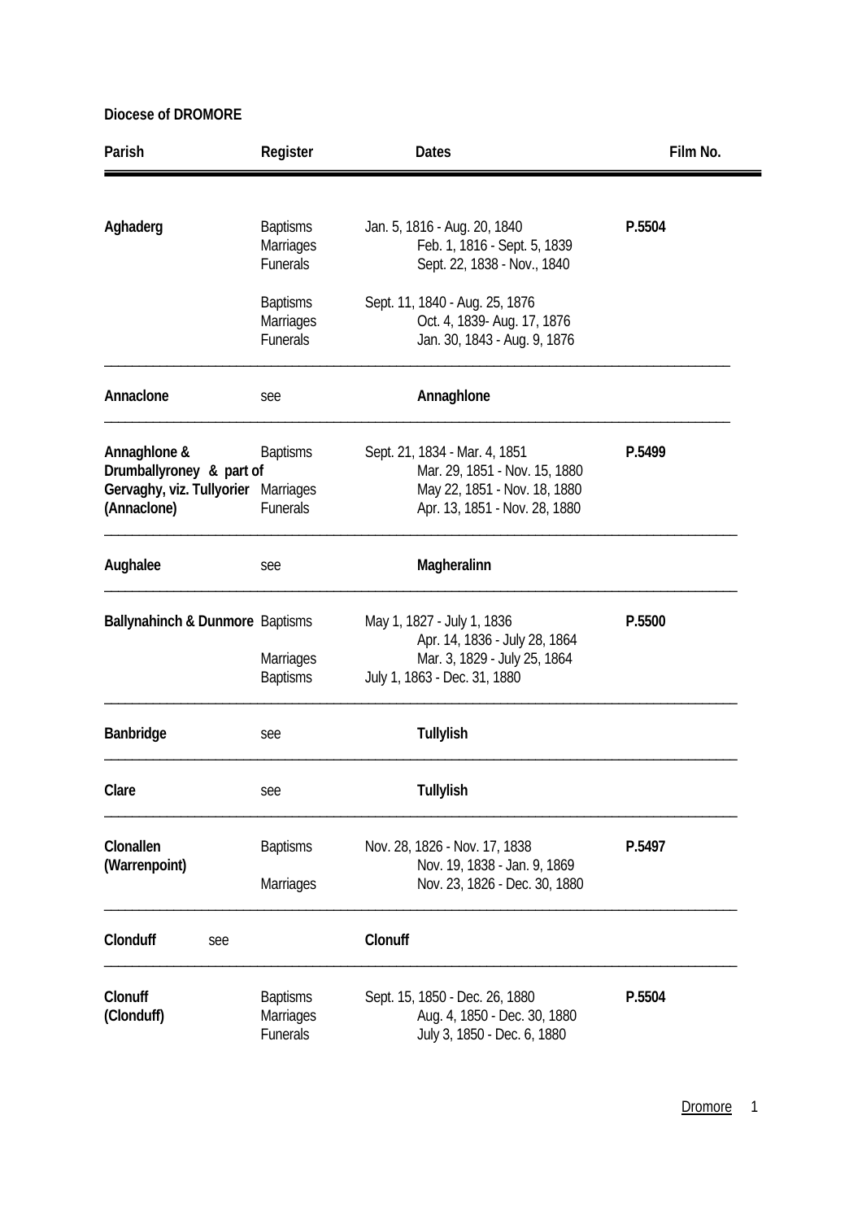**Diocese of DROMORE**

| Parish | Register | Dates | Film No. |
|---|---|---|---|
| **Aghaderg** | Baptisms | Jan. 5, 1816 - Aug. 20, 1840 | **P.5504** |
| | Marriages | Feb. 1, 1816 - Sept. 5, 1839 | |
| | Funerals | Sept. 22, 1838 - Nov., 1840 | |
| | Baptisms | Sept. 11, 1840 - Aug. 25, 1876 | |
| | Marriages | Oct. 4, 1839- Aug. 17, 1876 | |
| | Funerals | Jan. 30, 1843 - Aug. 9, 1876 | |
| **Annaclone** | see | **Annaghlone** | |
| **Annaghlone & Drumballyroney & part of Gervaghy, viz. Tullyorier (Annaclone)** | Baptisms | Sept. 21, 1834 - Mar. 4, 1851 | **P.5499** |
| | | Mar. 29, 1851 - Nov. 15, 1880 | |
| | Marriages | May 22, 1851 - Nov. 18, 1880 | |
| | Funerals | Apr. 13, 1851 - Nov. 28, 1880 | |
| **Aughalee** | see | **Magheralinn** | |
| **Ballynahinch & Dunmore** | Baptisms | May 1, 1827 - July 1, 1836 | **P.5500** |
| | | Apr. 14, 1836 - July 28, 1864 | |
| | Marriages | Mar. 3, 1829 - July 25, 1864 | |
| | Baptisms | July 1, 1863 - Dec. 31, 1880 | |
| **Banbridge** | see | **Tullylish** | |
| **Clare** | see | **Tullylish** | |
| **Clonallen (Warrenpoint)** | Baptisms | Nov. 28, 1826 - Nov. 17, 1838 | **P.5497** |
| | | Nov. 19, 1838 - Jan. 9, 1869 | |
| | Marriages | Nov. 23, 1826 - Dec. 30, 1880 | |
| **Clonduff** | see | **Clonuff** | |
| **Clonuff (Clonduff)** | Baptisms | Sept. 15, 1850 - Dec. 26, 1880 | **P.5504** |
| | Marriages | Aug. 4, 1850 - Dec. 30, 1880 | |
| | Funerals | July 3, 1850 - Dec. 6, 1880 | |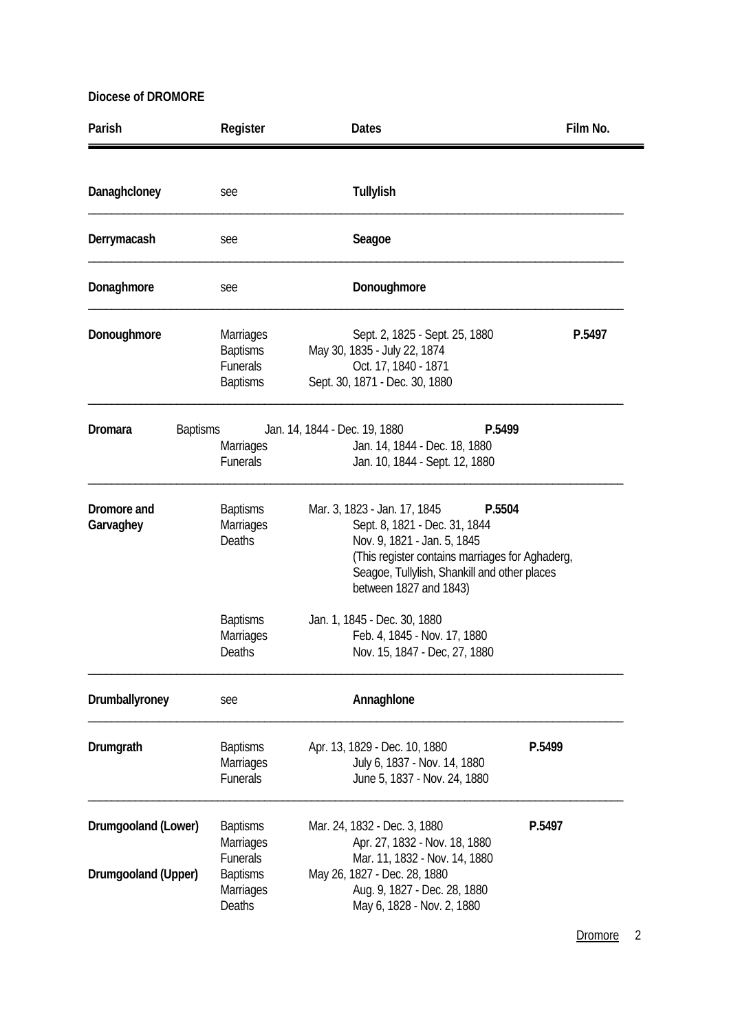**Diocese of DROMORE**

| Parish | Register | Dates | Film No. |
|---|---|---|---|
| **Danaghcloney** | see | **Tullylish** | |
| **Derrymacash** | see | **Seagoe** | |
| **Donaghmore** | see | **Donoughmore** | |
| **Donoughmore** | Marriages | Sept. 2, 1825 - Sept. 25, 1880 | **P.5497** |
| | Baptisms | May 30, 1835 - July 22, 1874 | |
| | Funerals | Oct. 17, 1840 - 1871 | |
| | Baptisms | Sept. 30, 1871 - Dec. 30, 1880 | |
| **Dromara** | Baptisms | Jan. 14, 1844 - Dec. 19, 1880 | **P.5499** |
| | Marriages | Jan. 14, 1844 - Dec. 18, 1880 | |
| | Funerals | Jan. 10, 1844 - Sept. 12, 1880 | |
| **Dromore and Garvaghey** | Baptisms | Mar. 3, 1823 - Jan. 17, 1845 | **P.5504** |
| | Marriages | Sept. 8, 1821 - Dec. 31, 1844 | |
| | Deaths | Nov. 9, 1821 - Jan. 5, 1845 (This register contains marriages for Aghaderg, Seagoe, Tullylish, Shankill and other places between 1827 and 1843) | |
| | Baptisms | Jan. 1, 1845 - Dec. 30, 1880 | |
| | Marriages | Feb. 4, 1845 - Nov. 17, 1880 | |
| | Deaths | Nov. 15, 1847 - Dec, 27, 1880 | |
| **Drumballyroney** | see | **Annaghlone** | |
| **Drumgrath** | Baptisms | Apr. 13, 1829 - Dec. 10, 1880 | **P.5499** |
| | Marriages | July 6, 1837 - Nov. 14, 1880 | |
| | Funerals | June 5, 1837 - Nov. 24, 1880 | |
| **Drumgooland (Lower)** | Baptisms | Mar. 24, 1832 - Dec. 3, 1880 | **P.5497** |
| | Marriages | Apr. 27, 1832 - Nov. 18, 1880 | |
| | Funerals | Mar. 11, 1832 - Nov. 14, 1880 | |
| **Drumgooland (Upper)** | Baptisms | May 26, 1827 - Dec. 28, 1880 | |
| | Marriages | Aug. 9, 1827 - Dec. 28, 1880 | |
| | Deaths | May 6, 1828 - Nov. 2, 1880 | |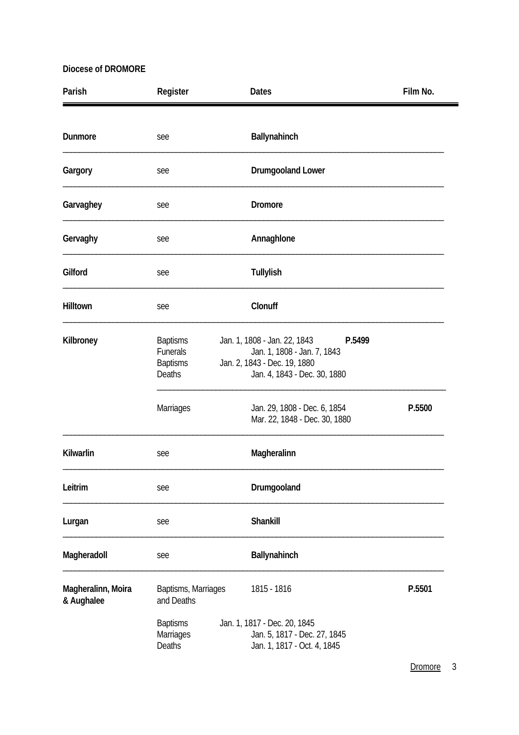**Diocese of DROMORE**

| Parish | Register | Dates | Film No. |
|---|---|---|---|
| **Dunmore** | see | **Ballynahinch** | |
| **Gargory** | see | **Drumgooland Lower** | |
| **Garvaghey** | see | **Dromore** | |
| **Gervaghy** | see | **Annaghlone** | |
| **Gilford** | see | **Tullylish** | |
| **Hilltown** | see | **Clonuff** | |
| **Kilbroney** | Baptisms | Jan. 1, 1808 - Jan. 22, 1843 | **P.5499** |
| | Funerals | Jan. 1, 1808 - Jan. 7, 1843 | |
| | Baptisms | Jan. 2, 1843 - Dec. 19, 1880 | |
| | Deaths | Jan. 4, 1843 - Dec. 30, 1880 | |
| | Marriages | Jan. 29, 1808 - Dec. 6, 1854 | **P.5500** |
| | | Mar. 22, 1848 - Dec. 30, 1880 | |
| **Kilwarlin** | see | **Magheralinn** | |
| **Leitrim** | see | **Drumgooland** | |
| **Lurgan** | see | **Shankill** | |
| **Magheradoll** | see | **Ballynahinch** | |
| **Magheralinn, Moira & Aughalee** | Baptisms, Marriages and Deaths | 1815 - 1816 | **P.5501** |
| | Baptisms | Jan. 1, 1817 - Dec. 20, 1845 | |
| | Marriages | Jan. 5, 1817 - Dec. 27, 1845 | |
| | Deaths | Jan. 1, 1817 - Oct. 4, 1845 | |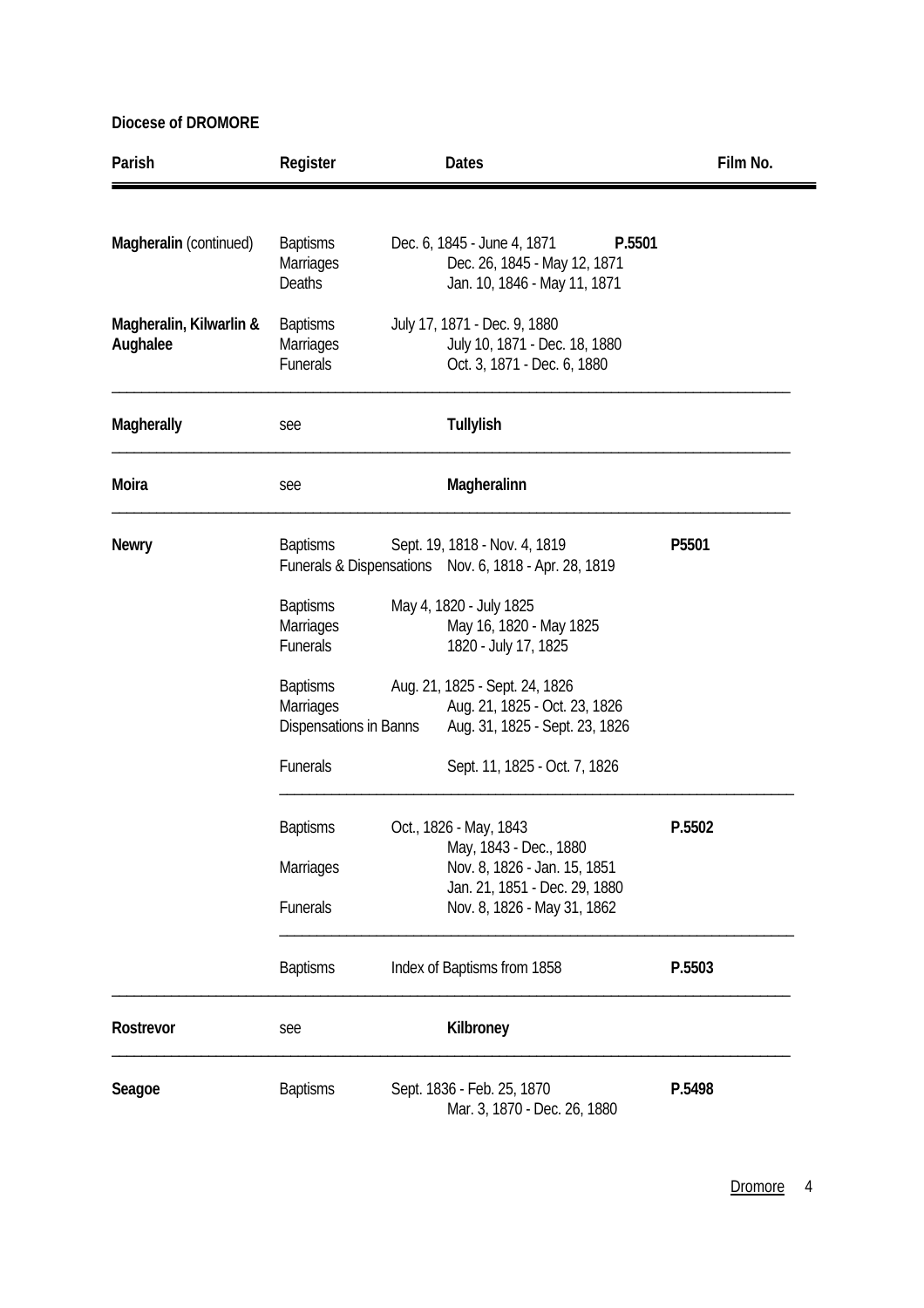**Diocese of DROMORE**

| Parish | Register | Dates | Film No. |
| --- | --- | --- | --- |
| **Magheralin** (continued) | Baptisms | Dec. 6, 1845 - June 4, 1871 | **P.5501** |
| | Marriages | Dec. 26, 1845 - May 12, 1871 | |
| | Deaths | Jan. 10, 1846 - May 11, 1871 | |
| **Magheralin, Kilwarlin & Aughalee** | Baptisms | July 17, 1871 - Dec. 9, 1880 | |
| | Marriages | July 10, 1871 - Dec. 18, 1880 | |
| | Funerals | Oct. 3, 1871 - Dec. 6, 1880 | |
| **Magherally** | see | **Tullylish** | |
| **Moira** | see | **Magheralinn** | |
| **Newry** | Baptisms | Sept. 19, 1818 - Nov. 4, 1819 | **P5501** |
| | Funerals & Dispensations | Nov. 6, 1818 - Apr. 28, 1819 | |
| | Baptisms | May 4, 1820 - July 1825 | |
| | Marriages | May 16, 1820 - May 1825 | |
| | Funerals | 1820 - July 17, 1825 | |
| | Baptisms | Aug. 21, 1825 - Sept. 24, 1826 | |
| | Marriages | Aug. 21, 1825 - Oct. 23, 1826 | |
| | Dispensations in Banns | Aug. 31, 1825 - Sept. 23, 1826 | |
| | Funerals | Sept. 11, 1825 - Oct. 7, 1826 | |
| | Baptisms | Oct., 1826 - May, 1843 | **P.5502** |
| | | May, 1843 - Dec., 1880 | |
| | Marriages | Nov. 8, 1826 - Jan. 15, 1851 | |
| | | Jan. 21, 1851 - Dec. 29, 1880 | |
| | Funerals | Nov. 8, 1826 - May 31, 1862 | |
| | Baptisms | Index of Baptisms from 1858 | **P.5503** |
| **Rostrevor** | see | **Kilbroney** | |
| **Seagoe** | Baptisms | Sept. 1836 - Feb. 25, 1870 | **P.5498** |
| | | Mar. 3, 1870 - Dec. 26, 1880 | |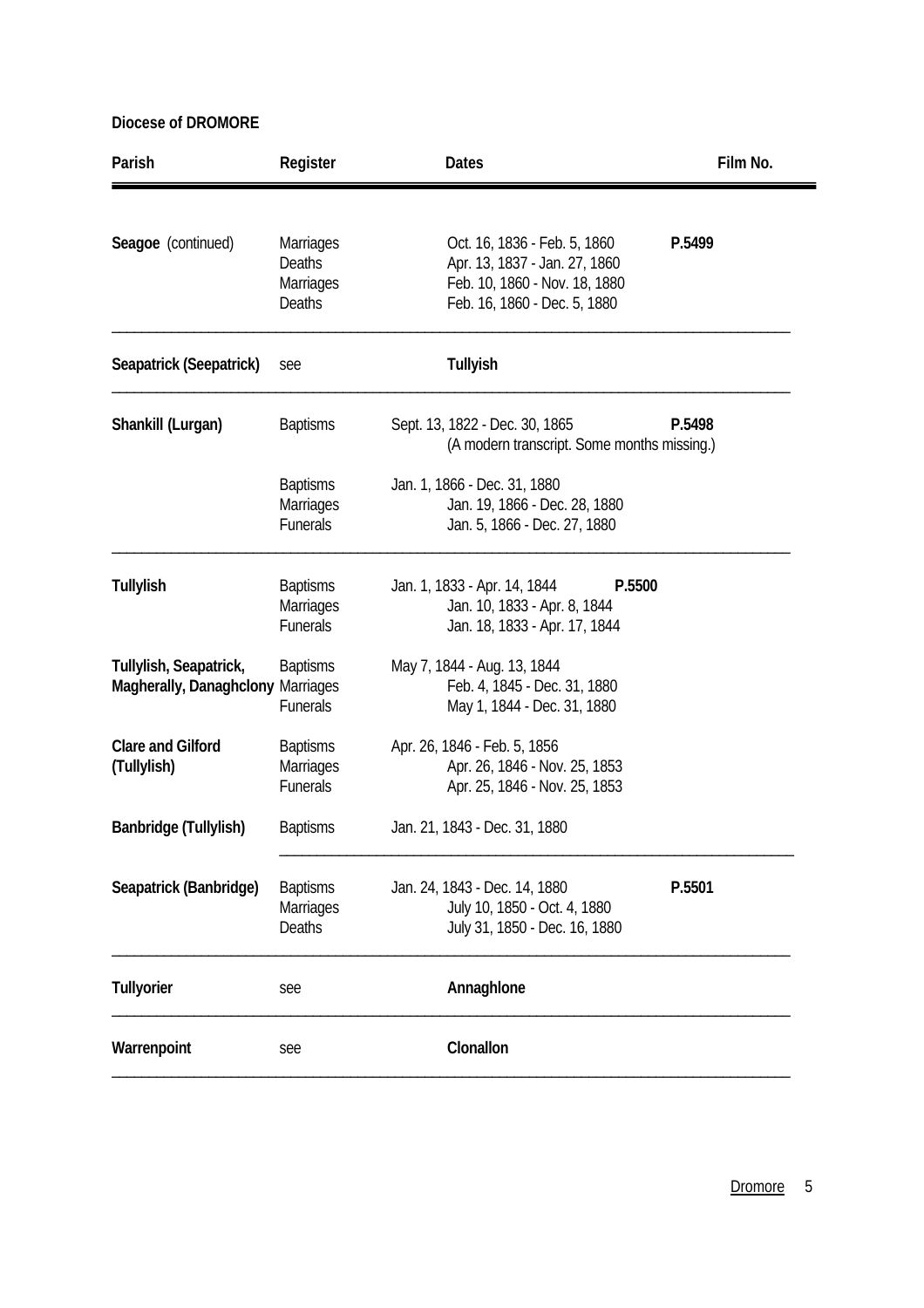**Diocese of DROMORE**

| Parish | Register | Dates | Film No. |
|---|---|---|---|
| **Seagoe** (continued) | Marriages | Oct. 16, 1836 - Feb. 5, 1860 | **P.5499** |
| | Deaths | Apr. 13, 1837 - Jan. 27, 1860 | |
| | Marriages | Feb. 10, 1860 - Nov. 18, 1880 | |
| | Deaths | Feb. 16, 1860 - Dec. 5, 1880 | |
| **Seapatrick (Seepatrick)** | see | **Tullyish** | |
| **Shankill (Lurgan)** | Baptisms | Sept. 13, 1822 - Dec. 30, 1865 (A modern transcript. Some months missing.) | **P.5498** |
| | Baptisms | Jan. 1, 1866 - Dec. 31, 1880 | |
| | Marriages | Jan. 19, 1866 - Dec. 28, 1880 | |
| | Funerals | Jan. 5, 1866 - Dec. 27, 1880 | |
| **Tullylish** | Baptisms | Jan. 1, 1833 - Apr. 14, 1844 | **P.5500** |
| | Marriages | Jan. 10, 1833 - Apr. 8, 1844 | |
| | Funerals | Jan. 18, 1833 - Apr. 17, 1844 | |
| **Tullylish, Seapatrick, Magherally, Danaghclony** | Baptisms | May 7, 1844 - Aug. 13, 1844 | |
| | Marriages | Feb. 4, 1845 - Dec. 31, 1880 | |
| | Funerals | May 1, 1844 - Dec. 31, 1880 | |
| **Clare and Gilford (Tullylish)** | Baptisms | Apr. 26, 1846 - Feb. 5, 1856 | |
| | Marriages | Apr. 26, 1846 - Nov. 25, 1853 | |
| | Funerals | Apr. 25, 1846 - Nov. 25, 1853 | |
| **Banbridge (Tullylish)** | Baptisms | Jan. 21, 1843 - Dec. 31, 1880 | |
| **Seapatrick (Banbridge)** | Baptisms | Jan. 24, 1843 - Dec. 14, 1880 | **P.5501** |
| | Marriages | July 10, 1850 - Oct. 4, 1880 | |
| | Deaths | July 31, 1850 - Dec. 16, 1880 | |
| **Tullyorier** | see | **Annaghlone** | |
| **Warrenpoint** | see | **Clonallon** | |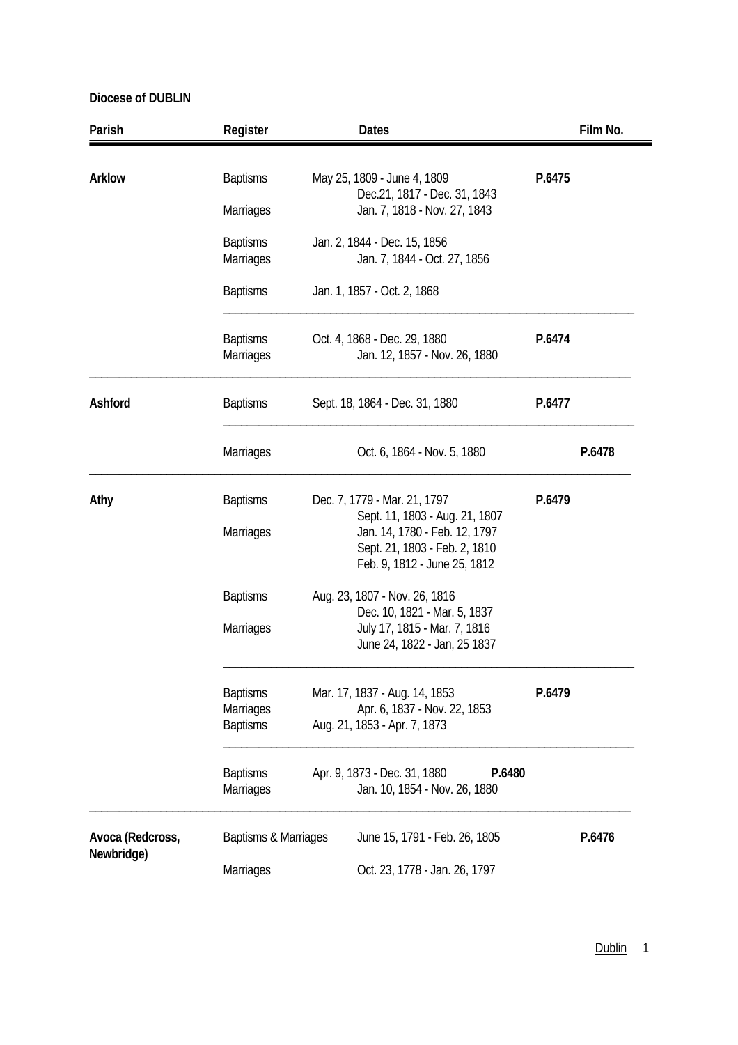**Diocese of DUBLIN**

| Parish | Register | Dates | Film No. |
|---|---|---|---|
| **Arklow** | Baptisms | May 25, 1809 - June 4, 1809 | **P.6475** |
| | | Dec.21, 1817 - Dec. 31, 1843 | |
| | Marriages | Jan. 7, 1818 - Nov. 27, 1843 | |
| | Baptisms | Jan. 2, 1844 - Dec. 15, 1856 | |
| | Marriages | Jan. 7, 1844 - Oct. 27, 1856 | |
| | Baptisms | Jan. 1, 1857 - Oct. 2, 1868 | |
| | Baptisms | Oct. 4, 1868 - Dec. 29, 1880 | **P.6474** |
| | Marriages | Jan. 12, 1857 - Nov. 26, 1880 | |
| **Ashford** | Baptisms | Sept. 18, 1864 - Dec. 31, 1880 | **P.6477** |
| | Marriages | Oct. 6, 1864 - Nov. 5, 1880 | **P.6478** |
| **Athy** | Baptisms | Dec. 7, 1779 - Mar. 21, 1797 | **P.6479** |
| | | Sept. 11, 1803 - Aug. 21, 1807 | |
| | Marriages | Jan. 14, 1780 - Feb. 12, 1797 | |
| | | Sept. 21, 1803 - Feb. 2, 1810 | |
| | | Feb. 9, 1812 - June 25, 1812 | |
| | Baptisms | Aug. 23, 1807 - Nov. 26, 1816 | |
| | | Dec. 10, 1821 - Mar. 5, 1837 | |
| | Marriages | July 17, 1815 - Mar. 7, 1816 | |
| | | June 24, 1822 - Jan, 25 1837 | |
| | Baptisms | Mar. 17, 1837 - Aug. 14, 1853 | **P.6479** |
| | Marriages | Apr. 6, 1837 - Nov. 22, 1853 | |
| | Baptisms | Aug. 21, 1853 - Apr. 7, 1873 | |
| | Baptisms | Apr. 9, 1873 - Dec. 31, 1880 | **P.6480** |
| | Marriages | Jan. 10, 1854 - Nov. 26, 1880 | |
| **Avoca (Redcross, Newbridge)** | Baptisms & Marriages | June 15, 1791 - Feb. 26, 1805 | **P.6476** |
| | Marriages | Oct. 23, 1778 - Jan. 26, 1797 | |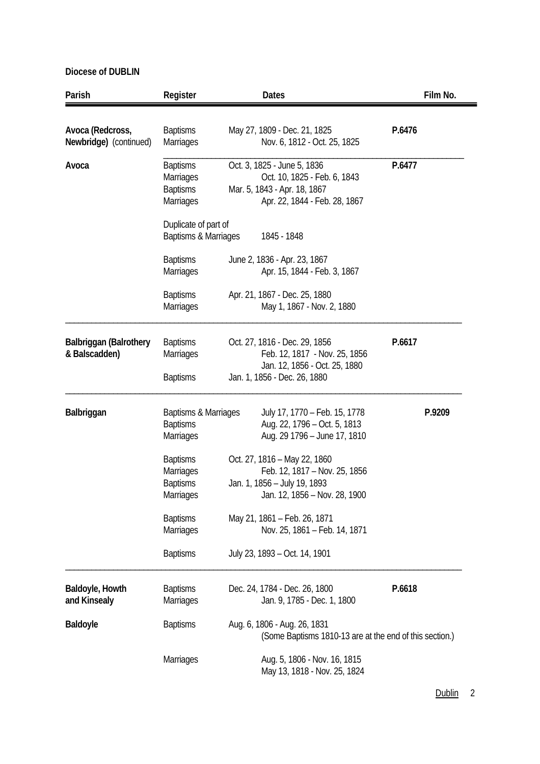**Diocese of DUBLIN**

| Parish | Register | Dates | Film No. |
|---|---|---|---|
| **Avoca (Redcross, Newbridge)** (continued) | Baptisms | May 27, 1809 - Dec. 21, 1825 | **P.6476** |
| | Marriages | Nov. 6, 1812 - Oct. 25, 1825 | |
| **Avoca** | Baptisms | Oct. 3, 1825 - June 5, 1836 | **P.6477** |
| | Marriages | Oct. 10, 1825 - Feb. 6, 1843 | |
| | Baptisms | Mar. 5, 1843 - Apr. 18, 1867 | |
| | Marriages | Apr. 22, 1844 - Feb. 28, 1867 | |
| | Duplicate of part of Baptisms & Marriages | 1845 - 1848 | |
| | Baptisms | June 2, 1836 - Apr. 23, 1867 | |
| | Marriages | Apr. 15, 1844 - Feb. 3, 1867 | |
| | Baptisms | Apr. 21, 1867 - Dec. 25, 1880 | |
| | Marriages | May 1, 1867 - Nov. 2, 1880 | |
| **Balbriggan (Balrothery & Balscadden)** | Baptisms | Oct. 27, 1816 - Dec. 29, 1856 | **P.6617** |
| | Marriages | Feb. 12, 1817 - Nov. 25, 1856 | |
| | | Jan. 12, 1856 - Oct. 25, 1880 | |
| | Baptisms | Jan. 1, 1856 - Dec. 26, 1880 | |
| **Balbriggan** | Baptisms & Marriages | July 17, 1770 – Feb. 15, 1778 | **P.9209** |
| | Baptisms | Aug. 22, 1796 – Oct. 5, 1813 | |
| | Marriages | Aug. 29 1796 – June 17, 1810 | |
| | Baptisms | Oct. 27, 1816 – May 22, 1860 | |
| | Marriages | Feb. 12, 1817 – Nov. 25, 1856 | |
| | Baptisms | Jan. 1, 1856 – July 19, 1893 | |
| | Marriages | Jan. 12, 1856 – Nov. 28, 1900 | |
| | Baptisms | May 21, 1861 – Feb. 26, 1871 | |
| | Marriages | Nov. 25, 1861 – Feb. 14, 1871 | |
| | Baptisms | July 23, 1893 – Oct. 14, 1901 | |
| **Baldoyle, Howth and Kinsealy** | Baptisms | Dec. 24, 1784 - Dec. 26, 1800 | **P.6618** |
| | Marriages | Jan. 9, 1785 - Dec. 1, 1800 | |
| **Baldoyle** | Baptisms | Aug. 6, 1806 - Aug. 26, 1831 (Some Baptisms 1810-13 are at the end of this section.) | |
| | Marriages | Aug. 5, 1806 - Nov. 16, 1815 | |
| | | May 13, 1818 - Nov. 25, 1824 | |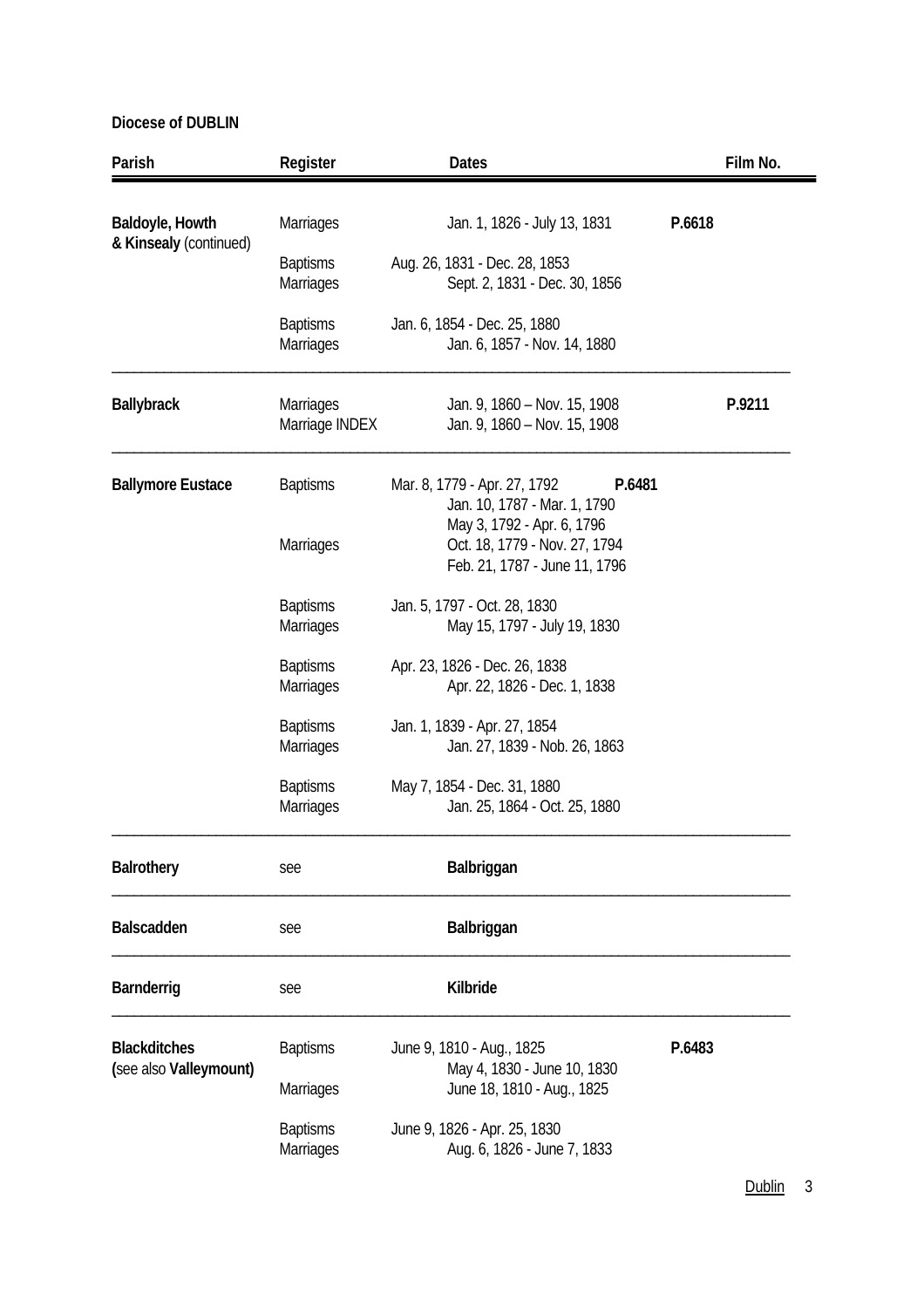**Diocese of DUBLIN**

| Parish | Register | Dates | Film No. |
|---|---|---|---|
| **Baldoyle, Howth & Kinsealy** (continued) | Marriages | Jan. 1, 1826 - July 13, 1831 | **P.6618** |
| | Baptisms | Aug. 26, 1831 - Dec. 28, 1853 | |
| | Marriages | Sept. 2, 1831 - Dec. 30, 1856 | |
| | Baptisms | Jan. 6, 1854 - Dec. 25, 1880 | |
| | Marriages | Jan. 6, 1857 - Nov. 14, 1880 | |
| **Ballybrack** | Marriages | Jan. 9, 1860 – Nov. 15, 1908 | **P.9211** |
| | Marriage INDEX | Jan. 9, 1860 – Nov. 15, 1908 | |
| **Ballymore Eustace** | Baptisms | Mar. 8, 1779 - Apr. 27, 1792 | **P.6481** |
| | | Jan. 10, 1787 - Mar. 1, 1790 | |
| | | May 3, 1792 - Apr. 6, 1796 | |
| | Marriages | Oct. 18, 1779 - Nov. 27, 1794 | |
| | | Feb. 21, 1787 - June 11, 1796 | |
| | Baptisms | Jan. 5, 1797 - Oct. 28, 1830 | |
| | Marriages | May 15, 1797 - July 19, 1830 | |
| | Baptisms | Apr. 23, 1826 - Dec. 26, 1838 | |
| | Marriages | Apr. 22, 1826 - Dec. 1, 1838 | |
| | Baptisms | Jan. 1, 1839 - Apr. 27, 1854 | |
| | Marriages | Jan. 27, 1839 - Nob. 26, 1863 | |
| | Baptisms | May 7, 1854 - Dec. 31, 1880 | |
| | Marriages | Jan. 25, 1864 - Oct. 25, 1880 | |
| **Balrothery** | see | **Balbriggan** | |
| **Balscadden** | see | **Balbriggan** | |
| **Barnderrig** | see | **Kilbride** | |
| **Blackditches** (see also **Valleymount)** | Baptisms | June 9, 1810 - Aug., 1825 | **P.6483** |
| | | May 4, 1830 - June 10, 1830 | |
| | Marriages | June 18, 1810 - Aug., 1825 | |
| | Baptisms | June 9, 1826 - Apr. 25, 1830 | |
| | Marriages | Aug. 6, 1826 - June 7, 1833 | |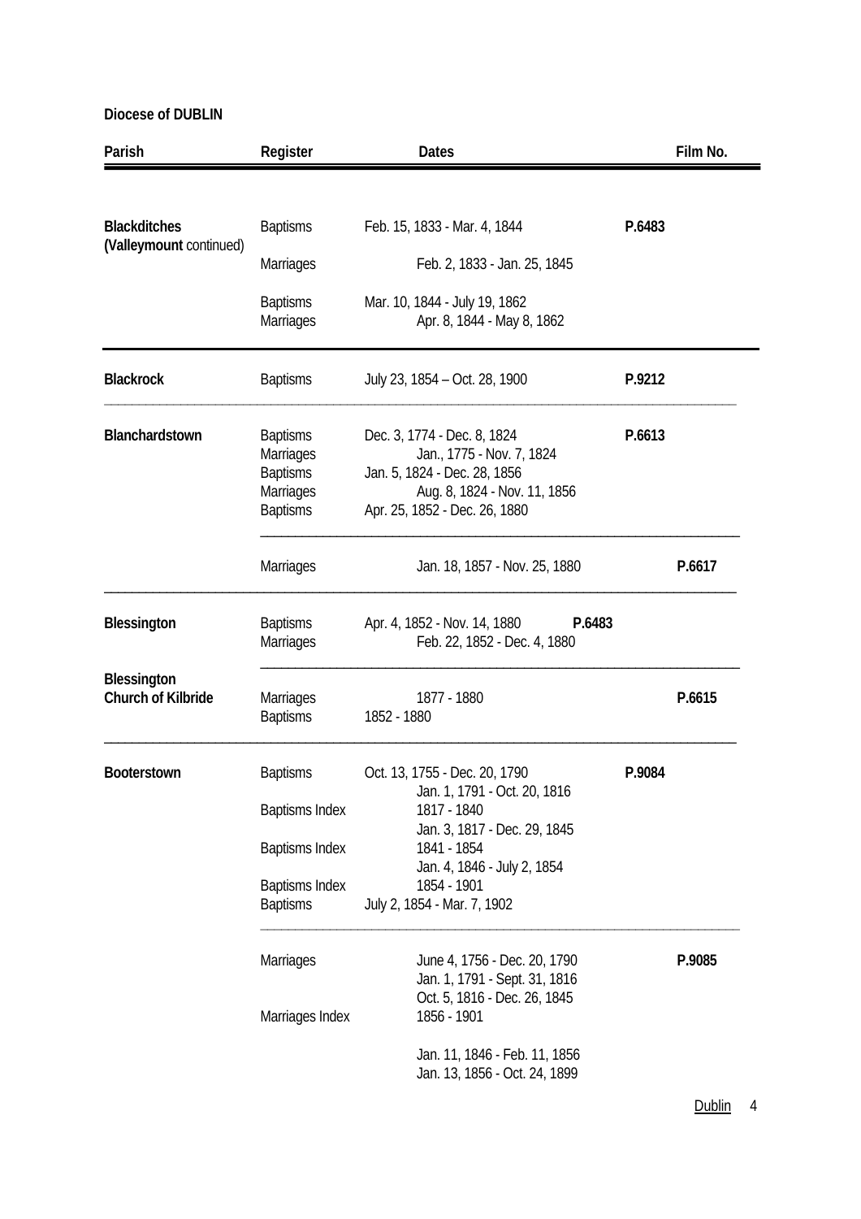**Diocese of DUBLIN**

| Parish | Register | Dates | Film No. |
|---|---|---|---|
| **Blackditches (Valleymount continued)** | Baptisms | Feb. 15, 1833 - Mar. 4, 1844 | **P.6483** |
| | Marriages | Feb. 2, 1833 - Jan. 25, 1845 | |
| | Baptisms | Mar. 10, 1844 - July 19, 1862 | |
| | Marriages | Apr. 8, 1844 - May 8, 1862 | |
| **Blackrock** | Baptisms | July 23, 1854 – Oct. 28, 1900 | **P.9212** |
| **Blanchardstown** | Baptisms | Dec. 3, 1774 - Dec. 8, 1824 | **P.6613** |
| | Marriages | Jan., 1775 - Nov. 7, 1824 | |
| | Baptisms | Jan. 5, 1824 - Dec. 28, 1856 | |
| | Marriages | Aug. 8, 1824 - Nov. 11, 1856 | |
| | Baptisms | Apr. 25, 1852 - Dec. 26, 1880 | |
| | Marriages | Jan. 18, 1857 - Nov. 25, 1880 | **P.6617** |
| **Blessington** | Baptisms | Apr. 4, 1852 - Nov. 14, 1880 | **P.6483** |
| | Marriages | Feb. 22, 1852 - Dec. 4, 1880 | |
| **Blessington Church of Kilbride** | Marriages | 1877 - 1880 | **P.6615** |
| | Baptisms | 1852 - 1880 | |
| **Booterstown** | Baptisms | Oct. 13, 1755 - Dec. 20, 1790 | **P.9084** |
| | | Jan. 1, 1791 - Oct. 20, 1816 | |
| | Baptisms Index | 1817 - 1840 | |
| | | Jan. 3, 1817 - Dec. 29, 1845 | |
| | Baptisms Index | 1841 - 1854 | |
| | | Jan. 4, 1846 - July 2, 1854 | |
| | Baptisms Index | 1854 - 1901 | |
| | Baptisms | July 2, 1854 - Mar. 7, 1902 | |
| | Marriages | June 4, 1756 - Dec. 20, 1790 | **P.9085** |
| | | Jan. 1, 1791 - Sept. 31, 1816 | |
| | | Oct. 5, 1816 - Dec. 26, 1845 | |
| | Marriages Index | 1856 - 1901 | |
| | | Jan. 11, 1846 - Feb. 11, 1856 | |
| | | Jan. 13, 1856 - Oct. 24, 1899 | |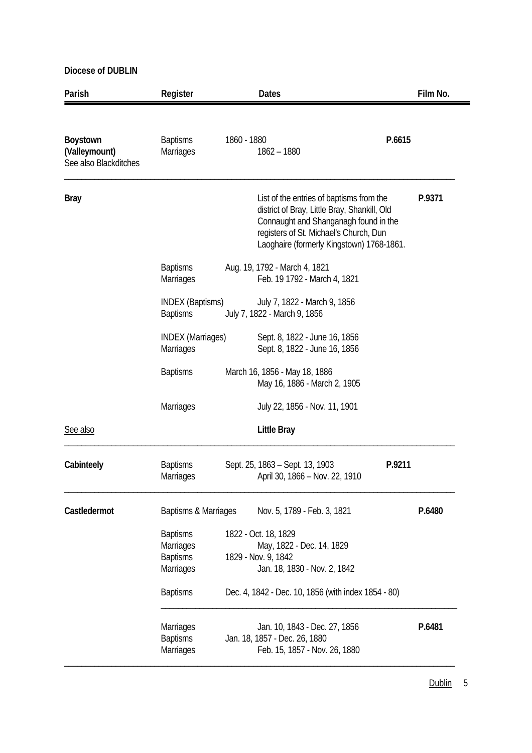**Diocese of DUBLIN**

| Parish | Register | Dates | Film No. |
|---|---|---|---|
| **Boystown (Valleymount)** See also Blackditches | Baptisms | 1860 - 1880 | **P.6615** |
| | Marriages | 1862 – 1880 | |
| **Bray** | | List of the entries of baptisms from the district of Bray, Little Bray, Shankill, Old Connaught and Shanganagh found in the registers of St. Michael's Church, Dun Laoghaire (formerly Kingstown) 1768-1861. | **P.9371** |
| | Baptisms | Aug. 19, 1792 - March 4, 1821 | |
| | Marriages | Feb. 19 1792 - March 4, 1821 | |
| | INDEX (Baptisms) | July 7, 1822 - March 9, 1856 | |
| | Baptisms | July 7, 1822 - March 9, 1856 | |
| | INDEX (Marriages) | Sept. 8, 1822 - June 16, 1856 | |
| | Marriages | Sept. 8, 1822 - June 16, 1856 | |
| | Baptisms | March 16, 1856 - May 18, 1886 | |
| | | May 16, 1886 - March 2, 1905 | |
| | Marriages | July 22, 1856 - Nov. 11, 1901 | |
| See also | | **Little Bray** | |
| **Cabinteely** | Baptisms | Sept. 25, 1863 – Sept. 13, 1903 | **P.9211** |
| | Marriages | April 30, 1866 – Nov. 22, 1910 | |
| **Castledermot** | Baptisms & Marriages | Nov. 5, 1789 - Feb. 3, 1821 | **P.6480** |
| | Baptisms | 1822 - Oct. 18, 1829 | |
| | Marriages | May, 1822 - Dec. 14, 1829 | |
| | Baptisms | 1829 - Nov. 9, 1842 | |
| | Marriages | Jan. 18, 1830 - Nov. 2, 1842 | |
| | Baptisms | Dec. 4, 1842 - Dec. 10, 1856 (with index 1854 - 80) | |
| | Marriages | Jan. 10, 1843 - Dec. 27, 1856 | **P.6481** |
| | Baptisms | Jan. 18, 1857 - Dec. 26, 1880 | |
| | Marriages | Feb. 15, 1857 - Nov. 26, 1880 | |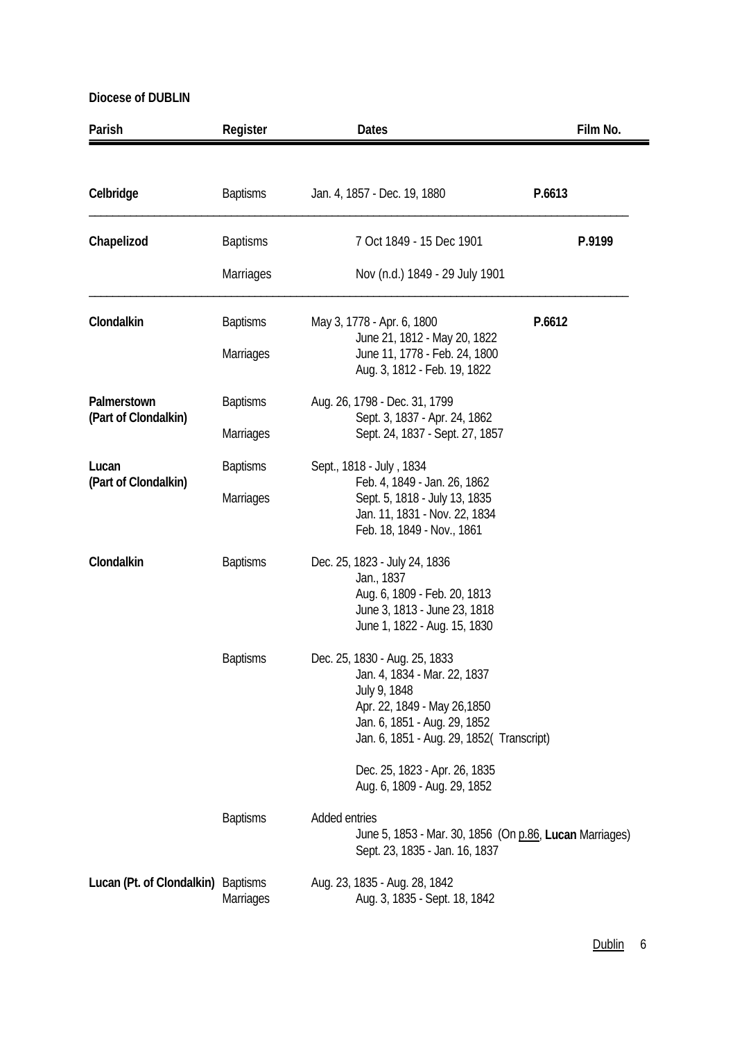**Diocese of DUBLIN**

| Parish | Register | Dates | Film No. |
|---|---|---|---|
| **Celbridge** | Baptisms | Jan. 4, 1857 - Dec. 19, 1880 | **P.6613** |
| **Chapelizod** | Baptisms | 7 Oct 1849 - 15 Dec 1901 | **P.9199** |
| | Marriages | Nov (n.d.) 1849 - 29 July 1901 | |
| **Clondalkin** | Baptisms | May 3, 1778 - Apr. 6, 1800 | **P.6612** |
| | | June 21, 1812 - May 20, 1822 | |
| | Marriages | June 11, 1778 - Feb. 24, 1800 | |
| | | Aug. 3, 1812 - Feb. 19, 1822 | |
| **Palmerstown (Part of Clondalkin)** | Baptisms | Aug. 26, 1798 - Dec. 31, 1799 | |
| | | Sept. 3, 1837 - Apr. 24, 1862 | |
| | Marriages | Sept. 24, 1837 - Sept. 27, 1857 | |
| **Lucan (Part of Clondalkin)** | Baptisms | Sept., 1818 - July , 1834 | |
| | | Feb. 4, 1849 - Jan. 26, 1862 | |
| | Marriages | Sept. 5, 1818 - July 13, 1835 | |
| | | Jan. 11, 1831 - Nov. 22, 1834 | |
| | | Feb. 18, 1849 - Nov., 1861 | |
| **Clondalkin** | Baptisms | Dec. 25, 1823 - July 24, 1836 | |
| | | Jan., 1837 | |
| | | Aug. 6, 1809 - Feb. 20, 1813 | |
| | | June 3, 1813 - June 23, 1818 | |
| | | June 1, 1822 - Aug. 15, 1830 | |
| | Baptisms | Dec. 25, 1830 - Aug. 25, 1833 | |
| | | Jan. 4, 1834 - Mar. 22, 1837 | |
| | | July 9, 1848 | |
| | | Apr. 22, 1849 - May 26,1850 | |
| | | Jan. 6, 1851 - Aug. 29, 1852 | |
| | | Jan. 6, 1851 - Aug. 29, 1852( Transcript) | |
| | | Dec. 25, 1823 - Apr. 26, 1835 | |
| | | Aug. 6, 1809 - Aug. 29, 1852 | |
| | Baptisms | Added entries | |
| | | June 5, 1853 - Mar. 30, 1856 (On p.86, **Lucan** Marriages) | |
| | | Sept. 23, 1835 - Jan. 16, 1837 | |
| **Lucan (Pt. of Clondalkin)** | Baptisms | Aug. 23, 1835 - Aug. 28, 1842 | |
| | Marriages | Aug. 3, 1835 - Sept. 18, 1842 | |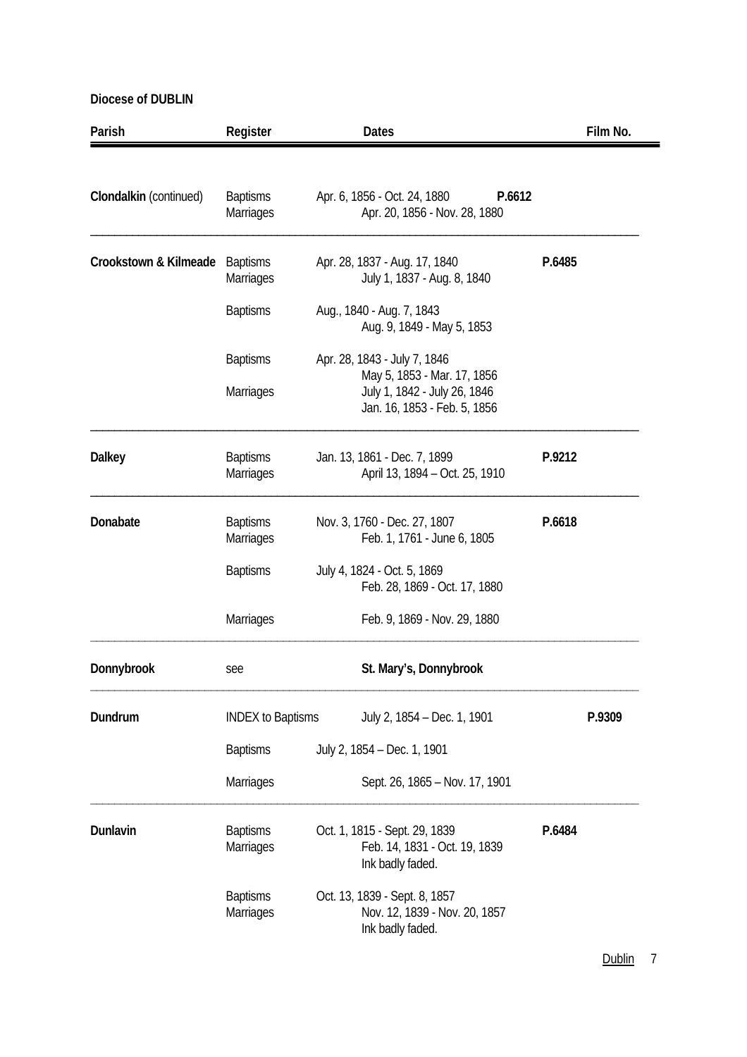**Diocese of DUBLIN**

| Parish | Register | Dates | Film No. |
|---|---|---|---|
| **Clondalkin** (continued) | Baptisms | Apr. 6, 1856 - Oct. 24, 1880 | **P.6612** |
| | Marriages | Apr. 20, 1856 - Nov. 28, 1880 | |
| **Crookstown & Kilmeade** | Baptisms | Apr. 28, 1837 - Aug. 17, 1840 | **P.6485** |
| | Marriages | July 1, 1837 - Aug. 8, 1840 | |
| | Baptisms | Aug., 1840 - Aug. 7, 1843 | |
| | | Aug. 9, 1849 - May 5, 1853 | |
| | Baptisms | Apr. 28, 1843 - July 7, 1846 | |
| | | May 5, 1853 - Mar. 17, 1856 | |
| | Marriages | July 1, 1842 - July 26, 1846 | |
| | | Jan. 16, 1853 - Feb. 5, 1856 | |
| **Dalkey** | Baptisms | Jan. 13, 1861 - Dec. 7, 1899 | **P.9212** |
| | Marriages | April 13, 1894 – Oct. 25, 1910 | |
| **Donabate** | Baptisms | Nov. 3, 1760 - Dec. 27, 1807 | **P.6618** |
| | Marriages | Feb. 1, 1761 - June 6, 1805 | |
| | Baptisms | July 4, 1824 - Oct. 5, 1869 | |
| | | Feb. 28, 1869 - Oct. 17, 1880 | |
| | Marriages | Feb. 9, 1869 - Nov. 29, 1880 | |
| **Donnybrook** | see | **St. Mary's, Donnybrook** | |
| **Dundrum** | INDEX to Baptisms | July 2, 1854 – Dec. 1, 1901 | **P.9309** |
| | Baptisms | July 2, 1854 – Dec. 1, 1901 | |
| | Marriages | Sept. 26, 1865 – Nov. 17, 1901 | |
| **Dunlavin** | Baptisms | Oct. 1, 1815 - Sept. 29, 1839 | **P.6484** |
| | Marriages | Feb. 14, 1831 - Oct. 19, 1839 | |
| | | Ink badly faded. | |
| | Baptisms | Oct. 13, 1839 - Sept. 8, 1857 | |
| | Marriages | Nov. 12, 1839 - Nov. 20, 1857 | |
| | | Ink badly faded. | |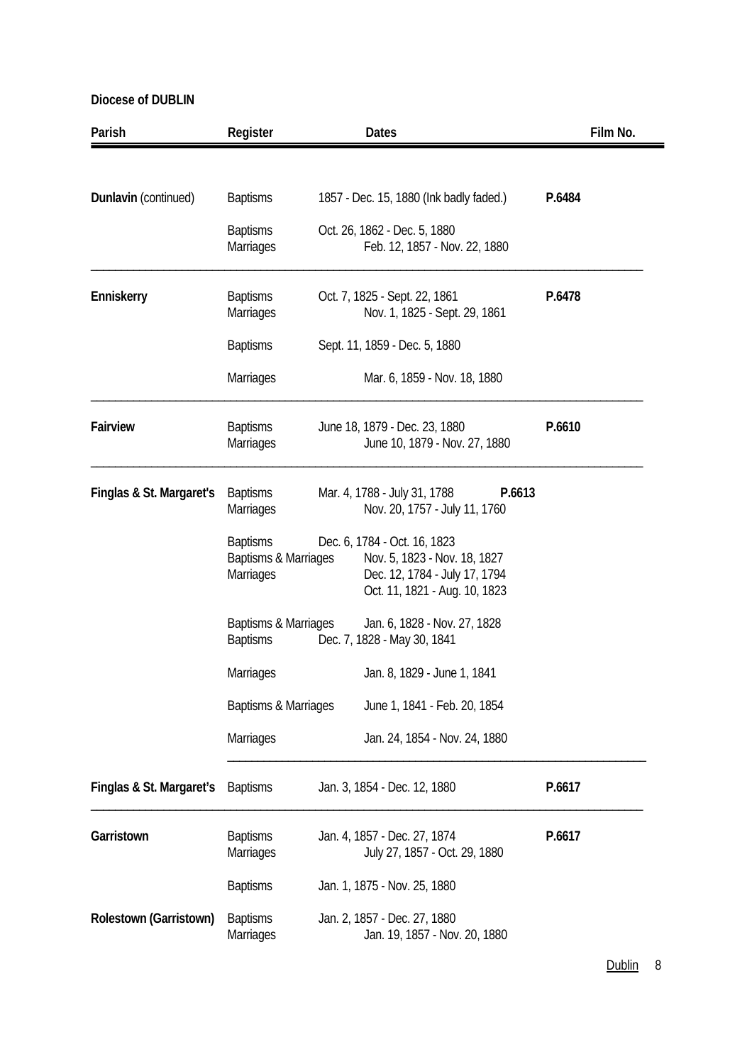**Diocese of DUBLIN**

| Parish | Register | Dates | Film No. |
|---|---|---|---|
| **Dunlavin** (continued) | Baptisms | 1857 - Dec. 15, 1880 (Ink badly faded.) | **P.6484** |
| | Baptisms | Oct. 26, 1862 - Dec. 5, 1880 | |
| | Marriages | Feb. 12, 1857 - Nov. 22, 1880 | |
| **Enniskerry** | Baptisms | Oct. 7, 1825 - Sept. 22, 1861 | **P.6478** |
| | Marriages | Nov. 1, 1825 - Sept. 29, 1861 | |
| | Baptisms | Sept. 11, 1859 - Dec. 5, 1880 | |
| | Marriages | Mar. 6, 1859 - Nov. 18, 1880 | |
| **Fairview** | Baptisms | June 18, 1879 - Dec. 23, 1880 | **P.6610** |
| | Marriages | June 10, 1879 - Nov. 27, 1880 | |
| **Finglas & St. Margaret's** | Baptisms | Mar. 4, 1788 - July 31, 1788 | **P.6613** |
| | Marriages | Nov. 20, 1757 - July 11, 1760 | |
| | Baptisms | Dec. 6, 1784 - Oct. 16, 1823 | |
| | Baptisms & Marriages | Nov. 5, 1823 - Nov. 18, 1827 | |
| | Marriages | Dec. 12, 1784 - July 17, 1794 | |
| | | Oct. 11, 1821 - Aug. 10, 1823 | |
| | Baptisms & Marriages | Jan. 6, 1828 - Nov. 27, 1828 | |
| | Baptisms | Dec. 7, 1828 - May 30, 1841 | |
| | Marriages | Jan. 8, 1829 - June 1, 1841 | |
| | Baptisms & Marriages | June 1, 1841 - Feb. 20, 1854 | |
| | Marriages | Jan. 24, 1854 - Nov. 24, 1880 | |
| **Finglas & St. Margaret's** | Baptisms | Jan. 3, 1854 - Dec. 12, 1880 | **P.6617** |
| **Garristown** | Baptisms | Jan. 4, 1857 - Dec. 27, 1874 | **P.6617** |
| | Marriages | July 27, 1857 - Oct. 29, 1880 | |
| | Baptisms | Jan. 1, 1875 - Nov. 25, 1880 | |
| **Rolestown (Garristown)** | Baptisms | Jan. 2, 1857 - Dec. 27, 1880 | |
| | Marriages | Jan. 19, 1857 - Nov. 20, 1880 | |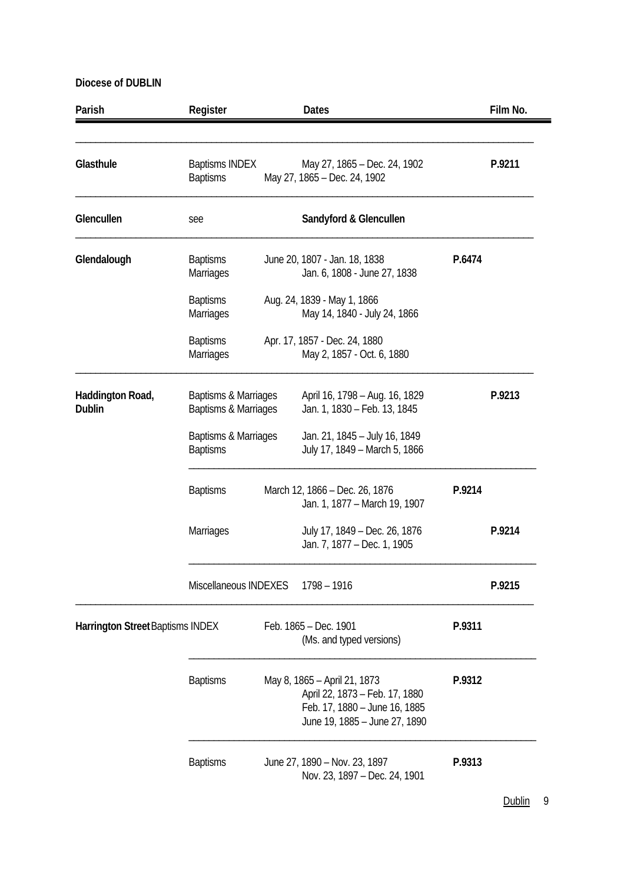**Diocese of DUBLIN**

| Parish | Register | Dates | Film No. |
| --- | --- | --- | --- |
| **Glasthule** | Baptisms INDEX | May 27, 1865 – Dec. 24, 1902 | **P.9211** |
| | Baptisms | May 27, 1865 – Dec. 24, 1902 | |
| **Glencullen** | see | **Sandyford & Glencullen** | |
| **Glendalough** | Baptisms | June 20, 1807 - Jan. 18, 1838 | **P.6474** |
| | Marriages | Jan. 6, 1808 - June 27, 1838 | |
| | Baptisms | Aug. 24, 1839 - May 1, 1866 | |
| | Marriages | May 14, 1840 - July 24, 1866 | |
| | Baptisms | Apr. 17, 1857 - Dec. 24, 1880 | |
| | Marriages | May 2, 1857 - Oct. 6, 1880 | |
| **Haddington Road, Dublin** | Baptisms & Marriages | April 16, 1798 – Aug. 16, 1829 | **P.9213** |
| | Baptisms & Marriages | Jan. 1, 1830 – Feb. 13, 1845 | |
| | Baptisms & Marriages | Jan. 21, 1845 – July 16, 1849 | |
| | Baptisms | July 17, 1849 – March 5, 1866 | |
| | Baptisms | March 12, 1866 – Dec. 26, 1876 | **P.9214** |
| | | Jan. 1, 1877 – March 19, 1907 | |
| | Marriages | July 17, 1849 – Dec. 26, 1876 | **P.9214** |
| | | Jan. 7, 1877 – Dec. 1, 1905 | |
| | Miscellaneous INDEXES | 1798 – 1916 | **P.9215** |
| **Harrington Street** | Baptisms INDEX | Feb. 1865 – Dec. 1901 (Ms. and typed versions) | **P.9311** |
| | Baptisms | May 8, 1865 – April 21, 1873 | **P.9312** |
| | | April 22, 1873 – Feb. 17, 1880 | |
| | | Feb. 17, 1880 – June 16, 1885 | |
| | | June 19, 1885 – June 27, 1890 | |
| | Baptisms | June 27, 1890 – Nov. 23, 1897 | **P.9313** |
| | | Nov. 23, 1897 – Dec. 24, 1901 | |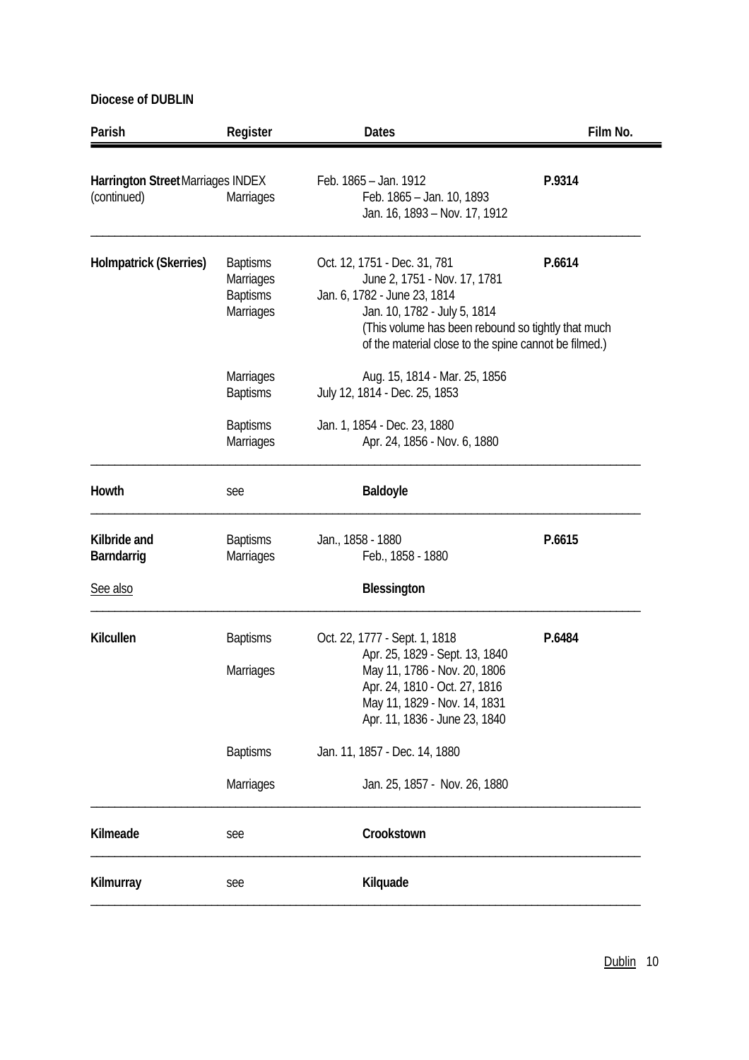**Diocese of DUBLIN**

| Parish | Register | Dates | Film No. |
|---|---|---|---|
| **Harrington Street** (continued) | Marriages INDEX | Feb. 1865 – Jan. 1912 | **P.9314** |
| | Marriages | Feb. 1865 – Jan. 10, 1893 | |
| | | Jan. 16, 1893 – Nov. 17, 1912 | |
| **Holmpatrick (Skerries)** | Baptisms | Oct. 12, 1751 - Dec. 31, 781 | **P.6614** |
| | Marriages | June 2, 1751 - Nov. 17, 1781 | |
| | Baptisms | Jan. 6, 1782 - June 23, 1814 | |
| | Marriages | Jan. 10, 1782 - July 5, 1814 | |
| | | (This volume has been rebound so tightly that much of the material close to the spine cannot be filmed.) | |
| | Marriages | Aug. 15, 1814 - Mar. 25, 1856 | |
| | Baptisms | July 12, 1814 - Dec. 25, 1853 | |
| | Baptisms | Jan. 1, 1854 - Dec. 23, 1880 | |
| | Marriages | Apr. 24, 1856 - Nov. 6, 1880 | |
| **Howth** | see | **Baldoyle** | |
| **Kilbride and Barndarrig** | Baptisms | Jan., 1858 - 1880 | **P.6615** |
| | Marriages | Feb., 1858 - 1880 | |
| See also | | **Blessington** | |
| **Kilcullen** | Baptisms | Oct. 22, 1777 - Sept. 1, 1818 | **P.6484** |
| | | Apr. 25, 1829 - Sept. 13, 1840 | |
| | Marriages | May 11, 1786 - Nov. 20, 1806 | |
| | | Apr. 24, 1810 - Oct. 27, 1816 | |
| | | May 11, 1829 - Nov. 14, 1831 | |
| | | Apr. 11, 1836 - June 23, 1840 | |
| | Baptisms | Jan. 11, 1857 - Dec. 14, 1880 | |
| | Marriages | Jan. 25, 1857 - Nov. 26, 1880 | |
| **Kilmeade** | see | **Crookstown** | |
| **Kilmurray** | see | **Kilquade** | |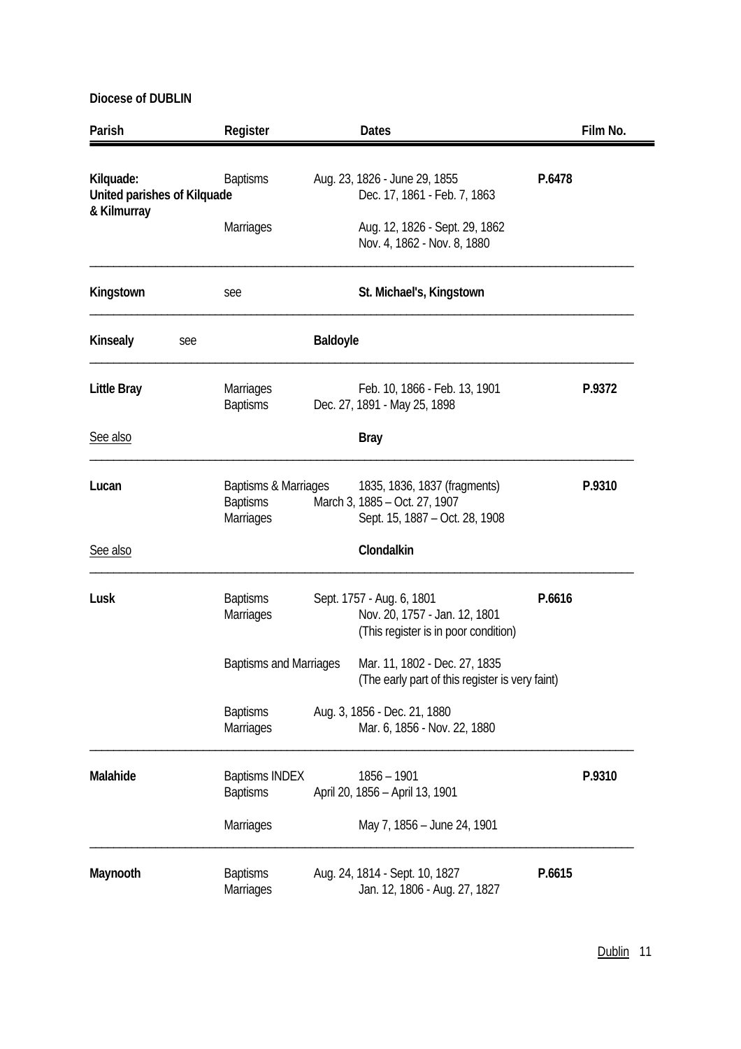**Diocese of DUBLIN**

| Parish | Register | Dates | Film No. |
|---|---|---|---|
| **Kilquade: United parishes of Kilquade & Kilmurray** | Baptisms | Aug. 23, 1826 - June 29, 1855<br>Dec. 17, 1861 - Feb. 7, 1863 | **P.6478** |
| | Marriages | Aug. 12, 1826 - Sept. 29, 1862<br>Nov. 4, 1862 - Nov. 8, 1880 | |
| **Kingstown** | see | **St. Michael's, Kingstown** | |
| **Kinsealy** | see | **Baldoyle** | |
| **Little Bray** | Marriages | Feb. 10, 1866 - Feb. 13, 1901 | **P.9372** |
| | Baptisms | Dec. 27, 1891 - May 25, 1898 | |
| See also | | **Bray** | |
| **Lucan** | Baptisms & Marriages | 1835, 1836, 1837 (fragments) | **P.9310** |
| | Baptisms | March 3, 1885 – Oct. 27, 1907 | |
| | Marriages | Sept. 15, 1887 – Oct. 28, 1908 | |
| See also | | **Clondalkin** | |
| **Lusk** | Baptisms | Sept. 1757 - Aug. 6, 1801 | **P.6616** |
| | Marriages | Nov. 20, 1757 - Jan. 12, 1801<br>(This register is in poor condition) | |
| | Baptisms and Marriages | Mar. 11, 1802 - Dec. 27, 1835<br>(The early part of this register is very faint) | |
| | Baptisms | Aug. 3, 1856 - Dec. 21, 1880 | |
| | Marriages | Mar. 6, 1856 - Nov. 22, 1880 | |
| **Malahide** | Baptisms INDEX | 1856 – 1901 | **P.9310** |
| | Baptisms | April 20, 1856 – April 13, 1901 | |
| | Marriages | May 7, 1856 – June 24, 1901 | |
| **Maynooth** | Baptisms | Aug. 24, 1814 - Sept. 10, 1827 | **P.6615** |
| | Marriages | Jan. 12, 1806 - Aug. 27, 1827 | |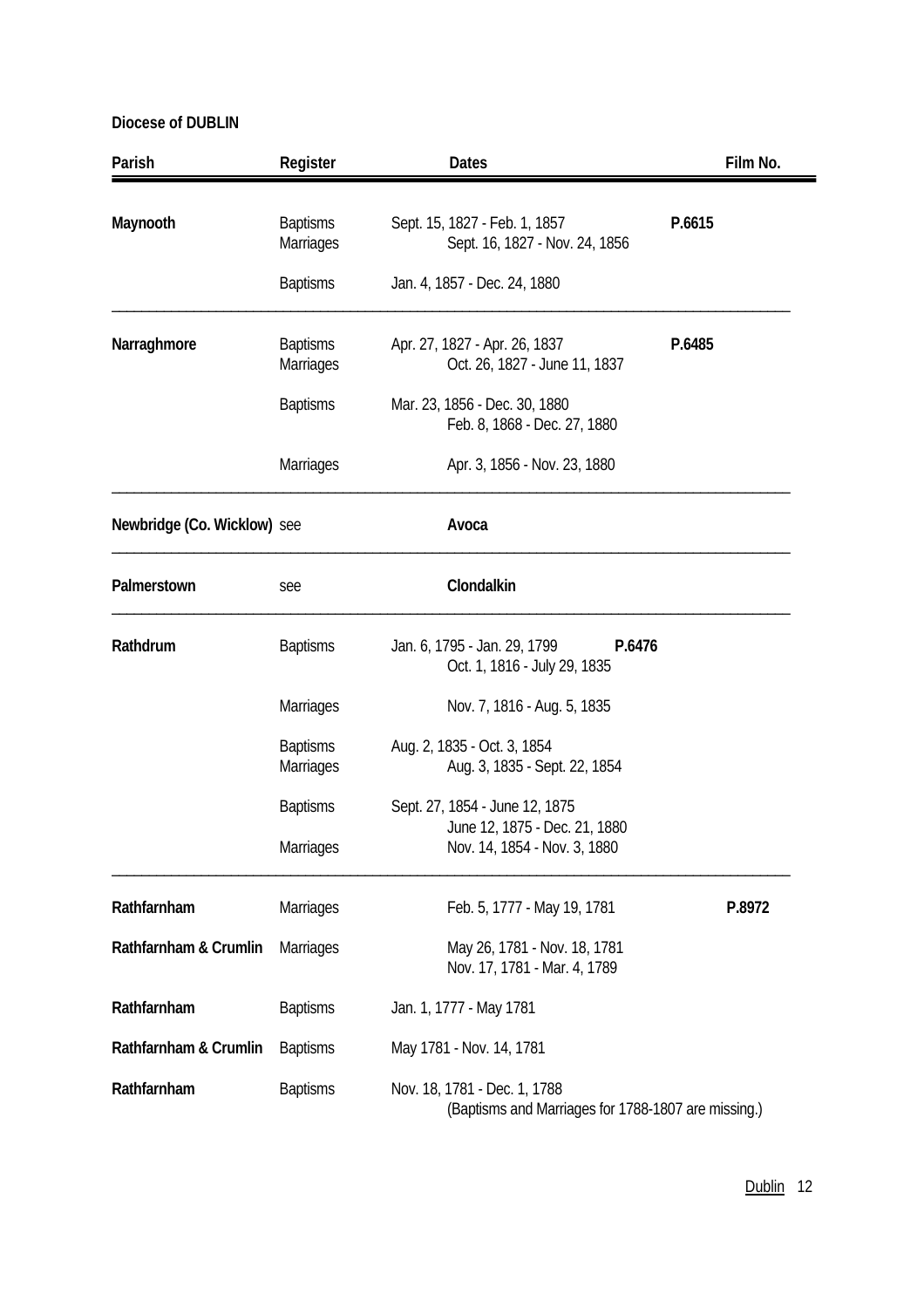**Diocese of DUBLIN**

| Parish | Register | Dates | Film No. |
|---|---|---|---|
| **Maynooth** | Baptisms | Sept. 15, 1827 - Feb. 1, 1857 | **P.6615** |
| | Marriages | Sept. 16, 1827 - Nov. 24, 1856 | |
| | Baptisms | Jan. 4, 1857 - Dec. 24, 1880 | |
| **Narraghmore** | Baptisms | Apr. 27, 1827 - Apr. 26, 1837 | **P.6485** |
| | Marriages | Oct. 26, 1827 - June 11, 1837 | |
| | Baptisms | Mar. 23, 1856 - Dec. 30, 1880 | |
| | | Feb. 8, 1868 - Dec. 27, 1880 | |
| | Marriages | Apr. 3, 1856 - Nov. 23, 1880 | |
| **Newbridge (Co. Wicklow)** | see | **Avoca** | |
| **Palmerstown** | see | **Clondalkin** | |
| **Rathdrum** | Baptisms | Jan. 6, 1795 - Jan. 29, 1799 | **P.6476** |
| | | Oct. 1, 1816 - July 29, 1835 | |
| | Marriages | Nov. 7, 1816 - Aug. 5, 1835 | |
| | Baptisms | Aug. 2, 1835 - Oct. 3, 1854 | |
| | Marriages | Aug. 3, 1835 - Sept. 22, 1854 | |
| | Baptisms | Sept. 27, 1854 - June 12, 1875 | |
| | | June 12, 1875 - Dec. 21, 1880 | |
| | Marriages | Nov. 14, 1854 - Nov. 3, 1880 | |
| **Rathfarnham** | Marriages | Feb. 5, 1777 - May 19, 1781 | **P.8972** |
| **Rathfarnham & Crumlin** | Marriages | May 26, 1781 - Nov. 18, 1781 | |
| | | Nov. 17, 1781 - Mar. 4, 1789 | |
| **Rathfarnham** | Baptisms | Jan. 1, 1777 - May 1781 | |
| **Rathfarnham & Crumlin** | Baptisms | May 1781 - Nov. 14, 1781 | |
| **Rathfarnham** | Baptisms | Nov. 18, 1781 - Dec. 1, 1788 | |
| | | (Baptisms and Marriages for 1788-1807 are missing.) | |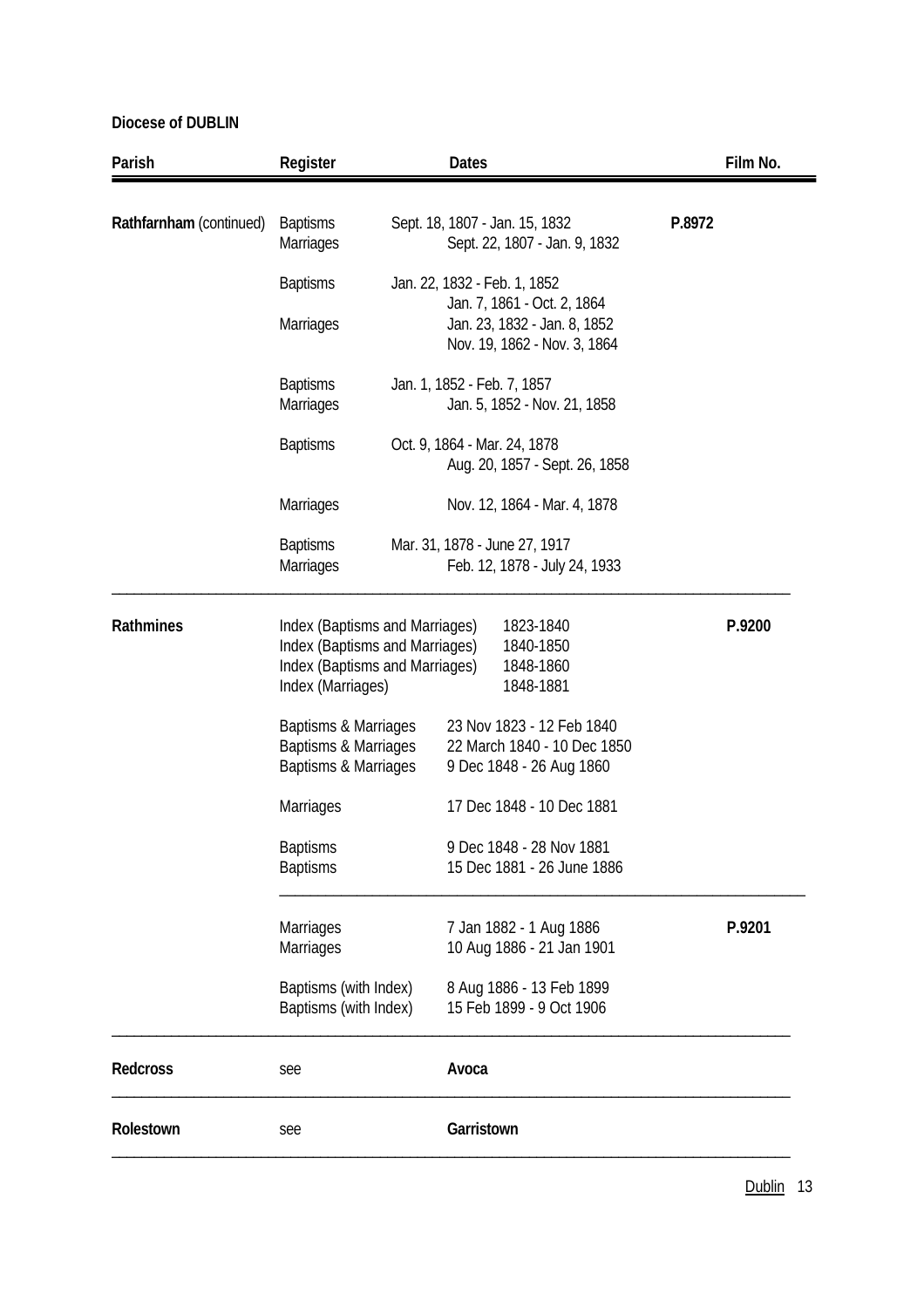**Diocese of DUBLIN**

| Parish | Register | Dates | Film No. |
|---|---|---|---|
| **Rathfarnham** (continued) | Baptisms | Sept. 18, 1807 - Jan. 15, 1832 | **P.8972** |
| | Marriages | Sept. 22, 1807 - Jan. 9, 1832 | |
| | Baptisms | Jan. 22, 1832 - Feb. 1, 1852 | |
| | | Jan. 7, 1861 - Oct. 2, 1864 | |
| | Marriages | Jan. 23, 1832 - Jan. 8, 1852 | |
| | | Nov. 19, 1862 - Nov. 3, 1864 | |
| | Baptisms | Jan. 1, 1852 - Feb. 7, 1857 | |
| | Marriages | Jan. 5, 1852 - Nov. 21, 1858 | |
| | Baptisms | Oct. 9, 1864 - Mar. 24, 1878 | |
| | | Aug. 20, 1857 - Sept. 26, 1858 | |
| | Marriages | Nov. 12, 1864 - Mar. 4, 1878 | |
| | Baptisms | Mar. 31, 1878 - June 27, 1917 | |
| | Marriages | Feb. 12, 1878 - July 24, 1933 | |
| **Rathmines** | Index (Baptisms and Marriages) | 1823-1840 | **P.9200** |
| | Index (Baptisms and Marriages) | 1840-1850 | |
| | Index (Baptisms and Marriages) | 1848-1860 | |
| | Index (Marriages) | 1848-1881 | |
| | Baptisms & Marriages | 23 Nov 1823 - 12 Feb 1840 | |
| | Baptisms & Marriages | 22 March 1840 - 10 Dec 1850 | |
| | Baptisms & Marriages | 9 Dec 1848 - 26 Aug 1860 | |
| | Marriages | 17 Dec 1848 - 10 Dec 1881 | |
| | Baptisms | 9 Dec 1848 - 28 Nov 1881 | |
| | Baptisms | 15 Dec 1881 - 26 June 1886 | |
| | Marriages | 7 Jan 1882 - 1 Aug 1886 | **P.9201** |
| | Marriages | 10 Aug 1886 - 21 Jan 1901 | |
| | Baptisms (with Index) | 8 Aug 1886 - 13 Feb 1899 | |
| | Baptisms (with Index) | 15 Feb 1899 - 9 Oct 1906 | |
| **Redcross** | see | **Avoca** | |
| **Rolestown** | see | **Garristown** | |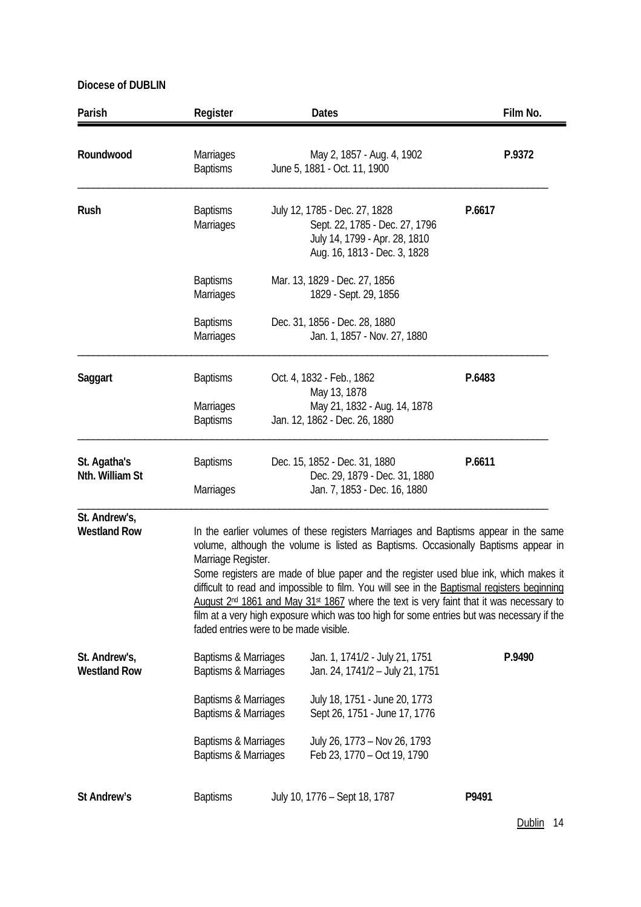**Diocese of DUBLIN**

| Parish | Register | Dates | Film No. |
|---|---|---|---|
| **Roundwood** | Marriages | May 2, 1857 - Aug. 4, 1902 | **P.9372** |
| | Baptisms | June 5, 1881 - Oct. 11, 1900 | |
| **Rush** | Baptisms | July 12, 1785 - Dec. 27, 1828 | **P.6617** |
| | Marriages | Sept. 22, 1785 - Dec. 27, 1796 | |
| | | July 14, 1799 - Apr. 28, 1810 | |
| | | Aug. 16, 1813 - Dec. 3, 1828 | |
| | Baptisms | Mar. 13, 1829 - Dec. 27, 1856 | |
| | Marriages | 1829 - Sept. 29, 1856 | |
| | Baptisms | Dec. 31, 1856 - Dec. 28, 1880 | |
| | Marriages | Jan. 1, 1857 - Nov. 27, 1880 | |
| **Saggart** | Baptisms | Oct. 4, 1832 - Feb., 1862 | **P.6483** |
| | | May 13, 1878 | |
| | Marriages | May 21, 1832 - Aug. 14, 1878 | |
| | Baptisms | Jan. 12, 1862 - Dec. 26, 1880 | |
| **St. Agatha's Nth. William St** | Baptisms | Dec. 15, 1852 - Dec. 31, 1880 | **P.6611** |
| | | Dec. 29, 1879 - Dec. 31, 1880 | |
| | Marriages | Jan. 7, 1853 - Dec. 16, 1880 | |

**St. Andrew's, Westland Row**

In the earlier volumes of these registers Marriages and Baptisms appear in the same volume, although the volume is listed as Baptisms. Occasionally Baptisms appear in Marriage Register.
Some registers are made of blue paper and the register used blue ink, which makes it difficult to read and impossible to film. You will see in the Baptismal registers beginning August 2nd 1861 and May 31st 1867 where the text is very faint that it was necessary to film at a very high exposure which was too high for some entries but was necessary if the faded entries were to be made visible.

| Parish | Register | Dates | Film No. |
|---|---|---|---|
| **St. Andrew's, Westland Row** | Baptisms & Marriages | Jan. 1, 1741/2 - July 21, 1751 | **P.9490** |
| | Baptisms & Marriages | Jan. 24, 1741/2 – July 21, 1751 | |
| | Baptisms & Marriages | July 18, 1751 - June 20, 1773 | |
| | Baptisms & Marriages | Sept 26, 1751 - June 17, 1776 | |
| | Baptisms & Marriages | July 26, 1773 – Nov 26, 1793 | |
| | Baptisms & Marriages | Feb 23, 1770 – Oct 19, 1790 | |
| **St Andrew's** | Baptisms | July 10, 1776 – Sept 18, 1787 | **P9491** |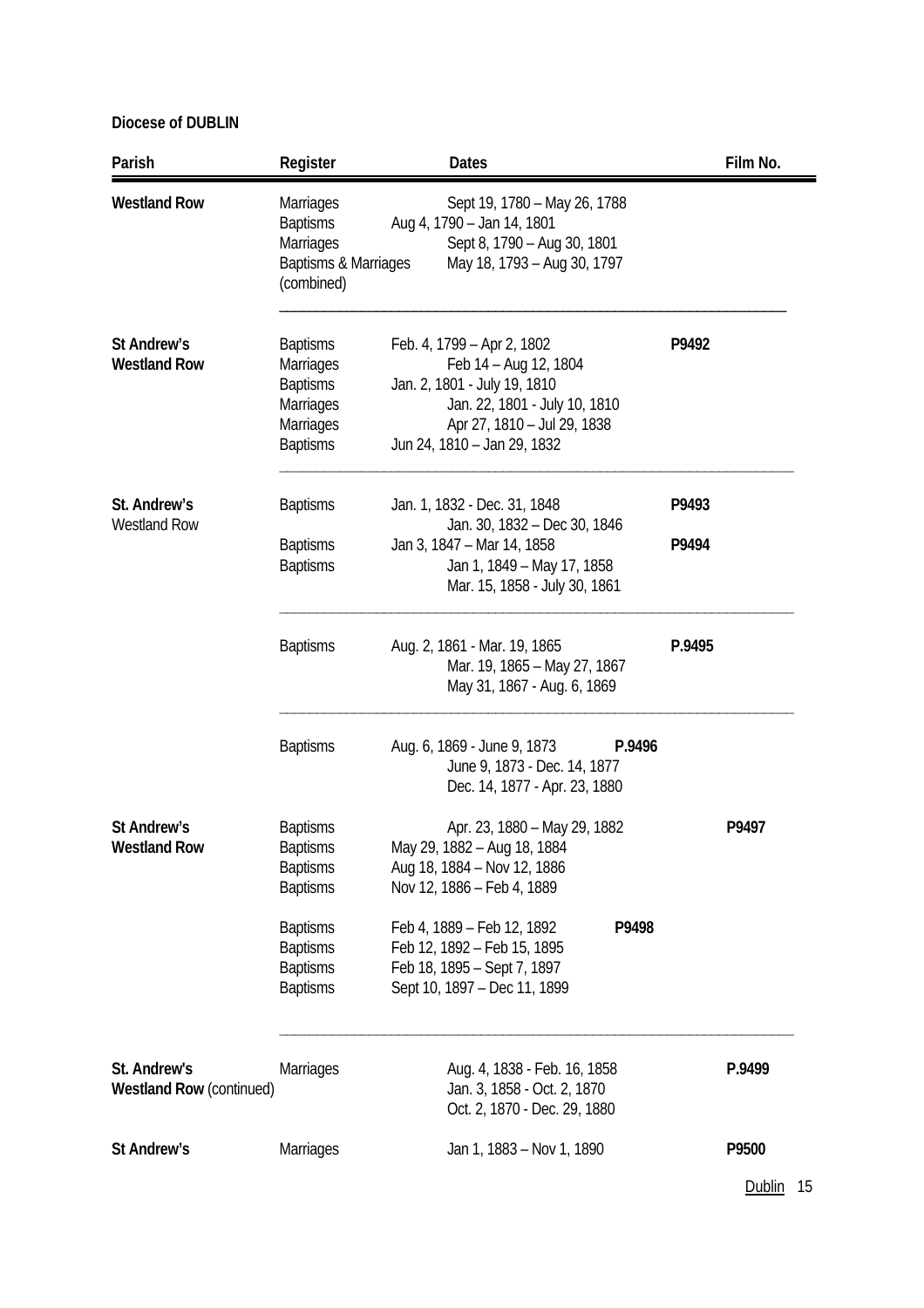**Diocese of DUBLIN**

| Parish | Register | Dates | Film No. |
|---|---|---|---|
| **Westland Row** | Marriages | Sept 19, 1780 – May 26, 1788 | |
| | Baptisms | Aug 4, 1790 – Jan 14, 1801 | |
| | Marriages | Sept 8, 1790 – Aug 30, 1801 | |
| | Baptisms & Marriages (combined) | May 18, 1793 – Aug 30, 1797 | |
| **St Andrew's Westland Row** | Baptisms | Feb. 4, 1799 – Apr 2, 1802 | **P9492** |
| | Marriages | Feb 14 – Aug 12, 1804 | |
| | Baptisms | Jan. 2, 1801 - July 19, 1810 | |
| | Marriages | Jan. 22, 1801 - July 10, 1810 | |
| | Marriages | Apr 27, 1810 – Jul 29, 1838 | |
| | Baptisms | Jun 24, 1810 – Jan 29, 1832 | |
| **St. Andrew's** Westland Row | Baptisms | Jan. 1, 1832 - Dec. 31, 1848 | **P9493** |
| | | Jan. 30, 1832 – Dec 30, 1846 | |
| | Baptisms | Jan 3, 1847 – Mar 14, 1858 | **P9494** |
| | Baptisms | Jan 1, 1849 – May 17, 1858 | |
| | | Mar. 15, 1858 - July 30, 1861 | |
| | Baptisms | Aug. 2, 1861 - Mar. 19, 1865 | **P.9495** |
| | | Mar. 19, 1865 – May 27, 1867 | |
| | | May 31, 1867 - Aug. 6, 1869 | |
| | Baptisms | Aug. 6, 1869 - June 9, 1873 | **P.9496** |
| | | June 9, 1873 - Dec. 14, 1877 | |
| | | Dec. 14, 1877 - Apr. 23, 1880 | |
| **St Andrew's Westland Row** | Baptisms | Apr. 23, 1880 – May 29, 1882 | **P9497** |
| | Baptisms | May 29, 1882 – Aug 18, 1884 | |
| | Baptisms | Aug 18, 1884 – Nov 12, 1886 | |
| | Baptisms | Nov 12, 1886 – Feb 4, 1889 | |
| | Baptisms | Feb 4, 1889 – Feb 12, 1892 | **P9498** |
| | Baptisms | Feb 12, 1892 – Feb 15, 1895 | |
| | Baptisms | Feb 18, 1895 – Sept 7, 1897 | |
| | Baptisms | Sept 10, 1897 – Dec 11, 1899 | |
| **St. Andrew's Westland Row** (continued) | Marriages | Aug. 4, 1838 - Feb. 16, 1858 | **P.9499** |
| | | Jan. 3, 1858 - Oct. 2, 1870 | |
| | | Oct. 2, 1870 - Dec. 29, 1880 | |
| **St Andrew's** | Marriages | Jan 1, 1883 – Nov 1, 1890 | **P9500** |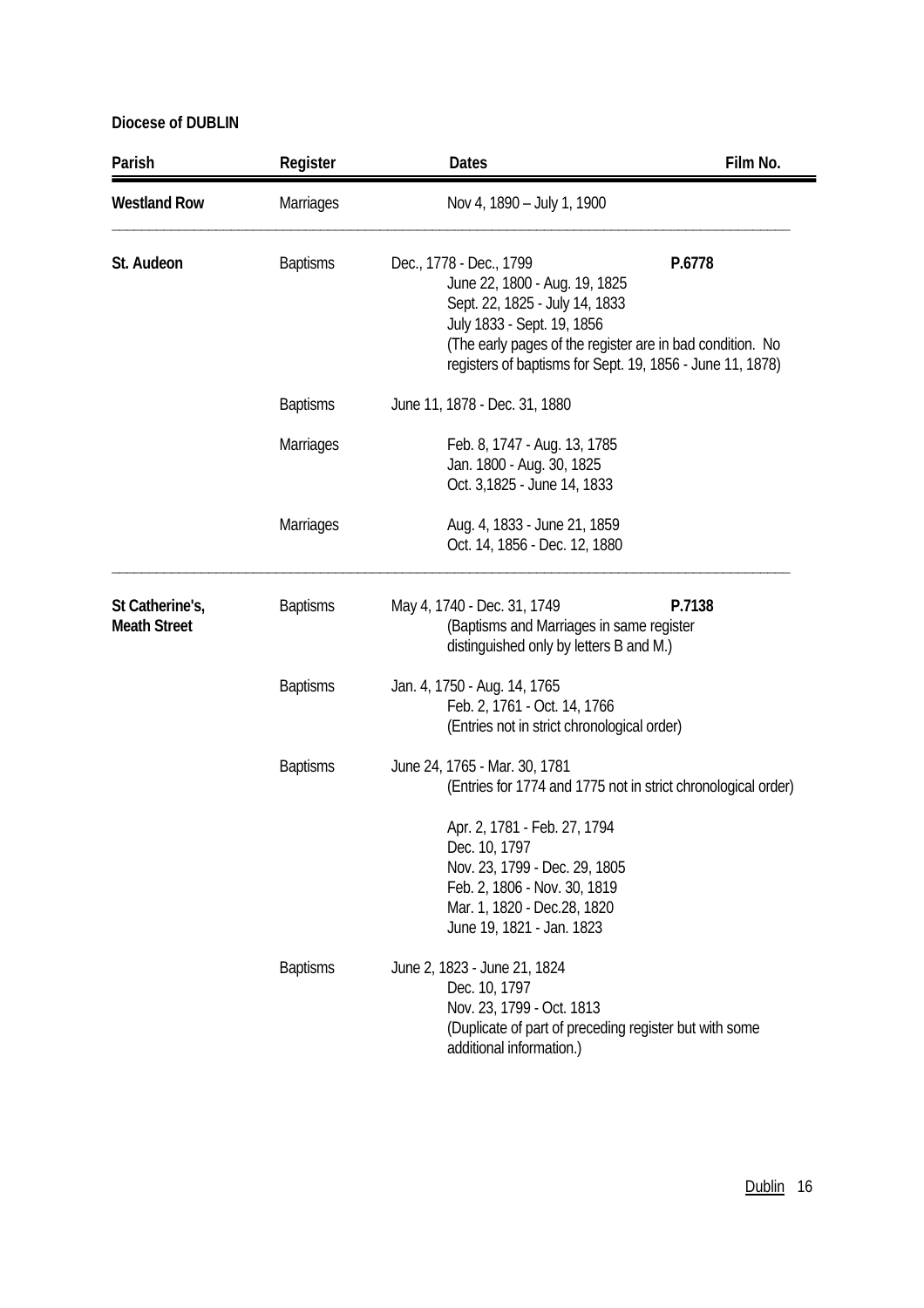**Diocese of DUBLIN**

| Parish | Register | Dates | Film No. |
|---|---|---|---|
| **Westland Row** | Marriages | Nov 4, 1890 – July 1, 1900 | |
| **St. Audeon** | Baptisms | Dec., 1778 - Dec., 1799<br>June 22, 1800 - Aug. 19, 1825<br>Sept. 22, 1825 - July 14, 1833<br>July 1833 - Sept. 19, 1856<br>(The early pages of the register are in bad condition. No registers of baptisms for Sept. 19, 1856 - June 11, 1878) | **P.6778** |
| | Baptisms | June 11, 1878 - Dec. 31, 1880 | |
| | Marriages | Feb. 8, 1747 - Aug. 13, 1785<br>Jan. 1800 - Aug. 30, 1825<br>Oct. 3,1825 - June 14, 1833 | |
| | Marriages | Aug. 4, 1833 - June 21, 1859<br>Oct. 14, 1856 - Dec. 12, 1880 | |
| **St Catherine's, Meath Street** | Baptisms | May 4, 1740 - Dec. 31, 1749<br>(Baptisms and Marriages in same register distinguished only by letters B and M.) | **P.7138** |
| | Baptisms | Jan. 4, 1750 - Aug. 14, 1765<br>Feb. 2, 1761 - Oct. 14, 1766<br>(Entries not in strict chronological order) | |
| | Baptisms | June 24, 1765 - Mar. 30, 1781<br>(Entries for 1774 and 1775 not in strict chronological order)<br><br>Apr. 2, 1781 - Feb. 27, 1794<br>Dec. 10, 1797<br>Nov. 23, 1799 - Dec. 29, 1805<br>Feb. 2, 1806 - Nov. 30, 1819<br>Mar. 1, 1820 - Dec.28, 1820<br>June 19, 1821 - Jan. 1823 | |
| | Baptisms | June 2, 1823 - June 21, 1824<br>Dec. 10, 1797<br>Nov. 23, 1799 - Oct. 1813<br>(Duplicate of part of preceding register but with some additional information.) | |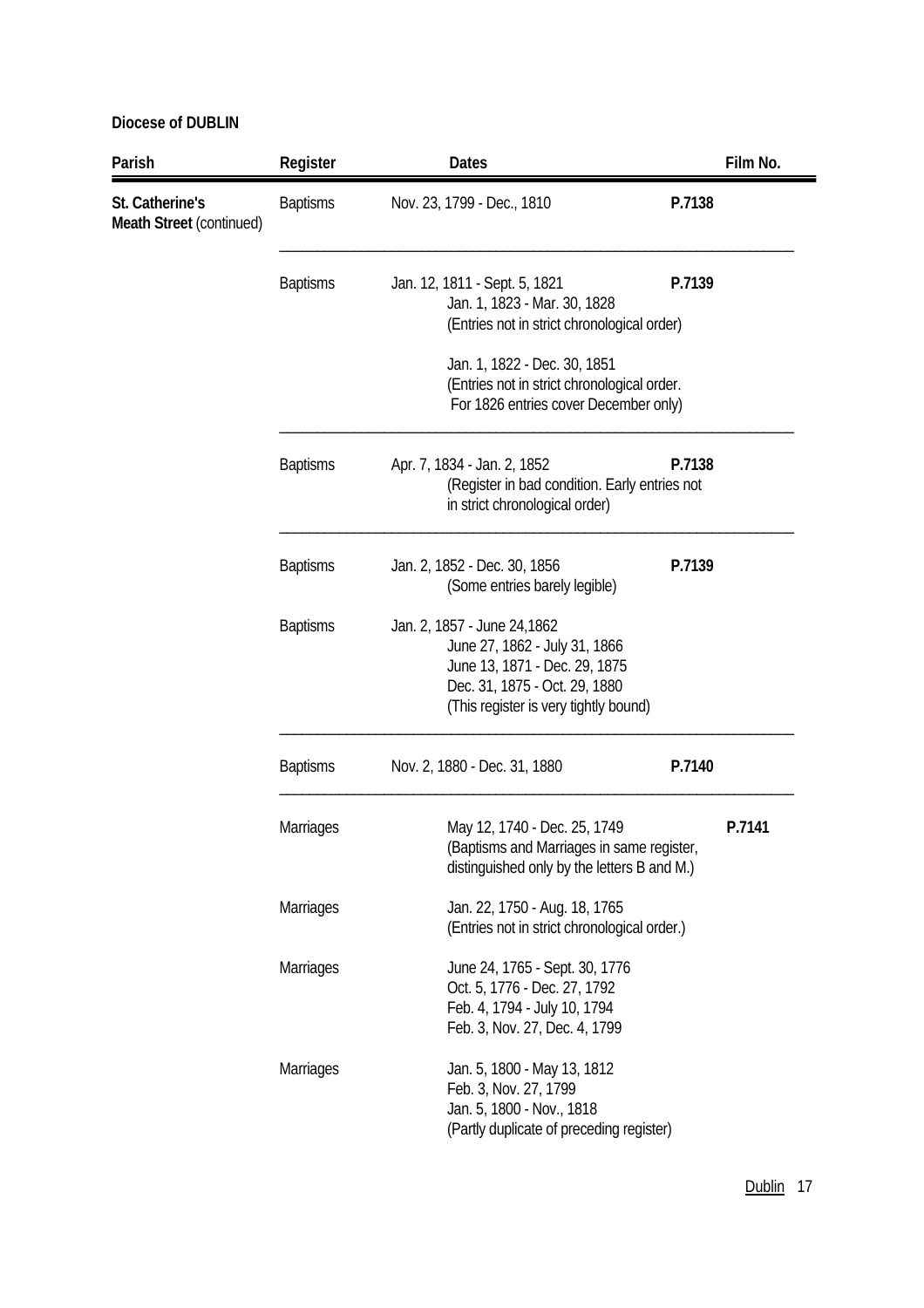**Diocese of DUBLIN**

| Parish | Register | Dates | Film No. |
|---|---|---|---|
| **St. Catherine's Meath Street** (continued) | Baptisms | Nov. 23, 1799 - Dec., 1810 | **P.7138** |
| | Baptisms | Jan. 12, 1811 - Sept. 5, 1821<br>Jan. 1, 1823 - Mar. 30, 1828<br>(Entries not in strict chronological order)<br><br>Jan. 1, 1822 - Dec. 30, 1851<br>(Entries not in strict chronological order. For 1826 entries cover December only) | **P.7139** |
| | Baptisms | Apr. 7, 1834 - Jan. 2, 1852<br>(Register in bad condition. Early entries not in strict chronological order) | **P.7138** |
| | Baptisms | Jan. 2, 1852 - Dec. 30, 1856<br>(Some entries barely legible) | **P.7139** |
| | Baptisms | Jan. 2, 1857 - June 24,1862<br>June 27, 1862 - July 31, 1866<br>June 13, 1871 - Dec. 29, 1875<br>Dec. 31, 1875 - Oct. 29, 1880<br>(This register is very tightly bound) | |
| | Baptisms | Nov. 2, 1880 - Dec. 31, 1880 | **P.7140** |
| | Marriages | May 12, 1740 - Dec. 25, 1749<br>(Baptisms and Marriages in same register, distinguished only by the letters B and M.) | **P.7141** |
| | Marriages | Jan. 22, 1750 - Aug. 18, 1765<br>(Entries not in strict chronological order.) | |
| | Marriages | June 24, 1765 - Sept. 30, 1776<br>Oct. 5, 1776 - Dec. 27, 1792<br>Feb. 4, 1794 - July 10, 1794<br>Feb. 3, Nov. 27, Dec. 4, 1799 | |
| | Marriages | Jan. 5, 1800 - May 13, 1812<br>Feb. 3, Nov. 27, 1799<br>Jan. 5, 1800 - Nov., 1818<br>(Partly duplicate of preceding register) | |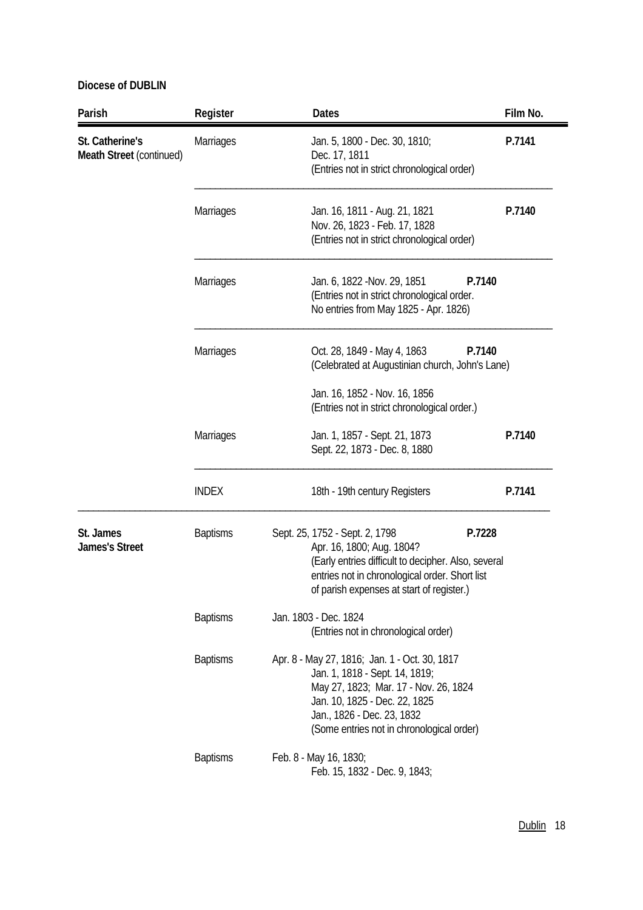**Diocese of DUBLIN**

| Parish | Register | Dates | Film No. |
|---|---|---|---|
| **St. Catherine's Meath Street** (continued) | Marriages | Jan. 5, 1800 - Dec. 30, 1810; Dec. 17, 1811 (Entries not in strict chronological order) | **P.7141** |
| | Marriages | Jan. 16, 1811 - Aug. 21, 1821 Nov. 26, 1823 - Feb. 17, 1828 (Entries not in strict chronological order) | **P.7140** |
| | Marriages | Jan. 6, 1822 -Nov. 29, 1851 (Entries not in strict chronological order. No entries from May 1825 - Apr. 1826) | **P.7140** |
| | Marriages | Oct. 28, 1849 - May 4, 1863 (Celebrated at Augustinian church, John's Lane) Jan. 16, 1852 - Nov. 16, 1856 (Entries not in strict chronological order.) | **P.7140** |
| | Marriages | Jan. 1, 1857 - Sept. 21, 1873 Sept. 22, 1873 - Dec. 8, 1880 | **P.7140** |
| | INDEX | 18th - 19th century Registers | **P.7141** |
| **St. James James's Street** | Baptisms | Sept. 25, 1752 - Sept. 2, 1798 Apr. 16, 1800; Aug. 1804? (Early entries difficult to decipher. Also, several entries not in chronological order. Short list of parish expenses at start of register.) | **P.7228** |
| | Baptisms | Jan. 1803 - Dec. 1824 (Entries not in chronological order) | |
| | Baptisms | Apr. 8 - May 27, 1816; Jan. 1 - Oct. 30, 1817 Jan. 1, 1818 - Sept. 14, 1819; May 27, 1823; Mar. 17 - Nov. 26, 1824 Jan. 10, 1825 - Dec. 22, 1825 Jan., 1826 - Dec. 23, 1832 (Some entries not in chronological order) | |
| | Baptisms | Feb. 8 - May 16, 1830; Feb. 15, 1832 - Dec. 9, 1843; | |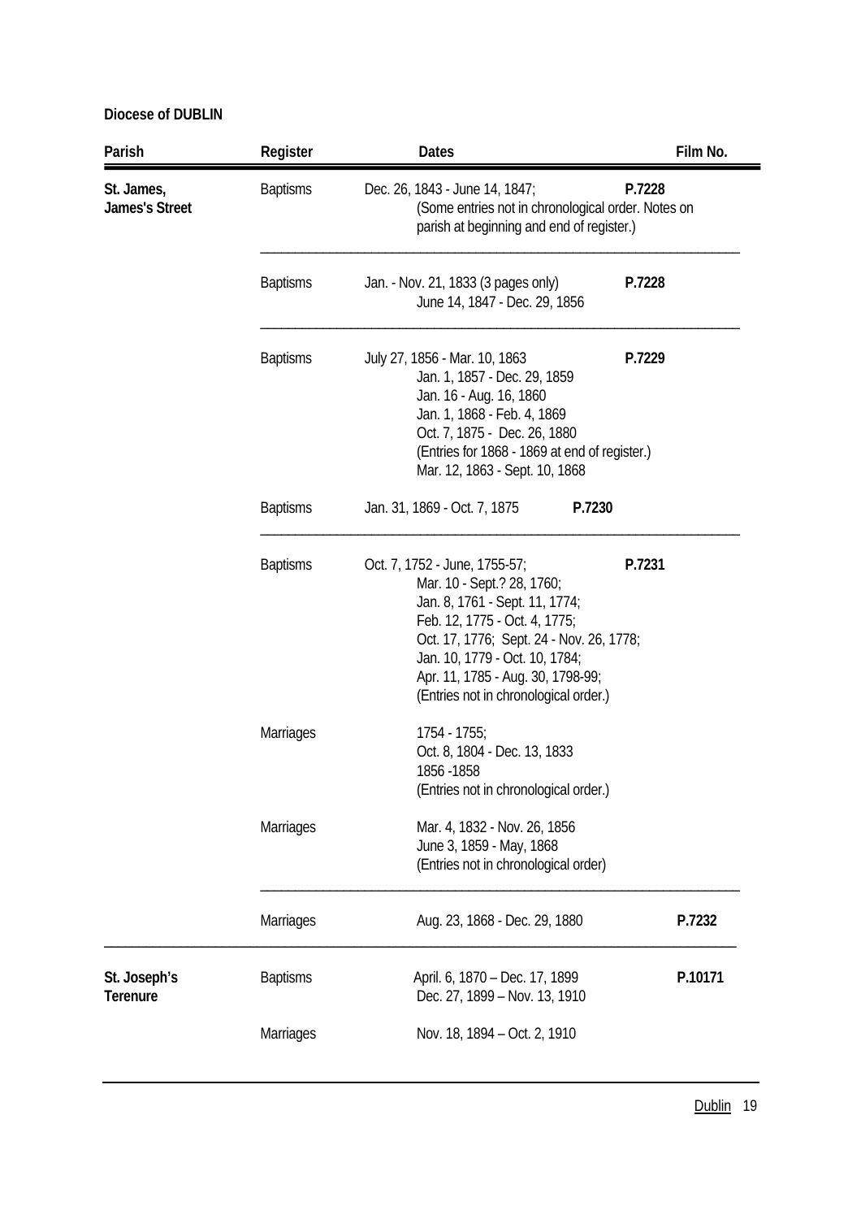**Diocese of DUBLIN**

| Parish | Register | Dates | Film No. |
|---|---|---|---|
| **St. James, James's Street** | Baptisms | Dec. 26, 1843 - June 14, 1847; (Some entries not in chronological order. Notes on parish at beginning and end of register.) | **P.7228** |
| | Baptisms | Jan. - Nov. 21, 1833 (3 pages only) June 14, 1847 - Dec. 29, 1856 | **P.7228** |
| | Baptisms | July 27, 1856 - Mar. 10, 1863 Jan. 1, 1857 - Dec. 29, 1859 Jan. 16 - Aug. 16, 1860 Jan. 1, 1868 - Feb. 4, 1869 Oct. 7, 1875 - Dec. 26, 1880 (Entries for 1868 - 1869 at end of register.) Mar. 12, 1863 - Sept. 10, 1868 | **P.7229** |
| | Baptisms | Jan. 31, 1869 - Oct. 7, 1875 | **P.7230** |
| | Baptisms | Oct. 7, 1752 - June, 1755-57; Mar. 10 - Sept.? 28, 1760; Jan. 8, 1761 - Sept. 11, 1774; Feb. 12, 1775 - Oct. 4, 1775; Oct. 17, 1776; Sept. 24 - Nov. 26, 1778; Jan. 10, 1779 - Oct. 10, 1784; Apr. 11, 1785 - Aug. 30, 1798-99; (Entries not in chronological order.) | **P.7231** |
| | Marriages | 1754 - 1755; Oct. 8, 1804 - Dec. 13, 1833 1856 -1858 (Entries not in chronological order.) | |
| | Marriages | Mar. 4, 1832 - Nov. 26, 1856 June 3, 1859 - May, 1868 (Entries not in chronological order) | |
| | Marriages | Aug. 23, 1868 - Dec. 29, 1880 | **P.7232** |
| **St. Joseph's Terenure** | Baptisms | April. 6, 1870 – Dec. 17, 1899 Dec. 27, 1899 – Nov. 13, 1910 | **P.10171** |
| | Marriages | Nov. 18, 1894 – Oct. 2, 1910 | |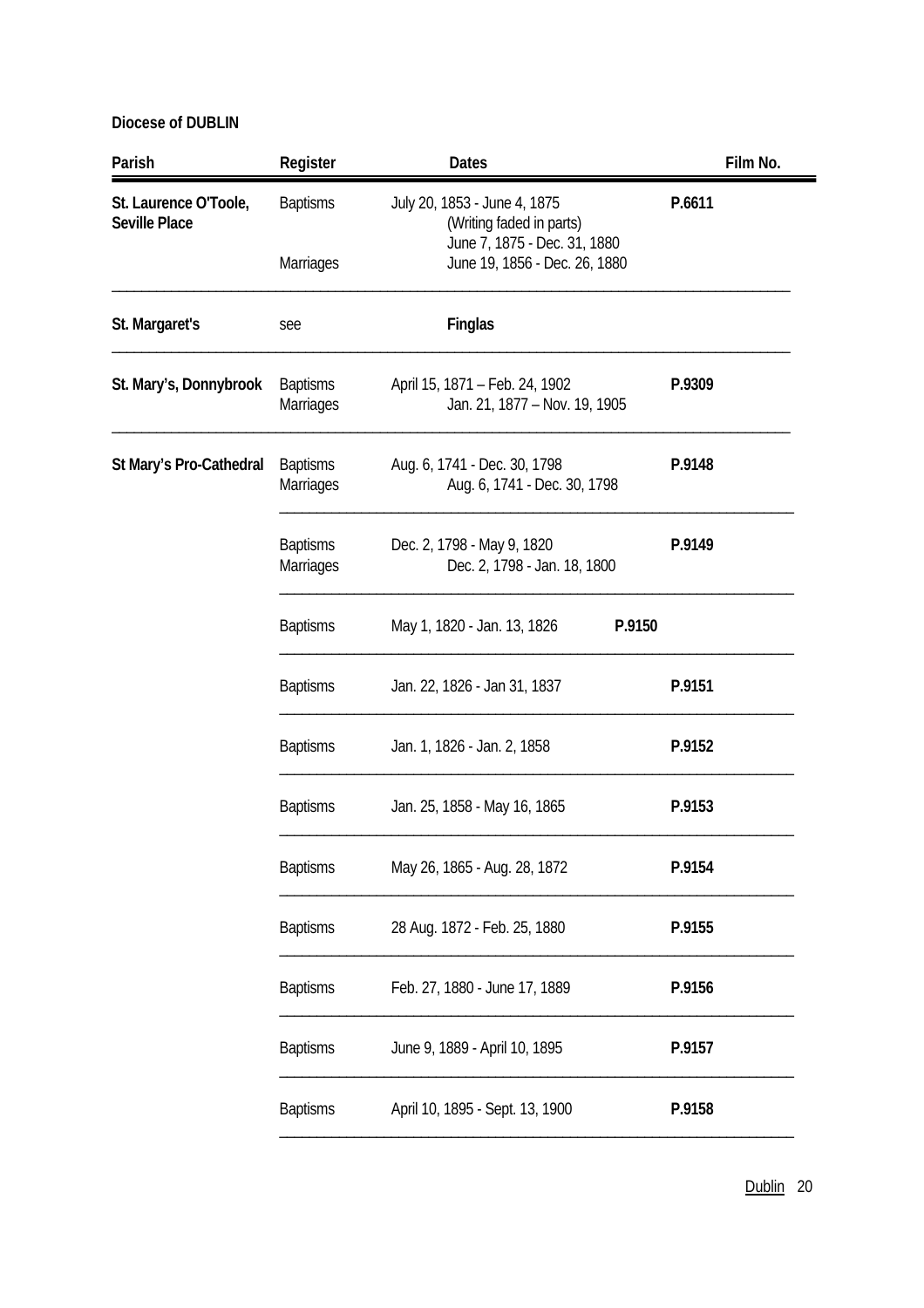**Diocese of DUBLIN**

| Parish | Register | Dates | Film No. |
|---|---|---|---|
| **St. Laurence O'Toole, Seville Place** | Baptisms | July 20, 1853 - June 4, 1875 (Writing faded in parts) June 7, 1875 - Dec. 31, 1880 | **P.6611** |
| | Marriages | June 19, 1856 - Dec. 26, 1880 | |
| **St. Margaret's** | see | **Finglas** | |
| **St. Mary's, Donnybrook** | Baptisms | April 15, 1871 – Feb. 24, 1902 | **P.9309** |
| | Marriages | Jan. 21, 1877 – Nov. 19, 1905 | |
| **St Mary's Pro-Cathedral** | Baptisms | Aug. 6, 1741 - Dec. 30, 1798 | **P.9148** |
| | Marriages | Aug. 6, 1741 - Dec. 30, 1798 | |
| | Baptisms | Dec. 2, 1798 - May 9, 1820 | **P.9149** |
| | Marriages | Dec. 2, 1798 - Jan. 18, 1800 | |
| | Baptisms | May 1, 1820 - Jan. 13, 1826 | **P.9150** |
| | Baptisms | Jan. 22, 1826 - Jan 31, 1837 | **P.9151** |
| | Baptisms | Jan. 1, 1826 - Jan. 2, 1858 | **P.9152** |
| | Baptisms | Jan. 25, 1858 - May 16, 1865 | **P.9153** |
| | Baptisms | May 26, 1865 - Aug. 28, 1872 | **P.9154** |
| | Baptisms | 28 Aug. 1872 - Feb. 25, 1880 | **P.9155** |
| | Baptisms | Feb. 27, 1880 - June 17, 1889 | **P.9156** |
| | Baptisms | June 9, 1889 - April 10, 1895 | **P.9157** |
| | Baptisms | April 10, 1895 - Sept. 13, 1900 | **P.9158** |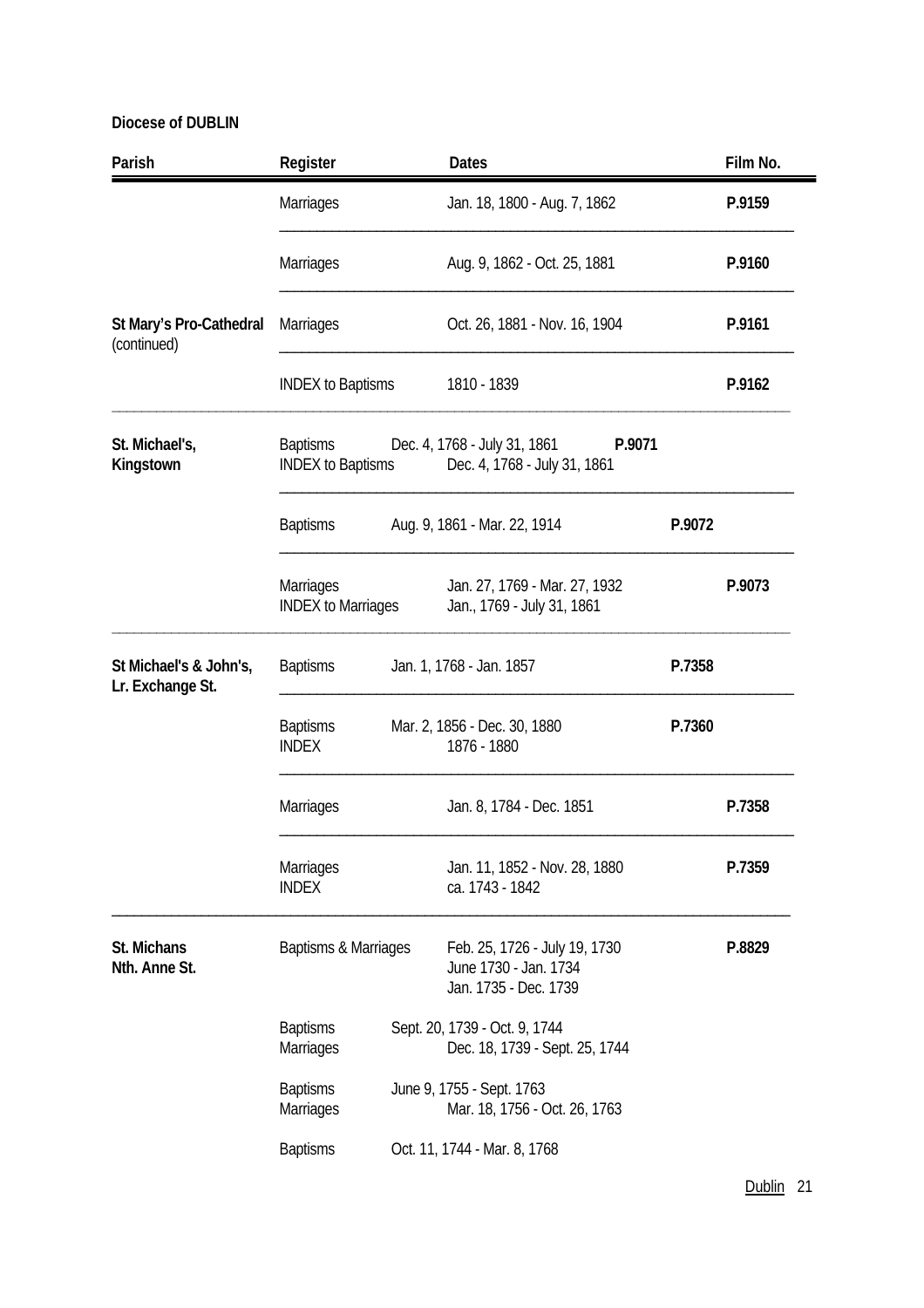**Diocese of DUBLIN**

| Parish | Register | Dates | Film No. |
|---|---|---|---|
| | Marriages | Jan. 18, 1800 - Aug. 7, 1862 | **P.9159** |
| | Marriages | Aug. 9, 1862 - Oct. 25, 1881 | **P.9160** |
| **St Mary's Pro-Cathedral** (continued) | Marriages | Oct. 26, 1881 - Nov. 16, 1904 | **P.9161** |
| | INDEX to Baptisms | 1810 - 1839 | **P.9162** |
| **St. Michael's, Kingstown** | Baptisms<br>INDEX to Baptisms | Dec. 4, 1768 - July 31, 1861<br>Dec. 4, 1768 - July 31, 1861 | **P.9071** |
| | Baptisms | Aug. 9, 1861 - Mar. 22, 1914 | **P.9072** |
| | Marriages<br>INDEX to Marriages | Jan. 27, 1769 - Mar. 27, 1932<br>Jan., 1769 - July 31, 1861 | **P.9073** |
| **St Michael's & John's, Lr. Exchange St.** | Baptisms | Jan. 1, 1768 - Jan. 1857 | **P.7358** |
| | Baptisms<br>INDEX | Mar. 2, 1856 - Dec. 30, 1880<br>1876 - 1880 | **P.7360** |
| | Marriages | Jan. 8, 1784 - Dec. 1851 | **P.7358** |
| | Marriages<br>INDEX | Jan. 11, 1852 - Nov. 28, 1880<br>ca. 1743 - 1842 | **P.7359** |
| **St. Michans Nth. Anne St.** | Baptisms & Marriages | Feb. 25, 1726 - July 19, 1730<br>June 1730 - Jan. 1734<br>Jan. 1735 - Dec. 1739 | **P.8829** |
| | Baptisms<br>Marriages | Sept. 20, 1739 - Oct. 9, 1744<br>Dec. 18, 1739 - Sept. 25, 1744 | |
| | Baptisms<br>Marriages | June 9, 1755 - Sept. 1763<br>Mar. 18, 1756 - Oct. 26, 1763 | |
| | Baptisms | Oct. 11, 1744 - Mar. 8, 1768 | |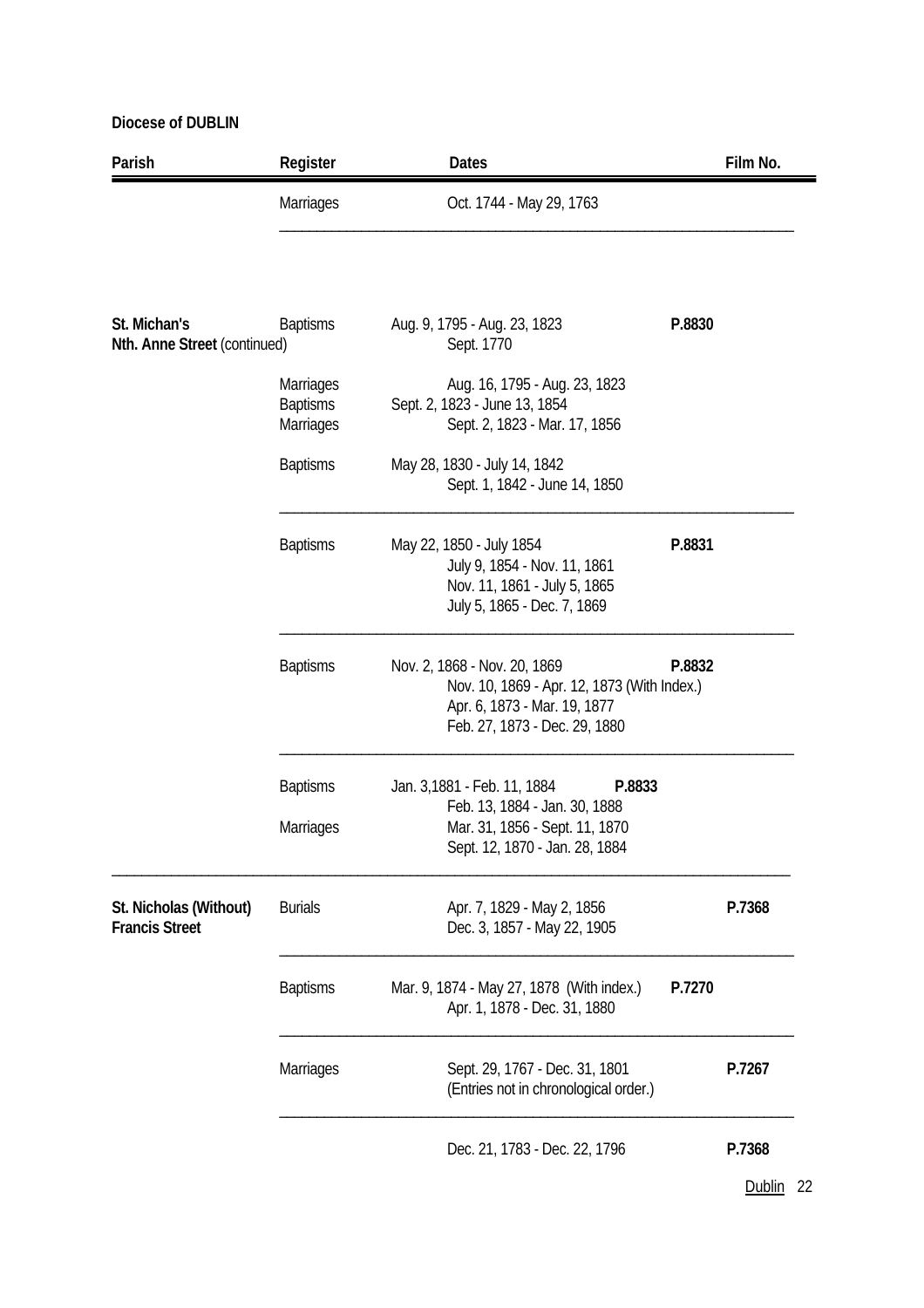**Diocese of DUBLIN**

| Parish | Register | Dates | Film No. |
|---|---|---|---|
| | Marriages | Oct. 1744 - May 29, 1763 | |
| **St. Michan's Nth. Anne Street** (continued) | Baptisms | Aug. 9, 1795 - Aug. 23, 1823 | **P.8830** |
| | | Sept. 1770 | |
| | Marriages | Aug. 16, 1795 - Aug. 23, 1823 | |
| | Baptisms | Sept. 2, 1823 - June 13, 1854 | |
| | Marriages | Sept. 2, 1823 - Mar. 17, 1856 | |
| | Baptisms | May 28, 1830 - July 14, 1842 | |
| | | Sept. 1, 1842 - June 14, 1850 | |
| | Baptisms | May 22, 1850 - July 1854 | **P.8831** |
| | | July 9, 1854 - Nov. 11, 1861 | |
| | | Nov. 11, 1861 - July 5, 1865 | |
| | | July 5, 1865 - Dec. 7, 1869 | |
| | Baptisms | Nov. 2, 1868 - Nov. 20, 1869 | **P.8832** |
| | | Nov. 10, 1869 - Apr. 12, 1873 (With Index.) | |
| | | Apr. 6, 1873 - Mar. 19, 1877 | |
| | | Feb. 27, 1873 - Dec. 29, 1880 | |
| | Baptisms | Jan. 3,1881 - Feb. 11, 1884 | **P.8833** |
| | | Feb. 13, 1884 - Jan. 30, 1888 | |
| | Marriages | Mar. 31, 1856 - Sept. 11, 1870 | |
| | | Sept. 12, 1870 - Jan. 28, 1884 | |
| **St. Nicholas (Without) Francis Street** | Burials | Apr. 7, 1829 - May 2, 1856 | **P.7368** |
| | | Dec. 3, 1857 - May 22, 1905 | |
| | Baptisms | Mar. 9, 1874 - May 27, 1878 (With index.) | **P.7270** |
| | | Apr. 1, 1878 - Dec. 31, 1880 | |
| | Marriages | Sept. 29, 1767 - Dec. 31, 1801 (Entries not in chronological order.) | **P.7267** |
| | | Dec. 21, 1783 - Dec. 22, 1796 | **P.7368** |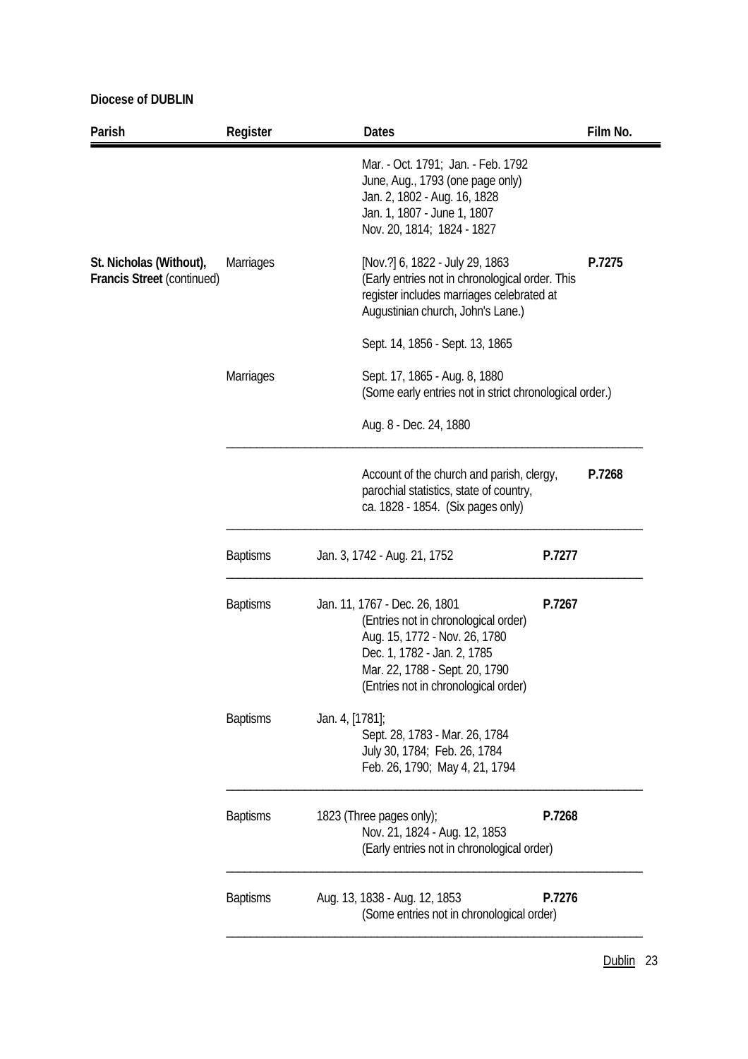**Diocese of DUBLIN**

| Parish | Register | Dates | Film No. |
|---|---|---|---|
| | | Mar. - Oct. 1791; Jan. - Feb. 1792<br>June, Aug., 1793 (one page only)<br>Jan. 2, 1802 - Aug. 16, 1828<br>Jan. 1, 1807 - June 1, 1807<br>Nov. 20, 1814; 1824 - 1827 | |
| **St. Nicholas (Without), Francis Street** (continued) | Marriages | [Nov.?] 6, 1822 - July 29, 1863<br>(Early entries not in chronological order. This register includes marriages celebrated at Augustinian church, John's Lane.) | **P.7275** |
| | | Sept. 14, 1856 - Sept. 13, 1865 | |
| | Marriages | Sept. 17, 1865 - Aug. 8, 1880<br>(Some early entries not in strict chronological order.) | |
| | | Aug. 8 - Dec. 24, 1880 | |
| | | Account of the church and parish, clergy, parochial statistics, state of country, ca. 1828 - 1854. (Six pages only) | **P.7268** |
| | Baptisms | Jan. 3, 1742 - Aug. 21, 1752 | **P.7277** |
| | Baptisms | Jan. 11, 1767 - Dec. 26, 1801<br>(Entries not in chronological order)<br>Aug. 15, 1772 - Nov. 26, 1780<br>Dec. 1, 1782 - Jan. 2, 1785<br>Mar. 22, 1788 - Sept. 20, 1790<br>(Entries not in chronological order) | **P.7267** |
| | Baptisms | Jan. 4, [1781];<br>Sept. 28, 1783 - Mar. 26, 1784<br>July 30, 1784; Feb. 26, 1784<br>Feb. 26, 1790; May 4, 21, 1794 | |
| | Baptisms | 1823 (Three pages only);<br>Nov. 21, 1824 - Aug. 12, 1853<br>(Early entries not in chronological order) | **P.7268** |
| | Baptisms | Aug. 13, 1838 - Aug. 12, 1853<br>(Some entries not in chronological order) | **P.7276** |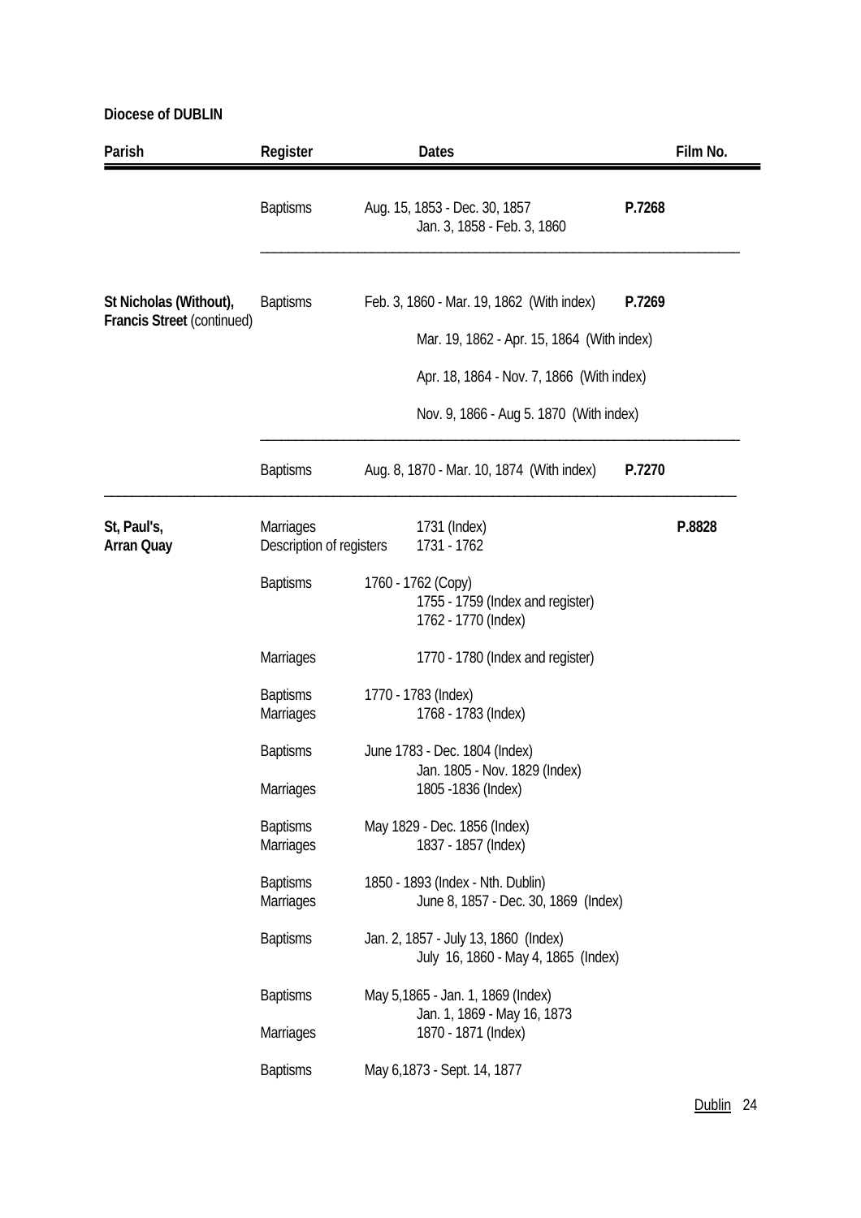**Diocese of DUBLIN**

| Parish | Register | Dates | Film No. |
|---|---|---|---|
| | Baptisms | Aug. 15, 1853 - Dec. 30, 1857 | P.7268 |
| | | Jan. 3, 1858 - Feb. 3, 1860 | |
| **St Nicholas (Without), Francis Street** (continued) | Baptisms | Feb. 3, 1860 - Mar. 19, 1862 (With index) | P.7269 |
| | | Mar. 19, 1862 - Apr. 15, 1864 (With index) | |
| | | Apr. 18, 1864 - Nov. 7, 1866 (With index) | |
| | | Nov. 9, 1866 - Aug 5. 1870 (With index) | |
| | Baptisms | Aug. 8, 1870 - Mar. 10, 1874 (With index) | P.7270 |
| **St, Paul's, Arran Quay** | Marriages | 1731 (Index) | P.8828 |
| | Description of registers | 1731 - 1762 | |
| | Baptisms | 1760 - 1762 (Copy) | |
| | | 1755 - 1759 (Index and register) | |
| | | 1762 - 1770 (Index) | |
| | Marriages | 1770 - 1780 (Index and register) | |
| | Baptisms | 1770 - 1783 (Index) | |
| | Marriages | 1768 - 1783 (Index) | |
| | Baptisms | June 1783 - Dec. 1804 (Index) | |
| | | Jan. 1805 - Nov. 1829 (Index) | |
| | Marriages | 1805 -1836 (Index) | |
| | Baptisms | May 1829 - Dec. 1856 (Index) | |
| | Marriages | 1837 - 1857 (Index) | |
| | Baptisms | 1850 - 1893 (Index - Nth. Dublin) | |
| | Marriages | June 8, 1857 - Dec. 30, 1869 (Index) | |
| | Baptisms | Jan. 2, 1857 - July 13, 1860 (Index) | |
| | | July 16, 1860 - May 4, 1865 (Index) | |
| | Baptisms | May 5,1865 - Jan. 1, 1869 (Index) | |
| | | Jan. 1, 1869 - May 16, 1873 | |
| | Marriages | 1870 - 1871 (Index) | |
| | Baptisms | May 6,1873 - Sept. 14, 1877 | |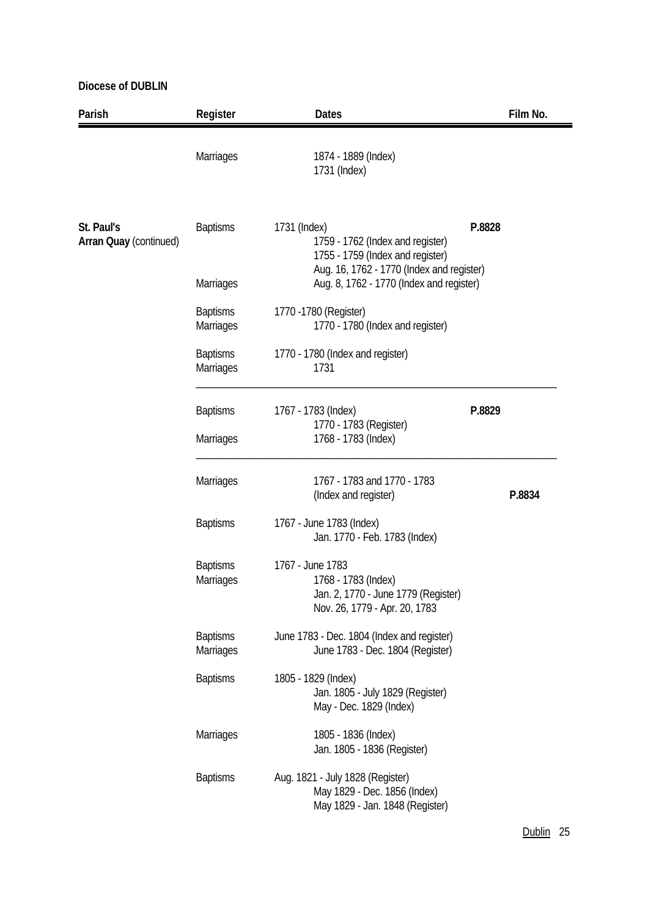**Diocese of DUBLIN**

| Parish | Register | Dates | Film No. |
|---|---|---|---|
| | Marriages | 1874 - 1889 (Index) | |
| | | 1731 (Index) | |
| **St. Paul's** | Baptisms | 1731 (Index) | **P.8828** |
| **Arran Quay** (continued) | | 1759 - 1762 (Index and register) | |
| | | 1755 - 1759 (Index and register) | |
| | | Aug. 16, 1762 - 1770 (Index and register) | |
| | Marriages | Aug. 8, 1762 - 1770 (Index and register) | |
| | Baptisms | 1770 -1780 (Register) | |
| | Marriages | 1770 - 1780 (Index and register) | |
| | Baptisms | 1770 - 1780 (Index and register) | |
| | Marriages | 1731 | |
| | Baptisms | 1767 - 1783 (Index) | **P.8829** |
| | | 1770 - 1783 (Register) | |
| | Marriages | 1768 - 1783 (Index) | |
| | Marriages | 1767 - 1783 and 1770 - 1783 (Index and register) | **P.8834** |
| | Baptisms | 1767 - June 1783 (Index) | |
| | | Jan. 1770 - Feb. 1783 (Index) | |
| | Baptisms | 1767 - June 1783 | |
| | Marriages | 1768 - 1783 (Index) | |
| | | Jan. 2, 1770 - June 1779 (Register) | |
| | | Nov. 26, 1779 - Apr. 20, 1783 | |
| | Baptisms | June 1783 - Dec. 1804 (Index and register) | |
| | Marriages | June 1783 - Dec. 1804 (Register) | |
| | Baptisms | 1805 - 1829 (Index) | |
| | | Jan. 1805 - July 1829 (Register) | |
| | | May - Dec. 1829 (Index) | |
| | Marriages | 1805 - 1836 (Index) | |
| | | Jan. 1805 - 1836 (Register) | |
| | Baptisms | Aug. 1821 - July 1828 (Register) | |
| | | May 1829 - Dec. 1856 (Index) | |
| | | May 1829 - Jan. 1848 (Register) | |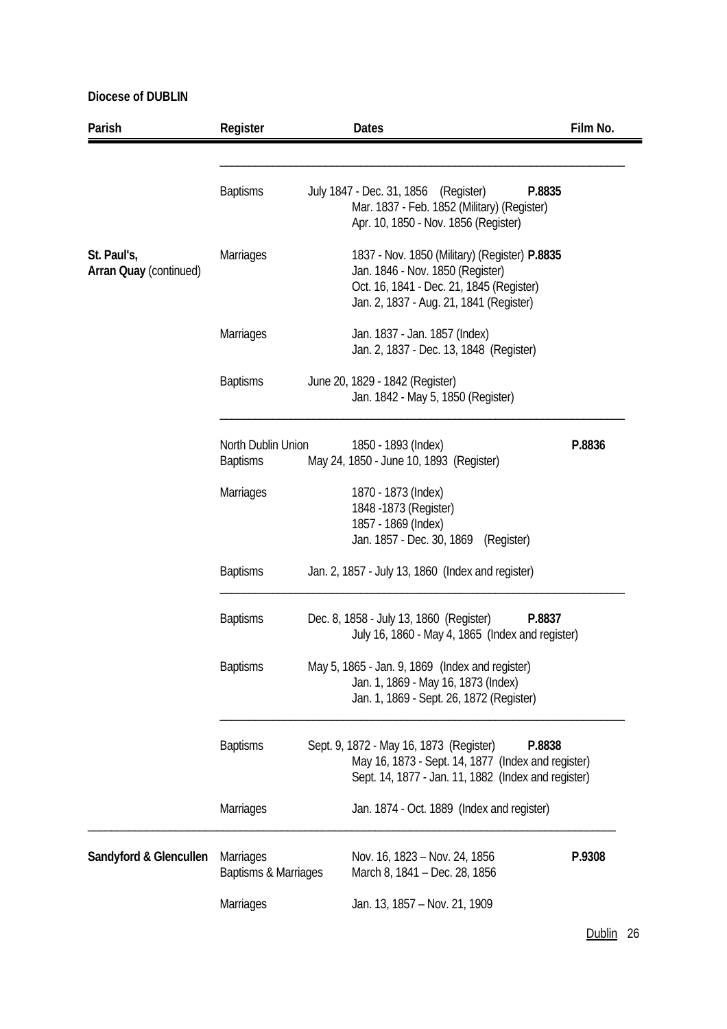**Diocese of DUBLIN**

| Parish | Register | Dates | Film No. |
|---|---|---|---|
| | Baptisms | July 1847 - Dec. 31, 1856 (Register) | **P.8835** |
| | | Mar. 1837 - Feb. 1852 (Military) (Register) | |
| | | Apr. 10, 1850 - Nov. 1856 (Register) | |
| **St. Paul's, Arran Quay** (continued) | Marriages | 1837 - Nov. 1850 (Military) (Register) | **P.8835** |
| | | Jan. 1846 - Nov. 1850 (Register) | |
| | | Oct. 16, 1841 - Dec. 21, 1845 (Register) | |
| | | Jan. 2, 1837 - Aug. 21, 1841 (Register) | |
| | Marriages | Jan. 1837 - Jan. 1857 (Index) | |
| | | Jan. 2, 1837 - Dec. 13, 1848 (Register) | |
| | Baptisms | June 20, 1829 - 1842 (Register) | |
| | | Jan. 1842 - May 5, 1850 (Register) | |
| | North Dublin Union | 1850 - 1893 (Index) | **P.8836** |
| | Baptisms | May 24, 1850 - June 10, 1893 (Register) | |
| | Marriages | 1870 - 1873 (Index) | |
| | | 1848 -1873 (Register) | |
| | | 1857 - 1869 (Index) | |
| | | Jan. 1857 - Dec. 30, 1869 (Register) | |
| | Baptisms | Jan. 2, 1857 - July 13, 1860 (Index and register) | |
| | Baptisms | Dec. 8, 1858 - July 13, 1860 (Register) | **P.8837** |
| | | July 16, 1860 - May 4, 1865 (Index and register) | |
| | Baptisms | May 5, 1865 - Jan. 9, 1869 (Index and register) | |
| | | Jan. 1, 1869 - May 16, 1873 (Index) | |
| | | Jan. 1, 1869 - Sept. 26, 1872 (Register) | |
| | Baptisms | Sept. 9, 1872 - May 16, 1873 (Register) | **P.8838** |
| | | May 16, 1873 - Sept. 14, 1877 (Index and register) | |
| | | Sept. 14, 1877 - Jan. 11, 1882 (Index and register) | |
| | Marriages | Jan. 1874 - Oct. 1889 (Index and register) | |
| **Sandyford & Glencullen** | Marriages | Nov. 16, 1823 – Nov. 24, 1856 | **P.9308** |
| | Baptisms & Marriages | March 8, 1841 – Dec. 28, 1856 | |
| | Marriages | Jan. 13, 1857 – Nov. 21, 1909 | |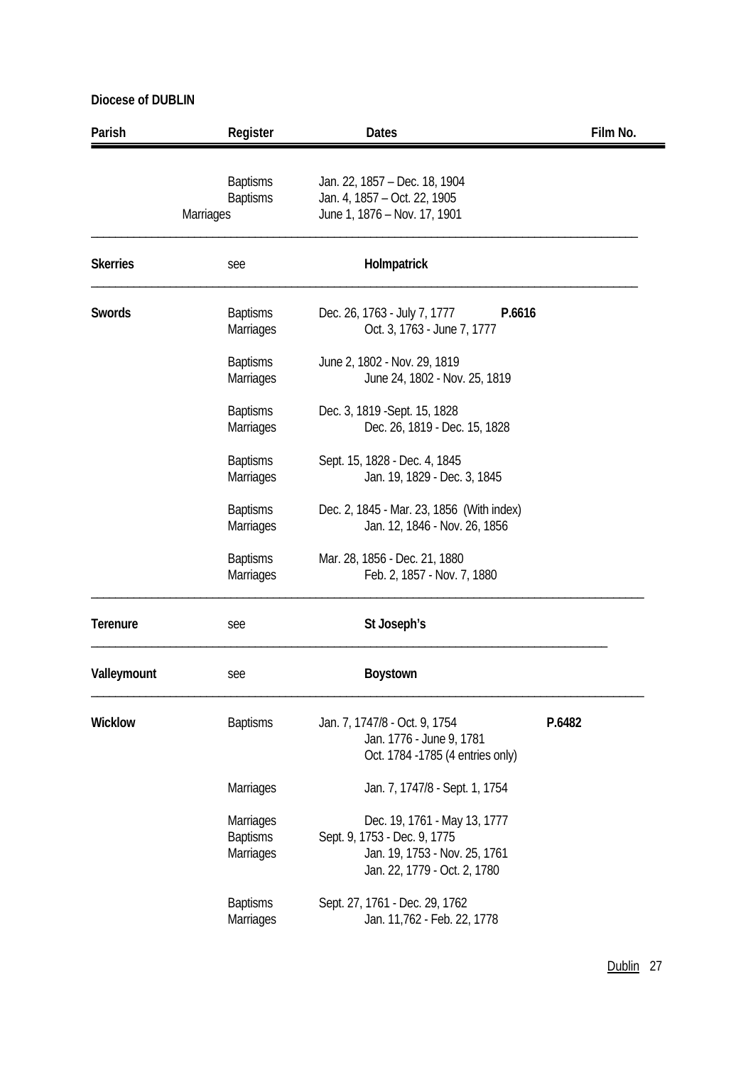**Diocese of DUBLIN**

| Parish | Register | Dates | Film No. |
|---|---|---|---|
| | Baptisms | Jan. 22, 1857 – Dec. 18, 1904 | |
| | Baptisms | Jan. 4, 1857 – Oct. 22, 1905 | |
| | Marriages | June 1, 1876 – Nov. 17, 1901 | |
| **Skerries** | see | **Holmpatrick** | |
| **Swords** | Baptisms | Dec. 26, 1763 - July 7, 1777 | **P.6616** |
| | Marriages | Oct. 3, 1763 - June 7, 1777 | |
| | Baptisms | June 2, 1802 - Nov. 29, 1819 | |
| | Marriages | June 24, 1802 - Nov. 25, 1819 | |
| | Baptisms | Dec. 3, 1819 -Sept. 15, 1828 | |
| | Marriages | Dec. 26, 1819 - Dec. 15, 1828 | |
| | Baptisms | Sept. 15, 1828 - Dec. 4, 1845 | |
| | Marriages | Jan. 19, 1829 - Dec. 3, 1845 | |
| | Baptisms | Dec. 2, 1845 - Mar. 23, 1856 (With index) | |
| | Marriages | Jan. 12, 1846 - Nov. 26, 1856 | |
| | Baptisms | Mar. 28, 1856 - Dec. 21, 1880 | |
| | Marriages | Feb. 2, 1857 - Nov. 7, 1880 | |
| **Terenure** | see | **St Joseph's** | |
| **Valleymount** | see | **Boystown** | |
| **Wicklow** | Baptisms | Jan. 7, 1747/8 - Oct. 9, 1754 | **P.6482** |
| | | Jan. 1776 - June 9, 1781 | |
| | | Oct. 1784 -1785 (4 entries only) | |
| | Marriages | Jan. 7, 1747/8 - Sept. 1, 1754 | |
| | Marriages | Dec. 19, 1761 - May 13, 1777 | |
| | Baptisms | Sept. 9, 1753 - Dec. 9, 1775 | |
| | Marriages | Jan. 19, 1753 - Nov. 25, 1761 | |
| | | Jan. 22, 1779 - Oct. 2, 1780 | |
| | Baptisms | Sept. 27, 1761 - Dec. 29, 1762 | |
| | Marriages | Jan. 11,762 - Feb. 22, 1778 | |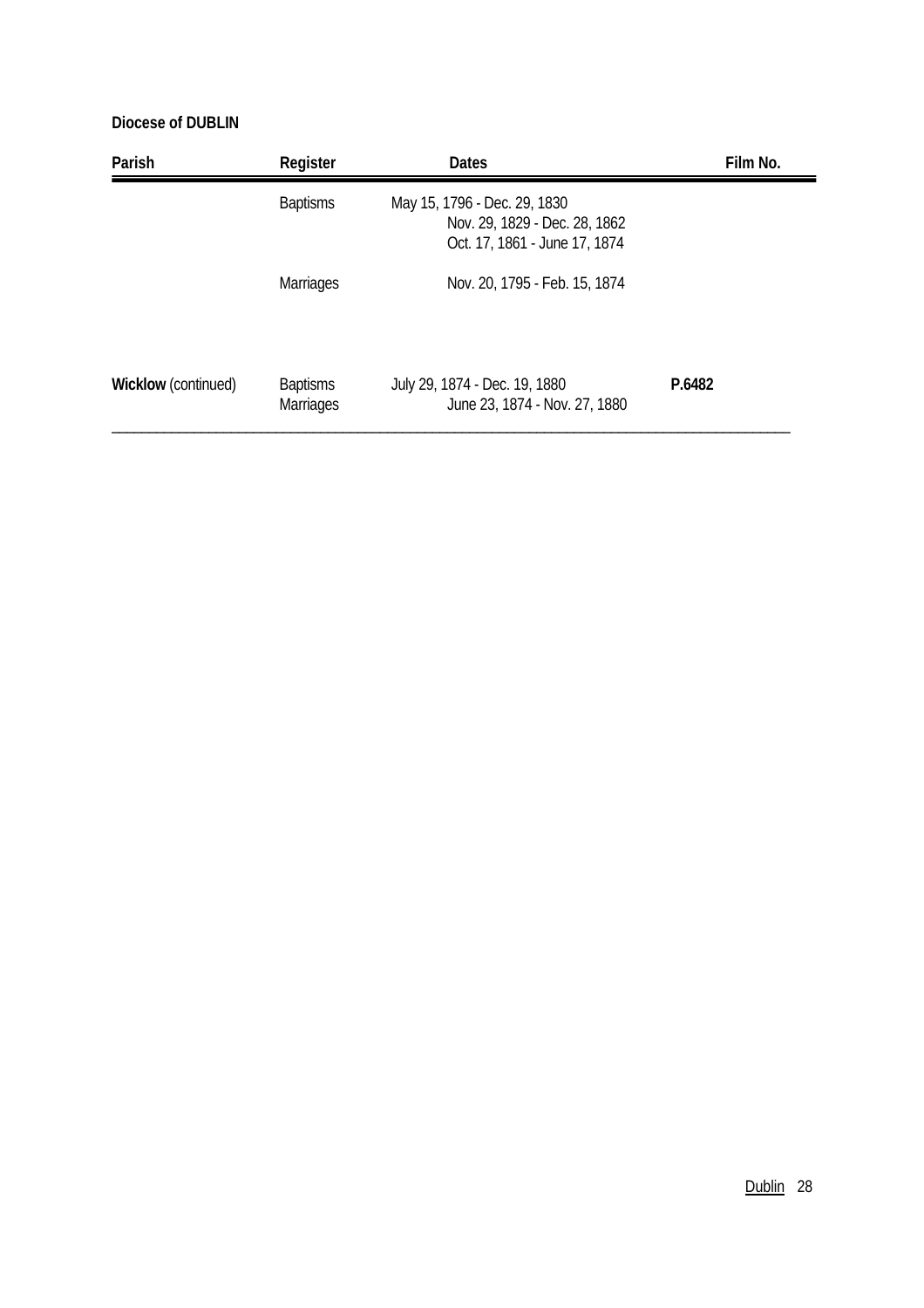**Diocese of DUBLIN**

| Parish | Register | Dates | Film No. |
|---|---|---|---|
| | Baptisms | May 15, 1796 - Dec. 29, 1830 | |
| | | Nov. 29, 1829 - Dec. 28, 1862 | |
| | | Oct. 17, 1861 - June 17, 1874 | |
| | Marriages | Nov. 20, 1795 - Feb. 15, 1874 | |
| **Wicklow** (continued) | Baptisms | July 29, 1874 - Dec. 19, 1880 | **P.6482** |
| | Marriages | June 23, 1874 - Nov. 27, 1880 | |